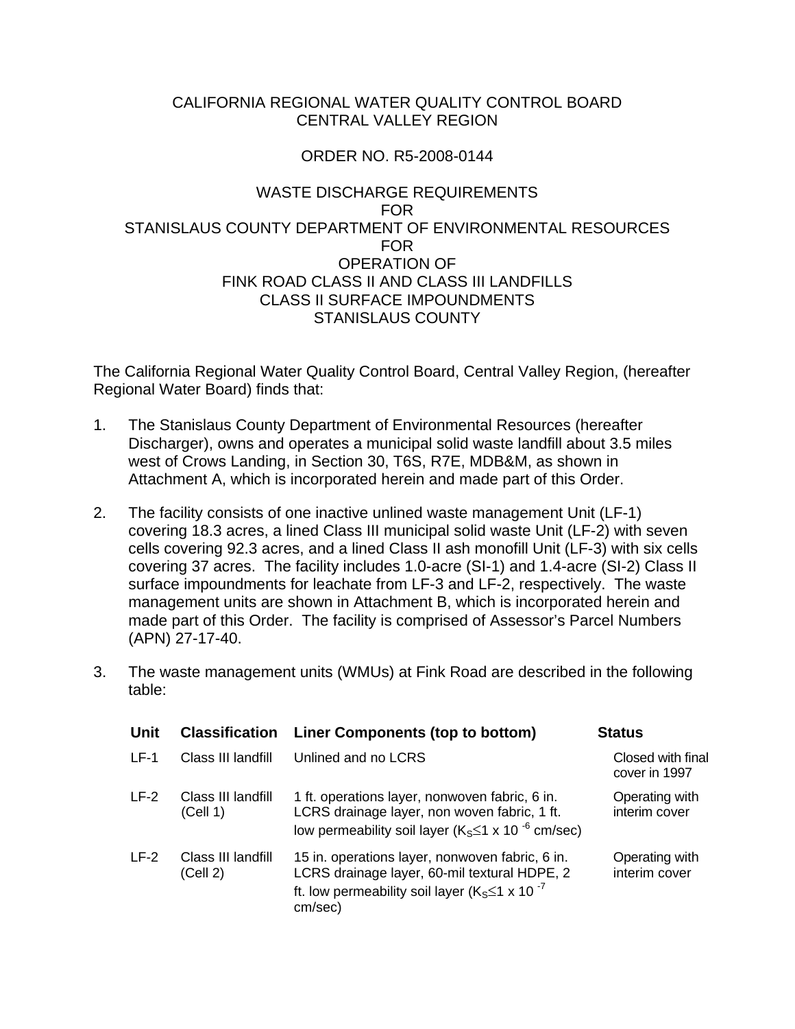CALIFORNIA REGIONAL WATER QUALITY CONTROL BOARD
CENTRAL VALLEY REGION

ORDER NO. R5-2008-0144

WASTE DISCHARGE REQUIREMENTS
FOR
STANISLAUS COUNTY DEPARTMENT OF ENVIRONMENTAL RESOURCES
FOR
OPERATION OF
FINK ROAD CLASS II AND CLASS III LANDFILLS
CLASS II SURFACE IMPOUNDMENTS
STANISLAUS COUNTY

The California Regional Water Quality Control Board, Central Valley Region, (hereafter Regional Water Board) finds that:

1. The Stanislaus County Department of Environmental Resources (hereafter Discharger), owns and operates a municipal solid waste landfill about 3.5 miles west of Crows Landing, in Section 30, T6S, R7E, MDB&M, as shown in Attachment A, which is incorporated herein and made part of this Order.

2. The facility consists of one inactive unlined waste management Unit (LF-1) covering 18.3 acres, a lined Class III municipal solid waste Unit (LF-2) with seven cells covering 92.3 acres, and a lined Class II ash monofill Unit (LF-3) with six cells covering 37 acres. The facility includes 1.0-acre (SI-1) and 1.4-acre (SI-2) Class II surface impoundments for leachate from LF-3 and LF-2, respectively. The waste management units are shown in Attachment B, which is incorporated herein and made part of this Order. The facility is comprised of Assessor's Parcel Numbers (APN) 27-17-40.

3. The waste management units (WMUs) at Fink Road are described in the following table:

| Unit | Classification | Liner Components (top to bottom) | Status |
|---|---|---|---|
| LF-1 | Class III landfill | Unlined and no LCRS | Closed with final cover in 1997 |
| LF-2 | Class III landfill (Cell 1) | 1 ft. operations layer, nonwoven fabric, 6 in. LCRS drainage layer, non woven fabric, 1 ft. low permeability soil layer ($K_S \leq 1 \times 10^{-6}$ cm/sec) | Operating with interim cover |
| LF-2 | Class III landfill (Cell 2) | 15 in. operations layer, nonwoven fabric, 6 in. LCRS drainage layer, 60-mil textural HDPE, 2 ft. low permeability soil layer ($K_S \leq 1 \times 10^{-7}$ cm/sec) | Operating with interim cover |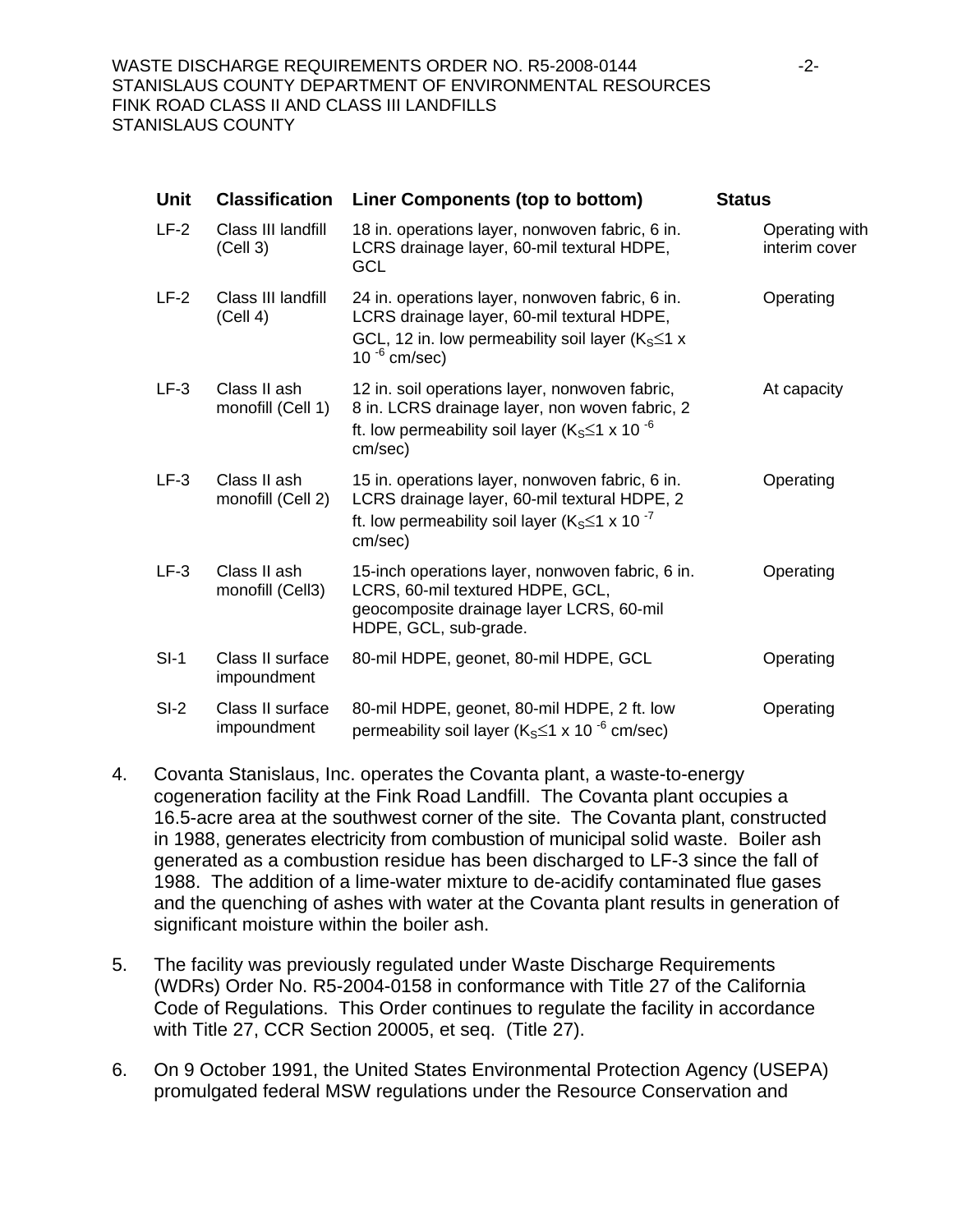| Unit | Classification | Liner Components (top to bottom) | Status |
|---|---|---|---|
| LF-2 | Class III landfill (Cell 3) | 18 in. operations layer, nonwoven fabric, 6 in. LCRS drainage layer, 60-mil textural HDPE, GCL | Operating with interim cover |
| LF-2 | Class III landfill (Cell 4) | 24 in. operations layer, nonwoven fabric, 6 in. LCRS drainage layer, 60-mil textural HDPE, GCL, 12 in. low permeability soil layer ($K_S \leq 1 \times 10^{-6}$ cm/sec) | Operating |
| LF-3 | Class II ash monofill (Cell 1) | 12 in. soil operations layer, nonwoven fabric, 8 in. LCRS drainage layer, non woven fabric, 2 ft. low permeability soil layer ($K_S \leq 1 \times 10^{-6}$ cm/sec) | At capacity |
| LF-3 | Class II ash monofill (Cell 2) | 15 in. operations layer, nonwoven fabric, 6 in. LCRS drainage layer, 60-mil textural HDPE, 2 ft. low permeability soil layer ($K_S \leq 1 \times 10^{-7}$ cm/sec) | Operating |
| LF-3 | Class II ash monofill (Cell3) | 15-inch operations layer, nonwoven fabric, 6 in. LCRS, 60-mil textured HDPE, GCL, geocomposite drainage layer LCRS, 60-mil HDPE, GCL, sub-grade. | Operating |
| SI-1 | Class II surface impoundment | 80-mil HDPE, geonet, 80-mil HDPE, GCL | Operating |
| SI-2 | Class II surface impoundment | 80-mil HDPE, geonet, 80-mil HDPE, 2 ft. low permeability soil layer ($K_S \leq 1 \times 10^{-6}$ cm/sec) | Operating |

4. Covanta Stanislaus, Inc. operates the Covanta plant, a waste-to-energy cogeneration facility at the Fink Road Landfill. The Covanta plant occupies a 16.5-acre area at the southwest corner of the site. The Covanta plant, constructed in 1988, generates electricity from combustion of municipal solid waste. Boiler ash generated as a combustion residue has been discharged to LF-3 since the fall of 1988. The addition of a lime-water mixture to de-acidify contaminated flue gases and the quenching of ashes with water at the Covanta plant results in generation of significant moisture within the boiler ash.

5. The facility was previously regulated under Waste Discharge Requirements (WDRs) Order No. R5-2004-0158 in conformance with Title 27 of the California Code of Regulations. This Order continues to regulate the facility in accordance with Title 27, CCR Section 20005, et seq. (Title 27).

6. On 9 October 1991, the United States Environmental Protection Agency (USEPA) promulgated federal MSW regulations under the Resource Conservation and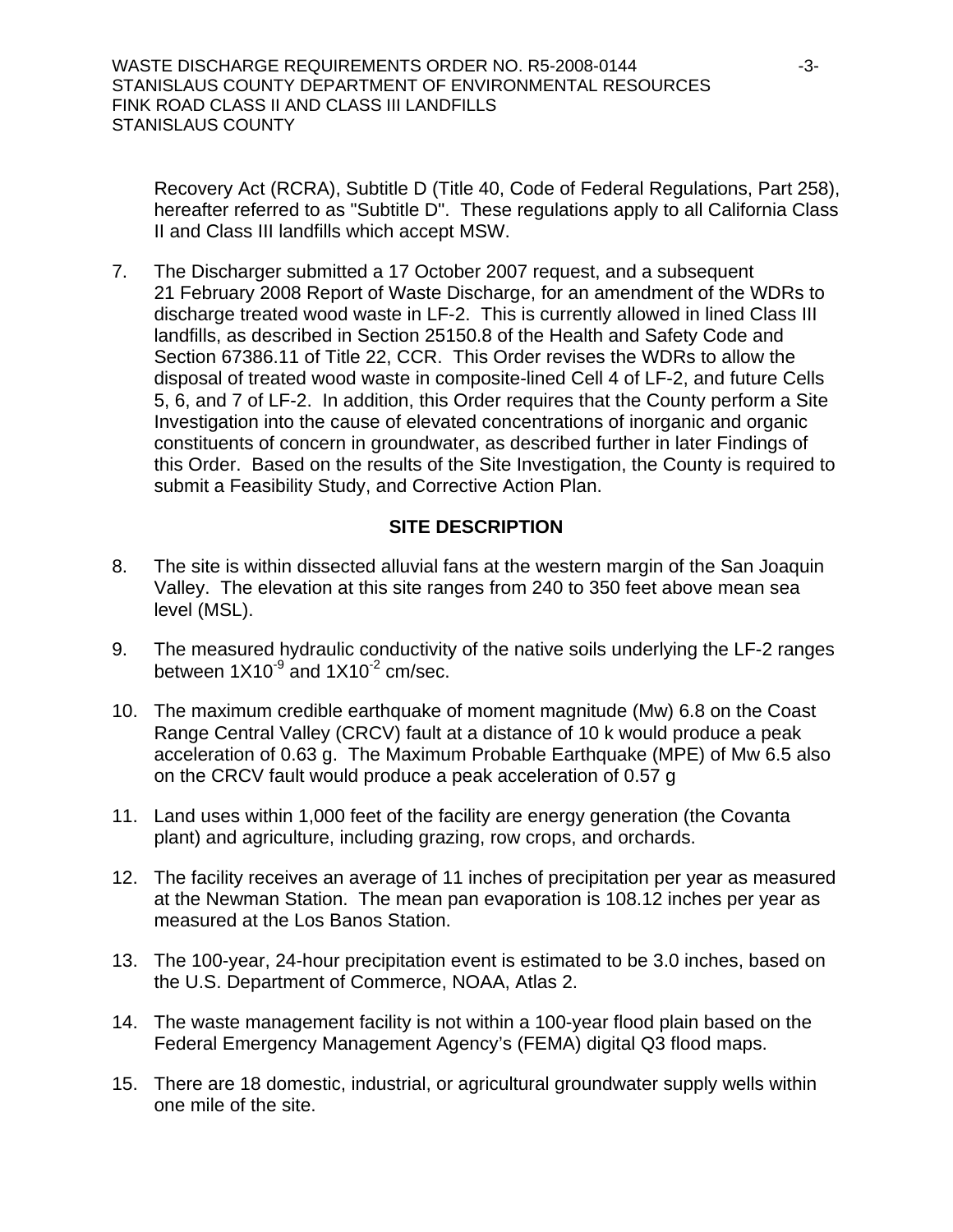Recovery Act (RCRA), Subtitle D (Title 40, Code of Federal Regulations, Part 258), hereafter referred to as "Subtitle D". These regulations apply to all California Class II and Class III landfills which accept MSW.

7. The Discharger submitted a 17 October 2007 request, and a subsequent 21 February 2008 Report of Waste Discharge, for an amendment of the WDRs to discharge treated wood waste in LF-2. This is currently allowed in lined Class III landfills, as described in Section 25150.8 of the Health and Safety Code and Section 67386.11 of Title 22, CCR. This Order revises the WDRs to allow the disposal of treated wood waste in composite-lined Cell 4 of LF-2, and future Cells 5, 6, and 7 of LF-2. In addition, this Order requires that the County perform a Site Investigation into the cause of elevated concentrations of inorganic and organic constituents of concern in groundwater, as described further in later Findings of this Order. Based on the results of the Site Investigation, the County is required to submit a Feasibility Study, and Corrective Action Plan.

## SITE DESCRIPTION

8. The site is within dissected alluvial fans at the western margin of the San Joaquin Valley. The elevation at this site ranges from 240 to 350 feet above mean sea level (MSL).

9. The measured hydraulic conductivity of the native soils underlying the LF-2 ranges between $1X10^{-9}$ and $1X10^{-2}$ cm/sec.

10. The maximum credible earthquake of moment magnitude (Mw) 6.8 on the Coast Range Central Valley (CRCV) fault at a distance of 10 k would produce a peak acceleration of 0.63 g. The Maximum Probable Earthquake (MPE) of Mw 6.5 also on the CRCV fault would produce a peak acceleration of 0.57 g

11. Land uses within 1,000 feet of the facility are energy generation (the Covanta plant) and agriculture, including grazing, row crops, and orchards.

12. The facility receives an average of 11 inches of precipitation per year as measured at the Newman Station. The mean pan evaporation is 108.12 inches per year as measured at the Los Banos Station.

13. The 100-year, 24-hour precipitation event is estimated to be 3.0 inches, based on the U.S. Department of Commerce, NOAA, Atlas 2.

14. The waste management facility is not within a 100-year flood plain based on the Federal Emergency Management Agency's (FEMA) digital Q3 flood maps.

15. There are 18 domestic, industrial, or agricultural groundwater supply wells within one mile of the site.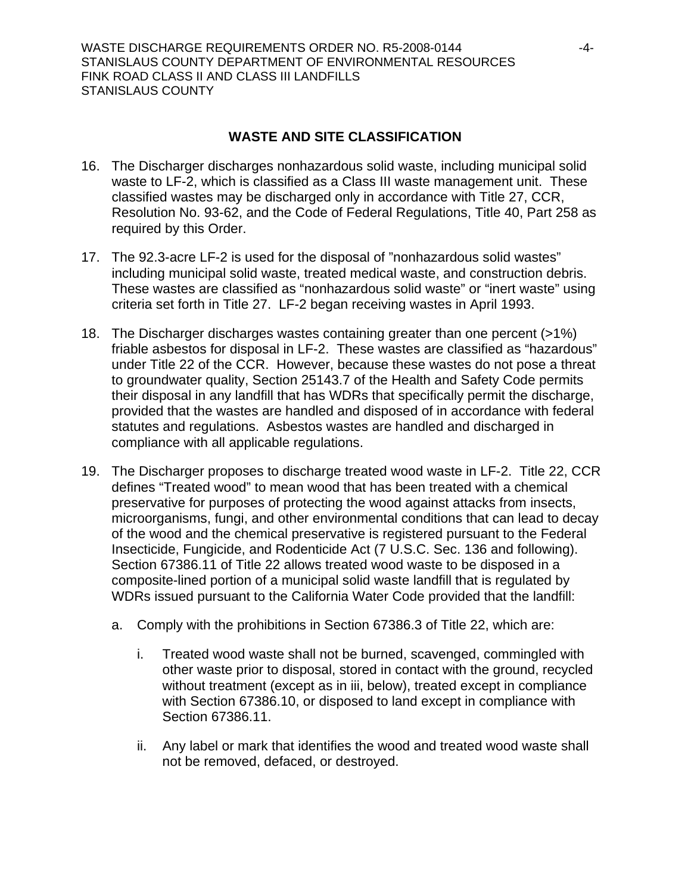## WASTE AND SITE CLASSIFICATION

16. The Discharger discharges nonhazardous solid waste, including municipal solid waste to LF-2, which is classified as a Class III waste management unit. These classified wastes may be discharged only in accordance with Title 27, CCR, Resolution No. 93-62, and the Code of Federal Regulations, Title 40, Part 258 as required by this Order.

17. The 92.3-acre LF-2 is used for the disposal of "nonhazardous solid wastes" including municipal solid waste, treated medical waste, and construction debris. These wastes are classified as "nonhazardous solid waste" or "inert waste" using criteria set forth in Title 27. LF-2 began receiving wastes in April 1993.

18. The Discharger discharges wastes containing greater than one percent (>1%) friable asbestos for disposal in LF-2. These wastes are classified as "hazardous" under Title 22 of the CCR. However, because these wastes do not pose a threat to groundwater quality, Section 25143.7 of the Health and Safety Code permits their disposal in any landfill that has WDRs that specifically permit the discharge, provided that the wastes are handled and disposed of in accordance with federal statutes and regulations. Asbestos wastes are handled and discharged in compliance with all applicable regulations.

19. The Discharger proposes to discharge treated wood waste in LF-2. Title 22, CCR defines "Treated wood" to mean wood that has been treated with a chemical preservative for purposes of protecting the wood against attacks from insects, microorganisms, fungi, and other environmental conditions that can lead to decay of the wood and the chemical preservative is registered pursuant to the Federal Insecticide, Fungicide, and Rodenticide Act (7 U.S.C. Sec. 136 and following). Section 67386.11 of Title 22 allows treated wood waste to be disposed in a composite-lined portion of a municipal solid waste landfill that is regulated by WDRs issued pursuant to the California Water Code provided that the landfill:

    a. Comply with the prohibitions in Section 67386.3 of Title 22, which are:

        i. Treated wood waste shall not be burned, scavenged, commingled with other waste prior to disposal, stored in contact with the ground, recycled without treatment (except as in iii, below), treated except in compliance with Section 67386.10, or disposed to land except in compliance with Section 67386.11.

        ii. Any label or mark that identifies the wood and treated wood waste shall not be removed, defaced, or destroyed.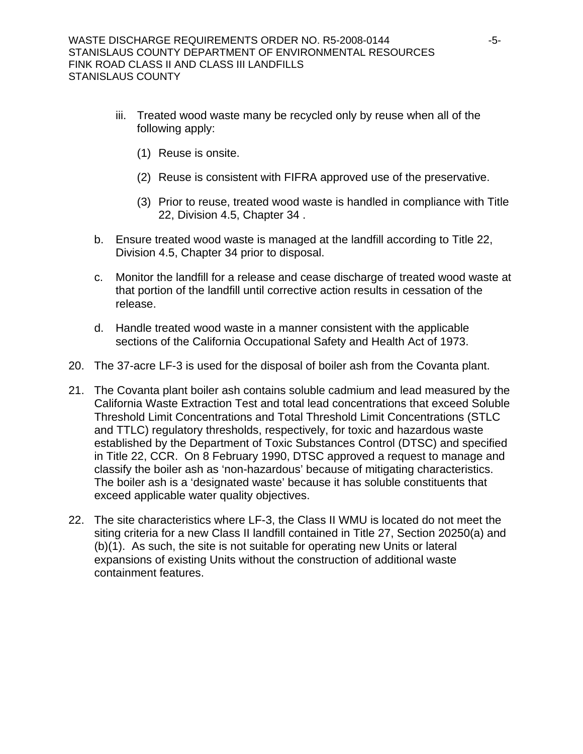iii. Treated wood waste many be recycled only by reuse when all of the following apply:

    (1) Reuse is onsite.

    (2) Reuse is consistent with FIFRA approved use of the preservative.

    (3) Prior to reuse, treated wood waste is handled in compliance with Title 22, Division 4.5, Chapter 34 .

b. Ensure treated wood waste is managed at the landfill according to Title 22, Division 4.5, Chapter 34 prior to disposal.

c. Monitor the landfill for a release and cease discharge of treated wood waste at that portion of the landfill until corrective action results in cessation of the release.

d. Handle treated wood waste in a manner consistent with the applicable sections of the California Occupational Safety and Health Act of 1973.

20. The 37-acre LF-3 is used for the disposal of boiler ash from the Covanta plant.

21. The Covanta plant boiler ash contains soluble cadmium and lead measured by the California Waste Extraction Test and total lead concentrations that exceed Soluble Threshold Limit Concentrations and Total Threshold Limit Concentrations (STLC and TTLC) regulatory thresholds, respectively, for toxic and hazardous waste established by the Department of Toxic Substances Control (DTSC) and specified in Title 22, CCR. On 8 February 1990, DTSC approved a request to manage and classify the boiler ash as 'non-hazardous' because of mitigating characteristics. The boiler ash is a 'designated waste' because it has soluble constituents that exceed applicable water quality objectives.

22. The site characteristics where LF-3, the Class II WMU is located do not meet the siting criteria for a new Class II landfill contained in Title 27, Section 20250(a) and (b)(1). As such, the site is not suitable for operating new Units or lateral expansions of existing Units without the construction of additional waste containment features.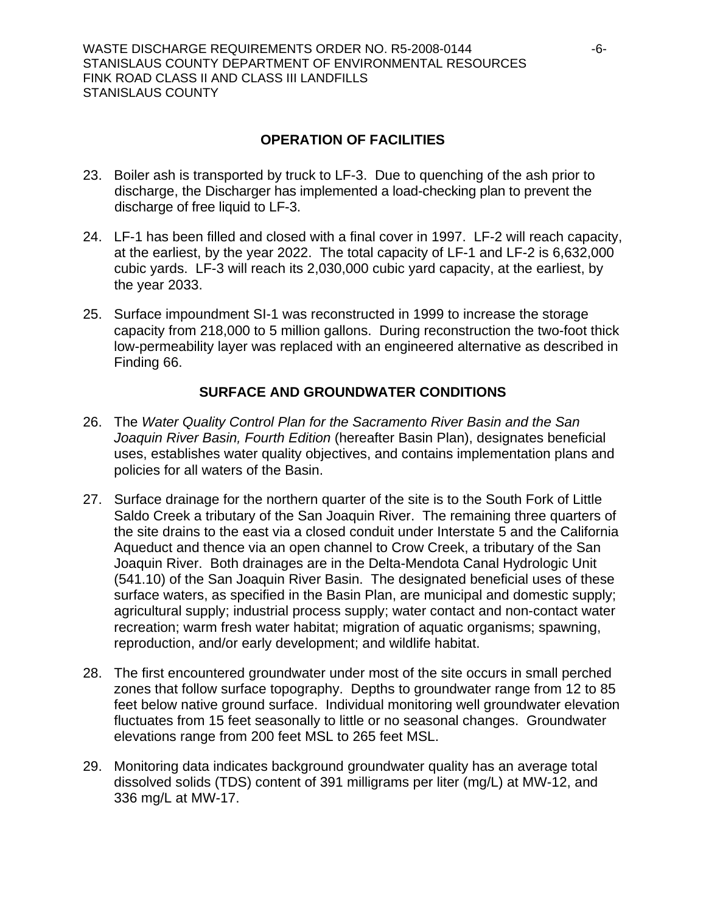## OPERATION OF FACILITIES

23. Boiler ash is transported by truck to LF-3. Due to quenching of the ash prior to discharge, the Discharger has implemented a load-checking plan to prevent the discharge of free liquid to LF-3.

24. LF-1 has been filled and closed with a final cover in 1997. LF-2 will reach capacity, at the earliest, by the year 2022. The total capacity of LF-1 and LF-2 is 6,632,000 cubic yards. LF-3 will reach its 2,030,000 cubic yard capacity, at the earliest, by the year 2033.

25. Surface impoundment SI-1 was reconstructed in 1999 to increase the storage capacity from 218,000 to 5 million gallons. During reconstruction the two-foot thick low-permeability layer was replaced with an engineered alternative as described in Finding 66.

## SURFACE AND GROUNDWATER CONDITIONS

26. The *Water Quality Control Plan for the Sacramento River Basin and the San Joaquin River Basin, Fourth Edition* (hereafter Basin Plan), designates beneficial uses, establishes water quality objectives, and contains implementation plans and policies for all waters of the Basin.

27. Surface drainage for the northern quarter of the site is to the South Fork of Little Saldo Creek a tributary of the San Joaquin River. The remaining three quarters of the site drains to the east via a closed conduit under Interstate 5 and the California Aqueduct and thence via an open channel to Crow Creek, a tributary of the San Joaquin River. Both drainages are in the Delta-Mendota Canal Hydrologic Unit (541.10) of the San Joaquin River Basin. The designated beneficial uses of these surface waters, as specified in the Basin Plan, are municipal and domestic supply; agricultural supply; industrial process supply; water contact and non-contact water recreation; warm fresh water habitat; migration of aquatic organisms; spawning, reproduction, and/or early development; and wildlife habitat.

28. The first encountered groundwater under most of the site occurs in small perched zones that follow surface topography. Depths to groundwater range from 12 to 85 feet below native ground surface. Individual monitoring well groundwater elevation fluctuates from 15 feet seasonally to little or no seasonal changes. Groundwater elevations range from 200 feet MSL to 265 feet MSL.

29. Monitoring data indicates background groundwater quality has an average total dissolved solids (TDS) content of 391 milligrams per liter (mg/L) at MW-12, and 336 mg/L at MW-17.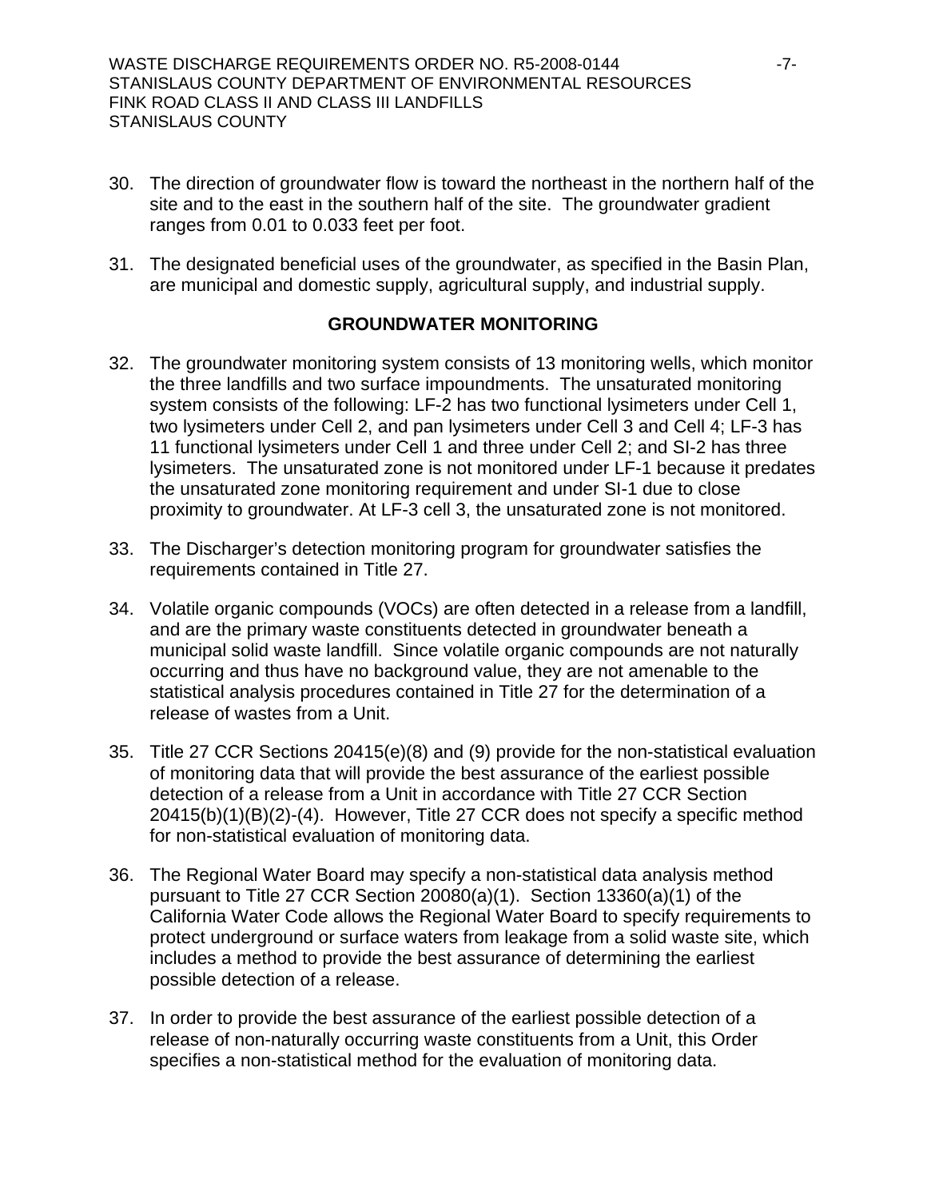30. The direction of groundwater flow is toward the northeast in the northern half of the site and to the east in the southern half of the site. The groundwater gradient ranges from 0.01 to 0.033 feet per foot.

31. The designated beneficial uses of the groundwater, as specified in the Basin Plan, are municipal and domestic supply, agricultural supply, and industrial supply.

## GROUNDWATER MONITORING

32. The groundwater monitoring system consists of 13 monitoring wells, which monitor the three landfills and two surface impoundments. The unsaturated monitoring system consists of the following: LF-2 has two functional lysimeters under Cell 1, two lysimeters under Cell 2, and pan lysimeters under Cell 3 and Cell 4; LF-3 has 11 functional lysimeters under Cell 1 and three under Cell 2; and SI-2 has three lysimeters. The unsaturated zone is not monitored under LF-1 because it predates the unsaturated zone monitoring requirement and under SI-1 due to close proximity to groundwater. At LF-3 cell 3, the unsaturated zone is not monitored.

33. The Discharger's detection monitoring program for groundwater satisfies the requirements contained in Title 27.

34. Volatile organic compounds (VOCs) are often detected in a release from a landfill, and are the primary waste constituents detected in groundwater beneath a municipal solid waste landfill. Since volatile organic compounds are not naturally occurring and thus have no background value, they are not amenable to the statistical analysis procedures contained in Title 27 for the determination of a release of wastes from a Unit.

35. Title 27 CCR Sections 20415(e)(8) and (9) provide for the non-statistical evaluation of monitoring data that will provide the best assurance of the earliest possible detection of a release from a Unit in accordance with Title 27 CCR Section 20415(b)(1)(B)(2)-(4). However, Title 27 CCR does not specify a specific method for non-statistical evaluation of monitoring data.

36. The Regional Water Board may specify a non-statistical data analysis method pursuant to Title 27 CCR Section 20080(a)(1). Section 13360(a)(1) of the California Water Code allows the Regional Water Board to specify requirements to protect underground or surface waters from leakage from a solid waste site, which includes a method to provide the best assurance of determining the earliest possible detection of a release.

37. In order to provide the best assurance of the earliest possible detection of a release of non-naturally occurring waste constituents from a Unit, this Order specifies a non-statistical method for the evaluation of monitoring data.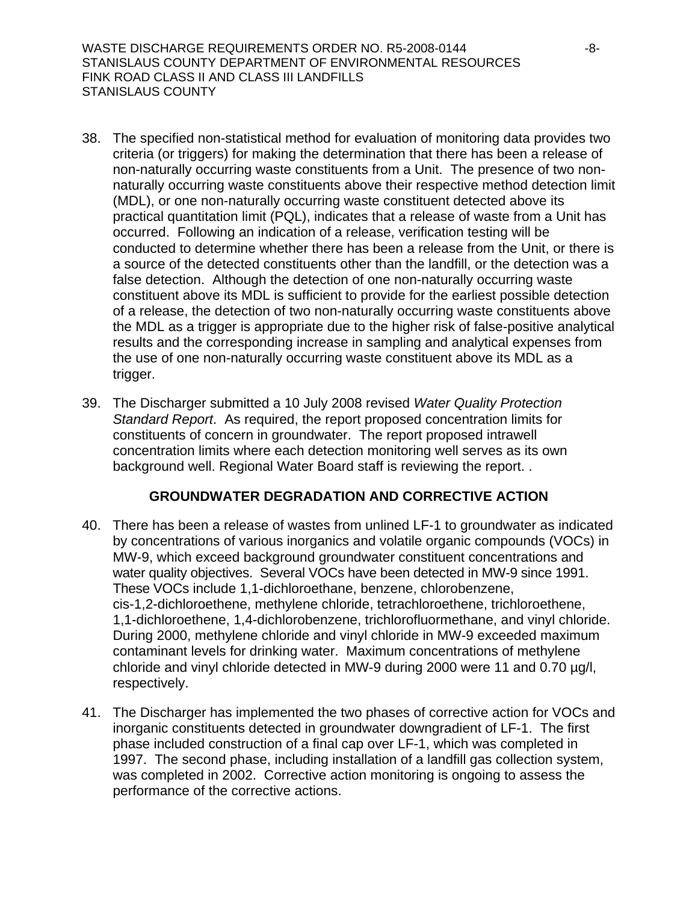38. The specified non-statistical method for evaluation of monitoring data provides two criteria (or triggers) for making the determination that there has been a release of non-naturally occurring waste constituents from a Unit. The presence of two non-naturally occurring waste constituents above their respective method detection limit (MDL), or one non-naturally occurring waste constituent detected above its practical quantitation limit (PQL), indicates that a release of waste from a Unit has occurred. Following an indication of a release, verification testing will be conducted to determine whether there has been a release from the Unit, or there is a source of the detected constituents other than the landfill, or the detection was a false detection. Although the detection of one non-naturally occurring waste constituent above its MDL is sufficient to provide for the earliest possible detection of a release, the detection of two non-naturally occurring waste constituents above the MDL as a trigger is appropriate due to the higher risk of false-positive analytical results and the corresponding increase in sampling and analytical expenses from the use of one non-naturally occurring waste constituent above its MDL as a trigger.

39. The Discharger submitted a 10 July 2008 revised *Water Quality Protection Standard Report*. As required, the report proposed concentration limits for constituents of concern in groundwater. The report proposed intrawell concentration limits where each detection monitoring well serves as its own background well. Regional Water Board staff is reviewing the report. .

## GROUNDWATER DEGRADATION AND CORRECTIVE ACTION

40. There has been a release of wastes from unlined LF-1 to groundwater as indicated by concentrations of various inorganics and volatile organic compounds (VOCs) in MW-9, which exceed background groundwater constituent concentrations and water quality objectives. Several VOCs have been detected in MW-9 since 1991. These VOCs include 1,1-dichloroethane, benzene, chlorobenzene, cis-1,2-dichloroethene, methylene chloride, tetrachloroethene, trichloroethene, 1,1-dichloroethene, 1,4-dichlorobenzene, trichlorofluormethane, and vinyl chloride. During 2000, methylene chloride and vinyl chloride in MW-9 exceeded maximum contaminant levels for drinking water. Maximum concentrations of methylene chloride and vinyl chloride detected in MW-9 during 2000 were 11 and 0.70 µg/l, respectively.

41. The Discharger has implemented the two phases of corrective action for VOCs and inorganic constituents detected in groundwater downgradient of LF-1. The first phase included construction of a final cap over LF-1, which was completed in 1997. The second phase, including installation of a landfill gas collection system, was completed in 2002. Corrective action monitoring is ongoing to assess the performance of the corrective actions.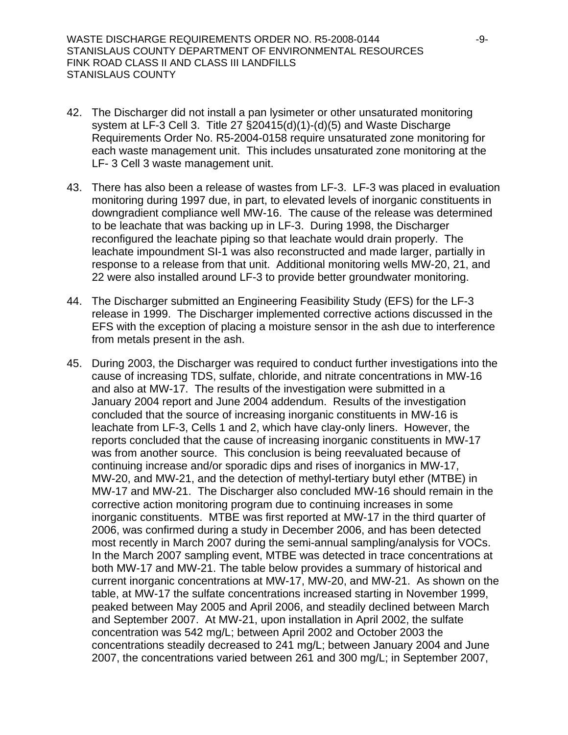42. The Discharger did not install a pan lysimeter or other unsaturated monitoring system at LF-3 Cell 3. Title 27 §20415(d)(1)-(d)(5) and Waste Discharge Requirements Order No. R5-2004-0158 require unsaturated zone monitoring for each waste management unit. This includes unsaturated zone monitoring at the LF- 3 Cell 3 waste management unit.

43. There has also been a release of wastes from LF-3. LF-3 was placed in evaluation monitoring during 1997 due, in part, to elevated levels of inorganic constituents in downgradient compliance well MW-16. The cause of the release was determined to be leachate that was backing up in LF-3. During 1998, the Discharger reconfigured the leachate piping so that leachate would drain properly. The leachate impoundment SI-1 was also reconstructed and made larger, partially in response to a release from that unit. Additional monitoring wells MW-20, 21, and 22 were also installed around LF-3 to provide better groundwater monitoring.

44. The Discharger submitted an Engineering Feasibility Study (EFS) for the LF-3 release in 1999. The Discharger implemented corrective actions discussed in the EFS with the exception of placing a moisture sensor in the ash due to interference from metals present in the ash.

45. During 2003, the Discharger was required to conduct further investigations into the cause of increasing TDS, sulfate, chloride, and nitrate concentrations in MW-16 and also at MW-17. The results of the investigation were submitted in a January 2004 report and June 2004 addendum. Results of the investigation concluded that the source of increasing inorganic constituents in MW-16 is leachate from LF-3, Cells 1 and 2, which have clay-only liners. However, the reports concluded that the cause of increasing inorganic constituents in MW-17 was from another source. This conclusion is being reevaluated because of continuing increase and/or sporadic dips and rises of inorganics in MW-17, MW-20, and MW-21, and the detection of methyl-tertiary butyl ether (MTBE) in MW-17 and MW-21. The Discharger also concluded MW-16 should remain in the corrective action monitoring program due to continuing increases in some inorganic constituents. MTBE was first reported at MW-17 in the third quarter of 2006, was confirmed during a study in December 2006, and has been detected most recently in March 2007 during the semi-annual sampling/analysis for VOCs. In the March 2007 sampling event, MTBE was detected in trace concentrations at both MW-17 and MW-21. The table below provides a summary of historical and current inorganic concentrations at MW-17, MW-20, and MW-21. As shown on the table, at MW-17 the sulfate concentrations increased starting in November 1999, peaked between May 2005 and April 2006, and steadily declined between March and September 2007. At MW-21, upon installation in April 2002, the sulfate concentration was 542 mg/L; between April 2002 and October 2003 the concentrations steadily decreased to 241 mg/L; between January 2004 and June 2007, the concentrations varied between 261 and 300 mg/L; in September 2007,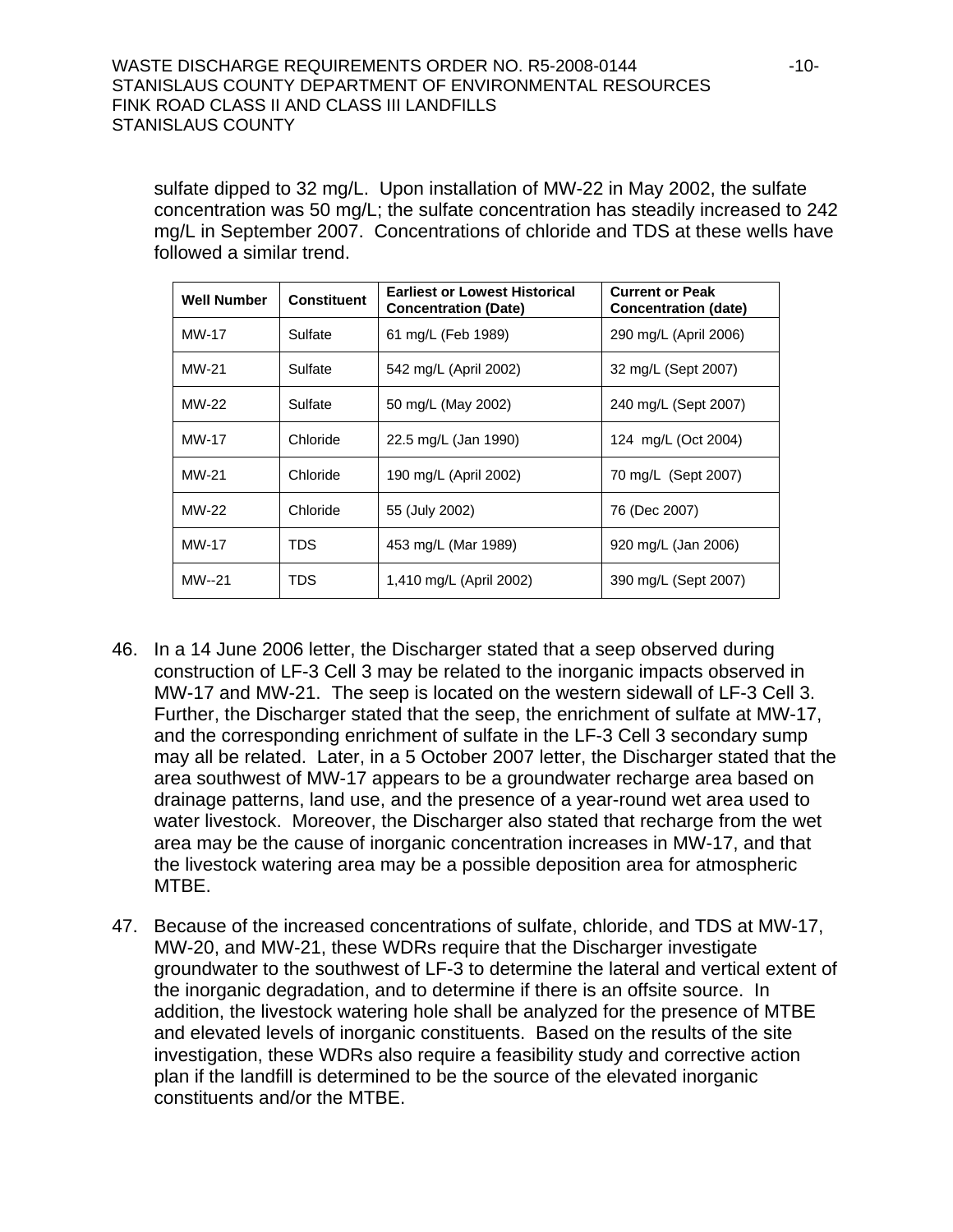sulfate dipped to 32 mg/L. Upon installation of MW-22 in May 2002, the sulfate concentration was 50 mg/L; the sulfate concentration has steadily increased to 242 mg/L in September 2007. Concentrations of chloride and TDS at these wells have followed a similar trend.

| Well Number | Constituent | Earliest or Lowest Historical Concentration (Date) | Current or Peak Concentration (date) |
|---|---|---|---|
| MW-17 | Sulfate | 61 mg/L (Feb 1989) | 290 mg/L (April 2006) |
| MW-21 | Sulfate | 542 mg/L (April 2002) | 32 mg/L (Sept 2007) |
| MW-22 | Sulfate | 50 mg/L (May 2002) | 240 mg/L (Sept 2007) |
| MW-17 | Chloride | 22.5 mg/L (Jan 1990) | 124 mg/L (Oct 2004) |
| MW-21 | Chloride | 190 mg/L (April 2002) | 70 mg/L (Sept 2007) |
| MW-22 | Chloride | 55 (July 2002) | 76 (Dec 2007) |
| MW-17 | TDS | 453 mg/L (Mar 1989) | 920 mg/L (Jan 2006) |
| MW--21 | TDS | 1,410 mg/L (April 2002) | 390 mg/L (Sept 2007) |

46. In a 14 June 2006 letter, the Discharger stated that a seep observed during construction of LF-3 Cell 3 may be related to the inorganic impacts observed in MW-17 and MW-21. The seep is located on the western sidewall of LF-3 Cell 3. Further, the Discharger stated that the seep, the enrichment of sulfate at MW-17, and the corresponding enrichment of sulfate in the LF-3 Cell 3 secondary sump may all be related. Later, in a 5 October 2007 letter, the Discharger stated that the area southwest of MW-17 appears to be a groundwater recharge area based on drainage patterns, land use, and the presence of a year-round wet area used to water livestock. Moreover, the Discharger also stated that recharge from the wet area may be the cause of inorganic concentration increases in MW-17, and that the livestock watering area may be a possible deposition area for atmospheric MTBE.

47. Because of the increased concentrations of sulfate, chloride, and TDS at MW-17, MW-20, and MW-21, these WDRs require that the Discharger investigate groundwater to the southwest of LF-3 to determine the lateral and vertical extent of the inorganic degradation, and to determine if there is an offsite source. In addition, the livestock watering hole shall be analyzed for the presence of MTBE and elevated levels of inorganic constituents. Based on the results of the site investigation, these WDRs also require a feasibility study and corrective action plan if the landfill is determined to be the source of the elevated inorganic constituents and/or the MTBE.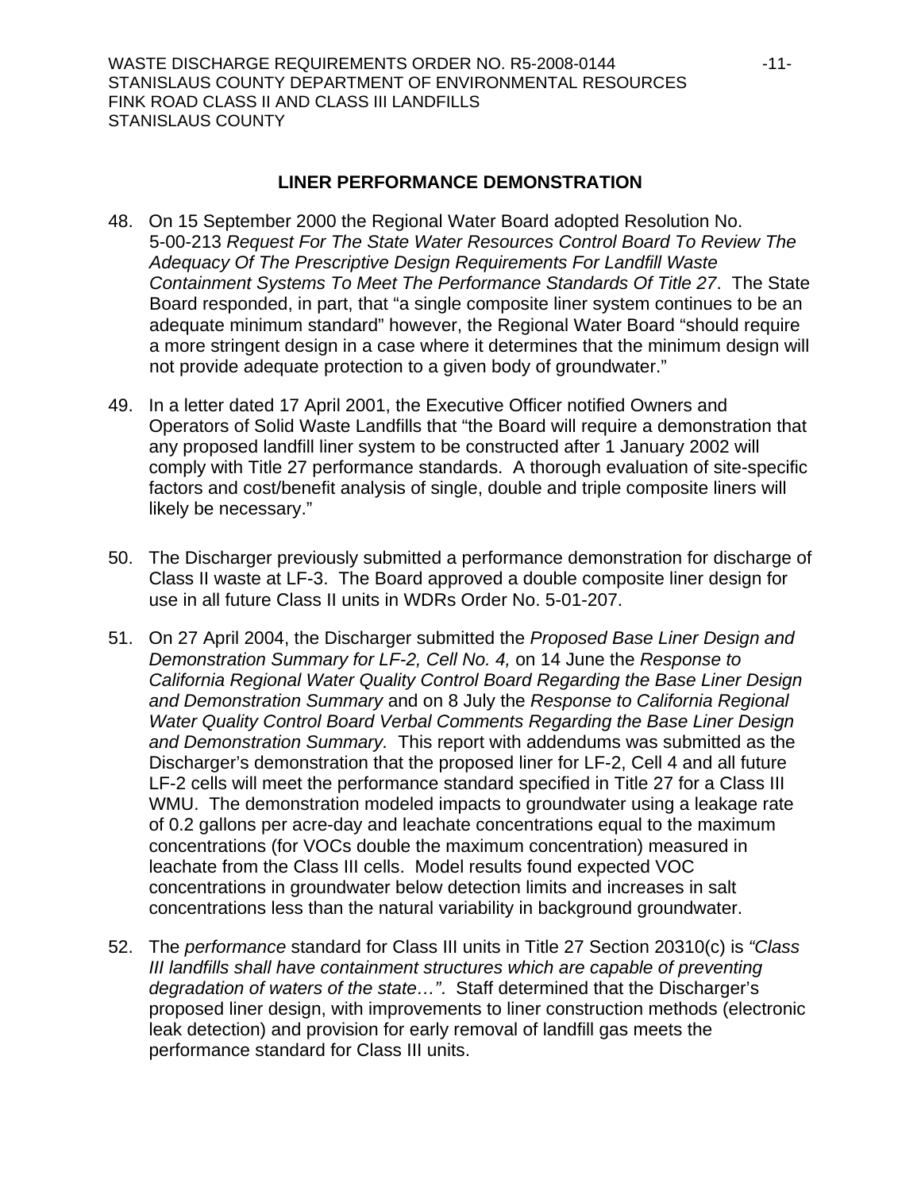## LINER PERFORMANCE DEMONSTRATION

48. On 15 September 2000 the Regional Water Board adopted Resolution No. 5-00-213 *Request For The State Water Resources Control Board To Review The Adequacy Of The Prescriptive Design Requirements For Landfill Waste Containment Systems To Meet The Performance Standards Of Title 27*. The State Board responded, in part, that "a single composite liner system continues to be an adequate minimum standard" however, the Regional Water Board "should require a more stringent design in a case where it determines that the minimum design will not provide adequate protection to a given body of groundwater."

49. In a letter dated 17 April 2001, the Executive Officer notified Owners and Operators of Solid Waste Landfills that "the Board will require a demonstration that any proposed landfill liner system to be constructed after 1 January 2002 will comply with Title 27 performance standards. A thorough evaluation of site-specific factors and cost/benefit analysis of single, double and triple composite liners will likely be necessary."

50. The Discharger previously submitted a performance demonstration for discharge of Class II waste at LF-3. The Board approved a double composite liner design for use in all future Class II units in WDRs Order No. 5-01-207.

51. On 27 April 2004, the Discharger submitted the *Proposed Base Liner Design and Demonstration Summary for LF-2, Cell No. 4,* on 14 June the *Response to California Regional Water Quality Control Board Regarding the Base Liner Design and Demonstration Summary* and on 8 July the *Response to California Regional Water Quality Control Board Verbal Comments Regarding the Base Liner Design and Demonstration Summary.* This report with addendums was submitted as the Discharger's demonstration that the proposed liner for LF-2, Cell 4 and all future LF-2 cells will meet the performance standard specified in Title 27 for a Class III WMU. The demonstration modeled impacts to groundwater using a leakage rate of 0.2 gallons per acre-day and leachate concentrations equal to the maximum concentrations (for VOCs double the maximum concentration) measured in leachate from the Class III cells. Model results found expected VOC concentrations in groundwater below detection limits and increases in salt concentrations less than the natural variability in background groundwater.

52. The *performance* standard for Class III units in Title 27 Section 20310(c) is *"Class III landfills shall have containment structures which are capable of preventing degradation of waters of the state…"*. Staff determined that the Discharger's proposed liner design, with improvements to liner construction methods (electronic leak detection) and provision for early removal of landfill gas meets the performance standard for Class III units.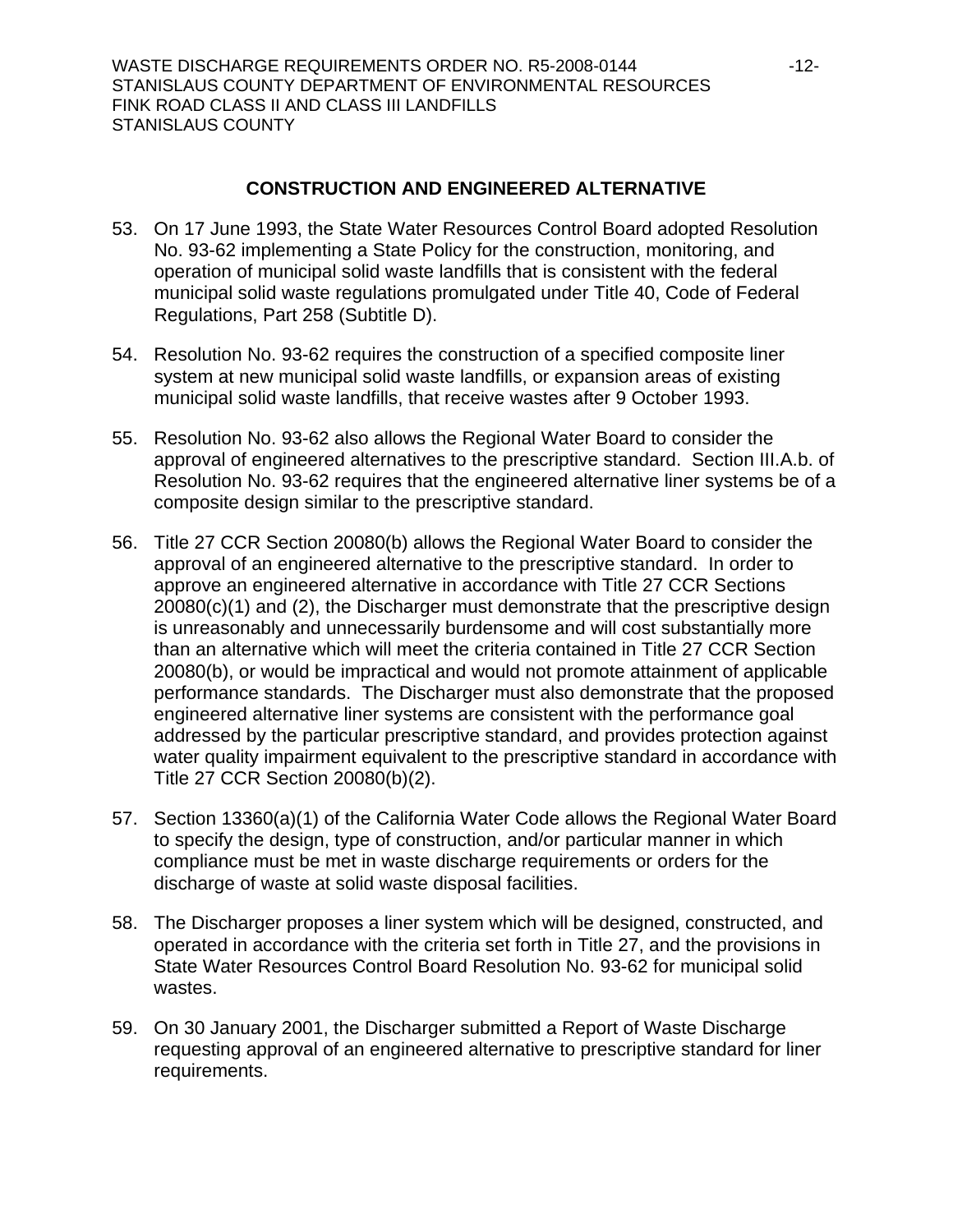## CONSTRUCTION AND ENGINEERED ALTERNATIVE

53. On 17 June 1993, the State Water Resources Control Board adopted Resolution No. 93-62 implementing a State Policy for the construction, monitoring, and operation of municipal solid waste landfills that is consistent with the federal municipal solid waste regulations promulgated under Title 40, Code of Federal Regulations, Part 258 (Subtitle D).

54. Resolution No. 93-62 requires the construction of a specified composite liner system at new municipal solid waste landfills, or expansion areas of existing municipal solid waste landfills, that receive wastes after 9 October 1993.

55. Resolution No. 93-62 also allows the Regional Water Board to consider the approval of engineered alternatives to the prescriptive standard. Section III.A.b. of Resolution No. 93-62 requires that the engineered alternative liner systems be of a composite design similar to the prescriptive standard.

56. Title 27 CCR Section 20080(b) allows the Regional Water Board to consider the approval of an engineered alternative to the prescriptive standard. In order to approve an engineered alternative in accordance with Title 27 CCR Sections 20080(c)(1) and (2), the Discharger must demonstrate that the prescriptive design is unreasonably and unnecessarily burdensome and will cost substantially more than an alternative which will meet the criteria contained in Title 27 CCR Section 20080(b), or would be impractical and would not promote attainment of applicable performance standards. The Discharger must also demonstrate that the proposed engineered alternative liner systems are consistent with the performance goal addressed by the particular prescriptive standard, and provides protection against water quality impairment equivalent to the prescriptive standard in accordance with Title 27 CCR Section 20080(b)(2).

57. Section 13360(a)(1) of the California Water Code allows the Regional Water Board to specify the design, type of construction, and/or particular manner in which compliance must be met in waste discharge requirements or orders for the discharge of waste at solid waste disposal facilities.

58. The Discharger proposes a liner system which will be designed, constructed, and operated in accordance with the criteria set forth in Title 27, and the provisions in State Water Resources Control Board Resolution No. 93-62 for municipal solid wastes.

59. On 30 January 2001, the Discharger submitted a Report of Waste Discharge requesting approval of an engineered alternative to prescriptive standard for liner requirements.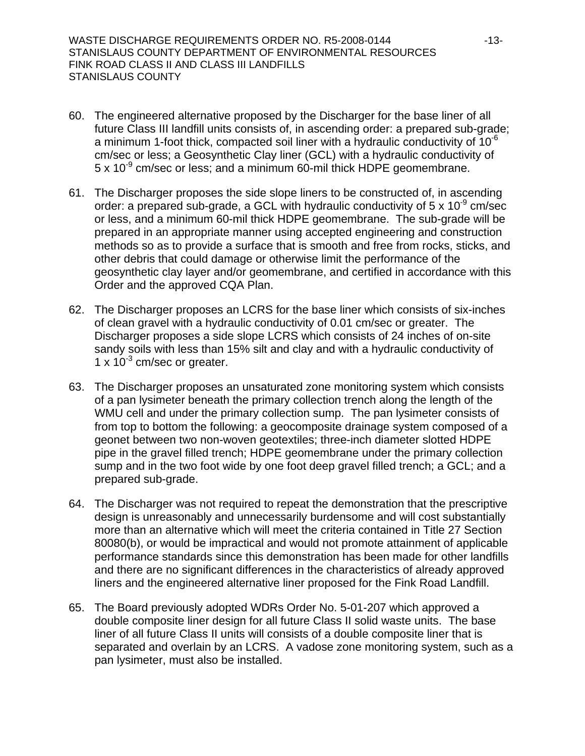60. The engineered alternative proposed by the Discharger for the base liner of all future Class III landfill units consists of, in ascending order: a prepared sub-grade; a minimum 1-foot thick, compacted soil liner with a hydraulic conductivity of $10^{-6}$ cm/sec or less; a Geosynthetic Clay liner (GCL) with a hydraulic conductivity of $5 \times 10^{-9}$ cm/sec or less; and a minimum 60-mil thick HDPE geomembrane.

61. The Discharger proposes the side slope liners to be constructed of, in ascending order: a prepared sub-grade, a GCL with hydraulic conductivity of $5 \times 10^{-9}$ cm/sec or less, and a minimum 60-mil thick HDPE geomembrane. The sub-grade will be prepared in an appropriate manner using accepted engineering and construction methods so as to provide a surface that is smooth and free from rocks, sticks, and other debris that could damage or otherwise limit the performance of the geosynthetic clay layer and/or geomembrane, and certified in accordance with this Order and the approved CQA Plan.

62. The Discharger proposes an LCRS for the base liner which consists of six-inches of clean gravel with a hydraulic conductivity of 0.01 cm/sec or greater. The Discharger proposes a side slope LCRS which consists of 24 inches of on-site sandy soils with less than 15% silt and clay and with a hydraulic conductivity of $1 \times 10^{-3}$ cm/sec or greater.

63. The Discharger proposes an unsaturated zone monitoring system which consists of a pan lysimeter beneath the primary collection trench along the length of the WMU cell and under the primary collection sump. The pan lysimeter consists of from top to bottom the following: a geocomposite drainage system composed of a geonet between two non-woven geotextiles; three-inch diameter slotted HDPE pipe in the gravel filled trench; HDPE geomembrane under the primary collection sump and in the two foot wide by one foot deep gravel filled trench; a GCL; and a prepared sub-grade.

64. The Discharger was not required to repeat the demonstration that the prescriptive design is unreasonably and unnecessarily burdensome and will cost substantially more than an alternative which will meet the criteria contained in Title 27 Section 80080(b), or would be impractical and would not promote attainment of applicable performance standards since this demonstration has been made for other landfills and there are no significant differences in the characteristics of already approved liners and the engineered alternative liner proposed for the Fink Road Landfill.

65. The Board previously adopted WDRs Order No. 5-01-207 which approved a double composite liner design for all future Class II solid waste units. The base liner of all future Class II units will consists of a double composite liner that is separated and overlain by an LCRS. A vadose zone monitoring system, such as a pan lysimeter, must also be installed.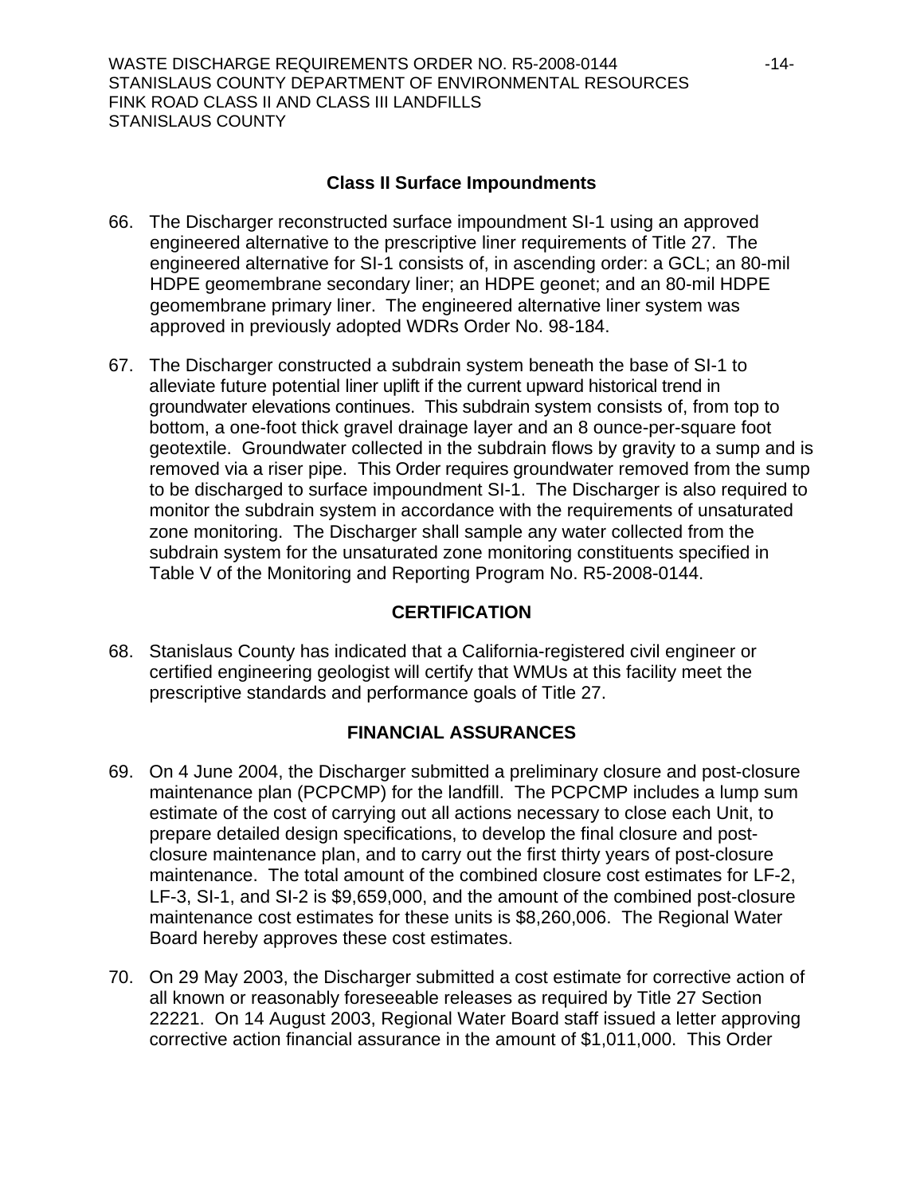## Class II Surface Impoundments

66. The Discharger reconstructed surface impoundment SI-1 using an approved engineered alternative to the prescriptive liner requirements of Title 27. The engineered alternative for SI-1 consists of, in ascending order: a GCL; an 80-mil HDPE geomembrane secondary liner; an HDPE geonet; and an 80-mil HDPE geomembrane primary liner. The engineered alternative liner system was approved in previously adopted WDRs Order No. 98-184.

67. The Discharger constructed a subdrain system beneath the base of SI-1 to alleviate future potential liner uplift if the current upward historical trend in groundwater elevations continues. This subdrain system consists of, from top to bottom, a one-foot thick gravel drainage layer and an 8 ounce-per-square foot geotextile. Groundwater collected in the subdrain flows by gravity to a sump and is removed via a riser pipe. This Order requires groundwater removed from the sump to be discharged to surface impoundment SI-1. The Discharger is also required to monitor the subdrain system in accordance with the requirements of unsaturated zone monitoring. The Discharger shall sample any water collected from the subdrain system for the unsaturated zone monitoring constituents specified in Table V of the Monitoring and Reporting Program No. R5-2008-0144.

## CERTIFICATION

68. Stanislaus County has indicated that a California-registered civil engineer or certified engineering geologist will certify that WMUs at this facility meet the prescriptive standards and performance goals of Title 27.

## FINANCIAL ASSURANCES

69. On 4 June 2004, the Discharger submitted a preliminary closure and post-closure maintenance plan (PCPCMP) for the landfill. The PCPCMP includes a lump sum estimate of the cost of carrying out all actions necessary to close each Unit, to prepare detailed design specifications, to develop the final closure and post-closure maintenance plan, and to carry out the first thirty years of post-closure maintenance. The total amount of the combined closure cost estimates for LF-2, LF-3, SI-1, and SI-2 is $9,659,000, and the amount of the combined post-closure maintenance cost estimates for these units is $8,260,006. The Regional Water Board hereby approves these cost estimates.

70. On 29 May 2003, the Discharger submitted a cost estimate for corrective action of all known or reasonably foreseeable releases as required by Title 27 Section 22221. On 14 August 2003, Regional Water Board staff issued a letter approving corrective action financial assurance in the amount of $1,011,000. This Order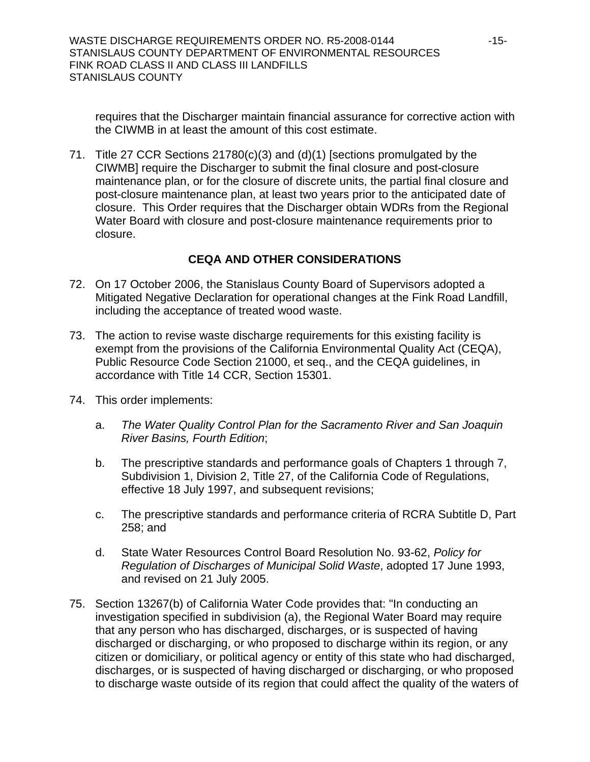requires that the Discharger maintain financial assurance for corrective action with the CIWMB in at least the amount of this cost estimate.

71. Title 27 CCR Sections 21780(c)(3) and (d)(1) [sections promulgated by the CIWMB] require the Discharger to submit the final closure and post-closure maintenance plan, or for the closure of discrete units, the partial final closure and post-closure maintenance plan, at least two years prior to the anticipated date of closure. This Order requires that the Discharger obtain WDRs from the Regional Water Board with closure and post-closure maintenance requirements prior to closure.

## CEQA AND OTHER CONSIDERATIONS

72. On 17 October 2006, the Stanislaus County Board of Supervisors adopted a Mitigated Negative Declaration for operational changes at the Fink Road Landfill, including the acceptance of treated wood waste.

73. The action to revise waste discharge requirements for this existing facility is exempt from the provisions of the California Environmental Quality Act (CEQA), Public Resource Code Section 21000, et seq., and the CEQA guidelines, in accordance with Title 14 CCR, Section 15301.

74. This order implements:

    a. *The Water Quality Control Plan for the Sacramento River and San Joaquin River Basins, Fourth Edition*;

    b. The prescriptive standards and performance goals of Chapters 1 through 7, Subdivision 1, Division 2, Title 27, of the California Code of Regulations, effective 18 July 1997, and subsequent revisions;

    c. The prescriptive standards and performance criteria of RCRA Subtitle D, Part 258; and

    d. State Water Resources Control Board Resolution No. 93-62, *Policy for Regulation of Discharges of Municipal Solid Waste*, adopted 17 June 1993, and revised on 21 July 2005.

75. Section 13267(b) of California Water Code provides that: "In conducting an investigation specified in subdivision (a), the Regional Water Board may require that any person who has discharged, discharges, or is suspected of having discharged or discharging, or who proposed to discharge within its region, or any citizen or domiciliary, or political agency or entity of this state who had discharged, discharges, or is suspected of having discharged or discharging, or who proposed to discharge waste outside of its region that could affect the quality of the waters of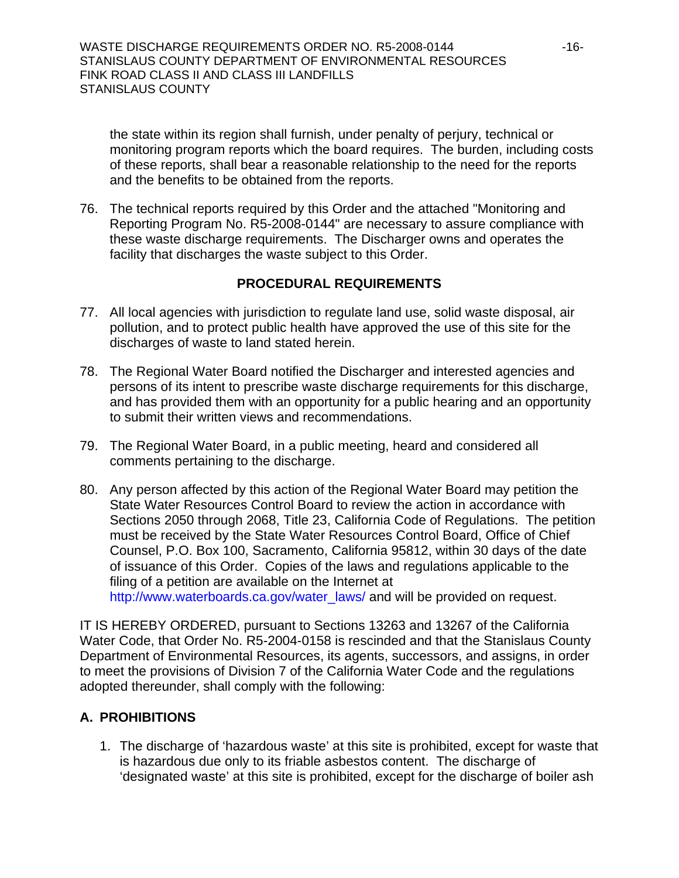the state within its region shall furnish, under penalty of perjury, technical or monitoring program reports which the board requires. The burden, including costs of these reports, shall bear a reasonable relationship to the need for the reports and the benefits to be obtained from the reports.

76. The technical reports required by this Order and the attached "Monitoring and Reporting Program No. R5-2008-0144" are necessary to assure compliance with these waste discharge requirements. The Discharger owns and operates the facility that discharges the waste subject to this Order.

## PROCEDURAL REQUIREMENTS

77. All local agencies with jurisdiction to regulate land use, solid waste disposal, air pollution, and to protect public health have approved the use of this site for the discharges of waste to land stated herein.

78. The Regional Water Board notified the Discharger and interested agencies and persons of its intent to prescribe waste discharge requirements for this discharge, and has provided them with an opportunity for a public hearing and an opportunity to submit their written views and recommendations.

79. The Regional Water Board, in a public meeting, heard and considered all comments pertaining to the discharge.

80. Any person affected by this action of the Regional Water Board may petition the State Water Resources Control Board to review the action in accordance with Sections 2050 through 2068, Title 23, California Code of Regulations. The petition must be received by the State Water Resources Control Board, Office of Chief Counsel, P.O. Box 100, Sacramento, California 95812, within 30 days of the date of issuance of this Order. Copies of the laws and regulations applicable to the filing of a petition are available on the Internet at http://www.waterboards.ca.gov/water_laws/ and will be provided on request.

IT IS HEREBY ORDERED, pursuant to Sections 13263 and 13267 of the California Water Code, that Order No. R5-2004-0158 is rescinded and that the Stanislaus County Department of Environmental Resources, its agents, successors, and assigns, in order to meet the provisions of Division 7 of the California Water Code and the regulations adopted thereunder, shall comply with the following:

## A. PROHIBITIONS

1. The discharge of 'hazardous waste' at this site is prohibited, except for waste that is hazardous due only to its friable asbestos content. The discharge of 'designated waste' at this site is prohibited, except for the discharge of boiler ash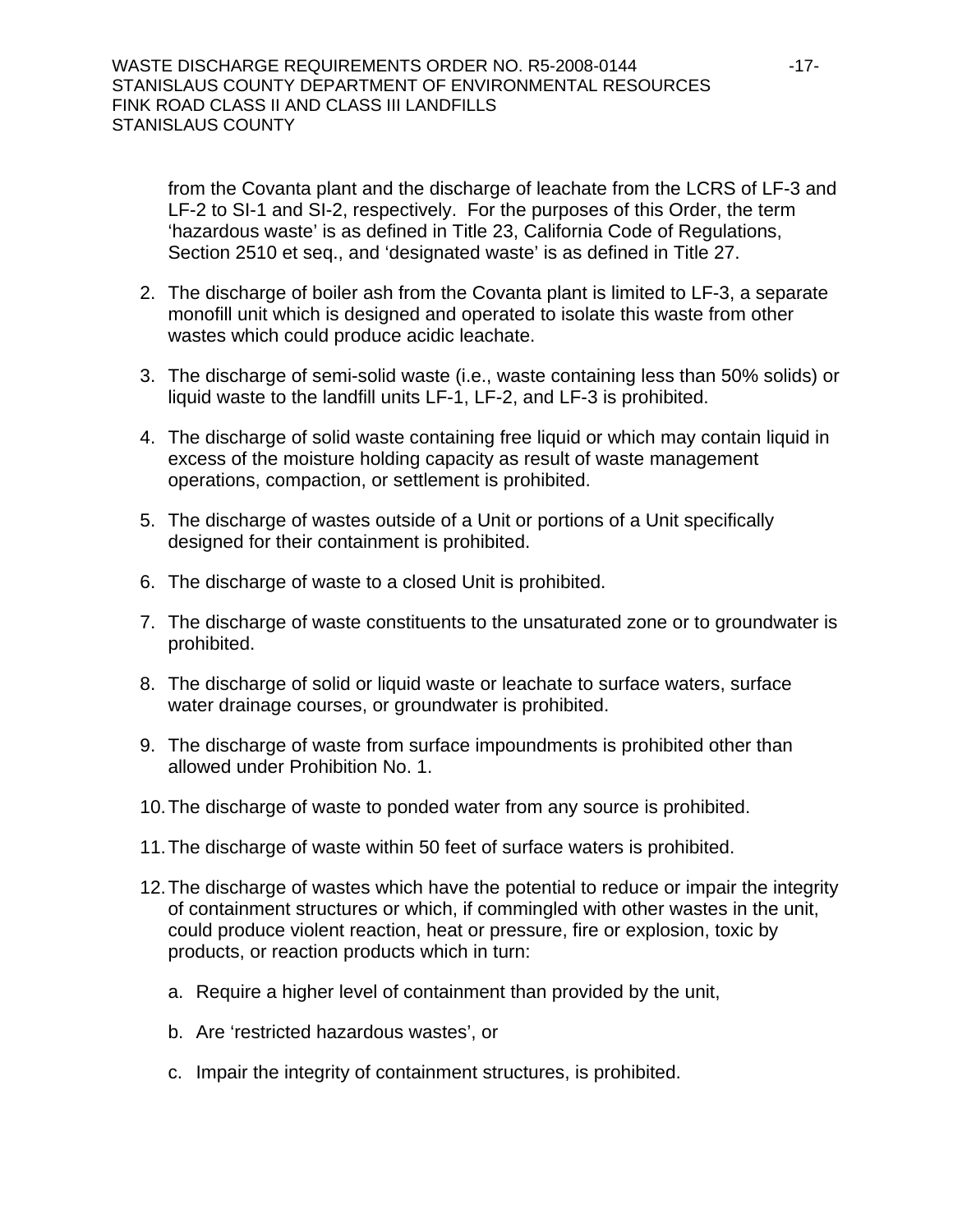from the Covanta plant and the discharge of leachate from the LCRS of LF-3 and LF-2 to SI-1 and SI-2, respectively. For the purposes of this Order, the term 'hazardous waste' is as defined in Title 23, California Code of Regulations, Section 2510 et seq., and 'designated waste' is as defined in Title 27.

2. The discharge of boiler ash from the Covanta plant is limited to LF-3, a separate monofill unit which is designed and operated to isolate this waste from other wastes which could produce acidic leachate.

3. The discharge of semi-solid waste (i.e., waste containing less than 50% solids) or liquid waste to the landfill units LF-1, LF-2, and LF-3 is prohibited.

4. The discharge of solid waste containing free liquid or which may contain liquid in excess of the moisture holding capacity as result of waste management operations, compaction, or settlement is prohibited.

5. The discharge of wastes outside of a Unit or portions of a Unit specifically designed for their containment is prohibited.

6. The discharge of waste to a closed Unit is prohibited.

7. The discharge of waste constituents to the unsaturated zone or to groundwater is prohibited.

8. The discharge of solid or liquid waste or leachate to surface waters, surface water drainage courses, or groundwater is prohibited.

9. The discharge of waste from surface impoundments is prohibited other than allowed under Prohibition No. 1.

10. The discharge of waste to ponded water from any source is prohibited.

11. The discharge of waste within 50 feet of surface waters is prohibited.

12. The discharge of wastes which have the potential to reduce or impair the integrity of containment structures or which, if commingled with other wastes in the unit, could produce violent reaction, heat or pressure, fire or explosion, toxic by products, or reaction products which in turn:

    a. Require a higher level of containment than provided by the unit,

    b. Are 'restricted hazardous wastes', or

    c. Impair the integrity of containment structures, is prohibited.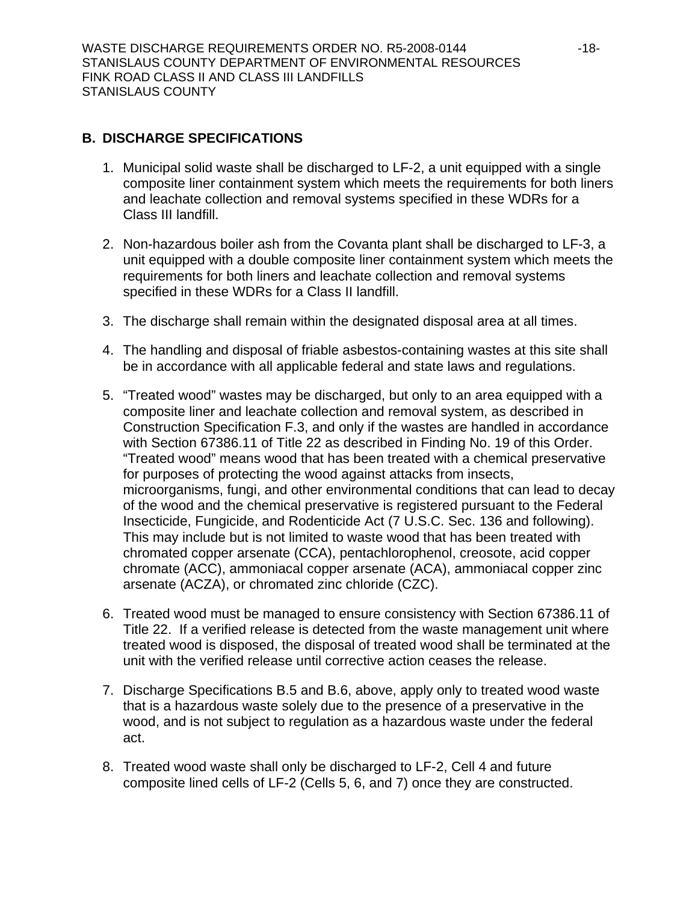## B. DISCHARGE SPECIFICATIONS

1. Municipal solid waste shall be discharged to LF-2, a unit equipped with a single composite liner containment system which meets the requirements for both liners and leachate collection and removal systems specified in these WDRs for a Class III landfill.

2. Non-hazardous boiler ash from the Covanta plant shall be discharged to LF-3, a unit equipped with a double composite liner containment system which meets the requirements for both liners and leachate collection and removal systems specified in these WDRs for a Class II landfill.

3. The discharge shall remain within the designated disposal area at all times.

4. The handling and disposal of friable asbestos-containing wastes at this site shall be in accordance with all applicable federal and state laws and regulations.

5. "Treated wood" wastes may be discharged, but only to an area equipped with a composite liner and leachate collection and removal system, as described in Construction Specification F.3, and only if the wastes are handled in accordance with Section 67386.11 of Title 22 as described in Finding No. 19 of this Order. "Treated wood" means wood that has been treated with a chemical preservative for purposes of protecting the wood against attacks from insects, microorganisms, fungi, and other environmental conditions that can lead to decay of the wood and the chemical preservative is registered pursuant to the Federal Insecticide, Fungicide, and Rodenticide Act (7 U.S.C. Sec. 136 and following). This may include but is not limited to waste wood that has been treated with chromated copper arsenate (CCA), pentachlorophenol, creosote, acid copper chromate (ACC), ammoniacal copper arsenate (ACA), ammoniacal copper zinc arsenate (ACZA), or chromated zinc chloride (CZC).

6. Treated wood must be managed to ensure consistency with Section 67386.11 of Title 22. If a verified release is detected from the waste management unit where treated wood is disposed, the disposal of treated wood shall be terminated at the unit with the verified release until corrective action ceases the release.

7. Discharge Specifications B.5 and B.6, above, apply only to treated wood waste that is a hazardous waste solely due to the presence of a preservative in the wood, and is not subject to regulation as a hazardous waste under the federal act.

8. Treated wood waste shall only be discharged to LF-2, Cell 4 and future composite lined cells of LF-2 (Cells 5, 6, and 7) once they are constructed.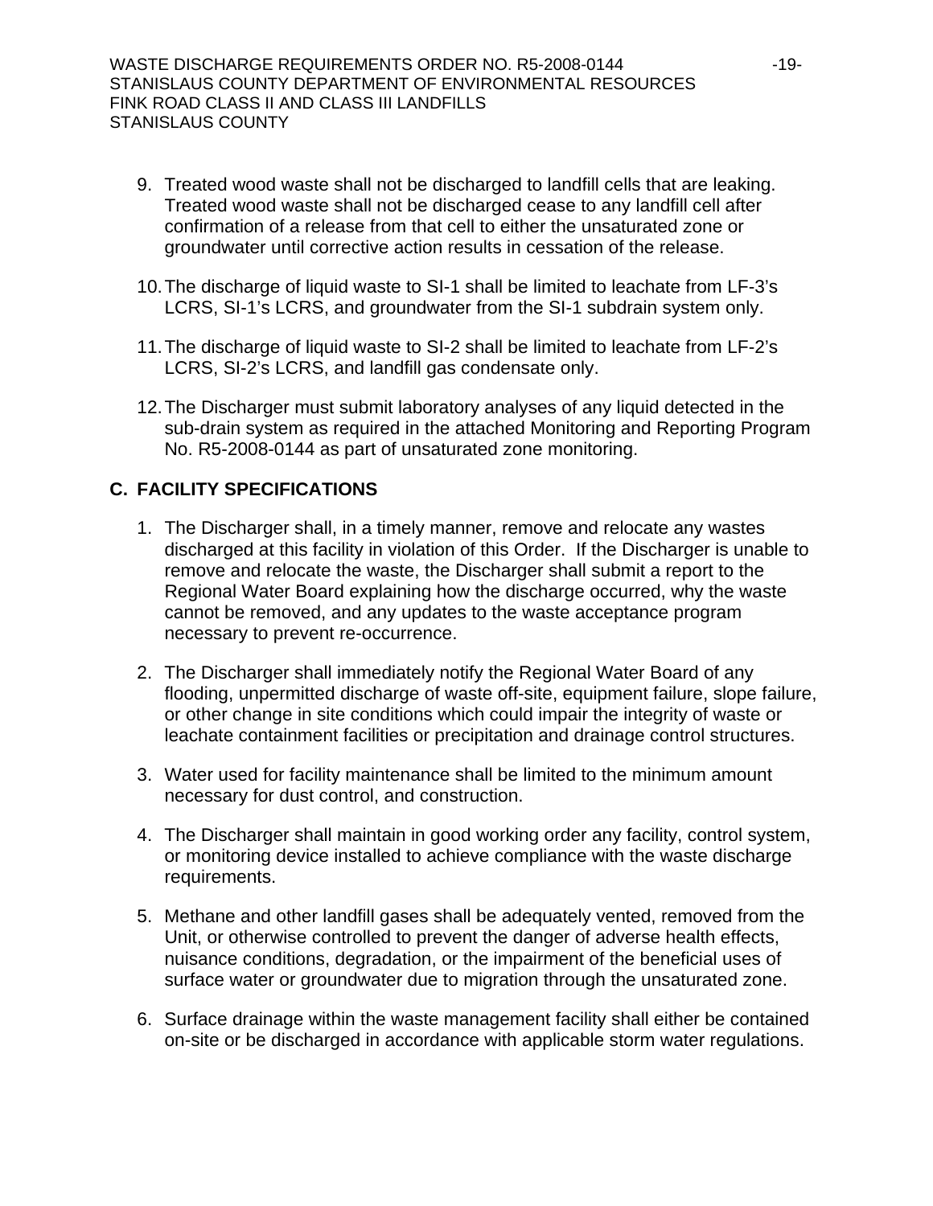9. Treated wood waste shall not be discharged to landfill cells that are leaking. Treated wood waste shall not be discharged cease to any landfill cell after confirmation of a release from that cell to either the unsaturated zone or groundwater until corrective action results in cessation of the release.

10. The discharge of liquid waste to SI-1 shall be limited to leachate from LF-3's LCRS, SI-1's LCRS, and groundwater from the SI-1 subdrain system only.

11. The discharge of liquid waste to SI-2 shall be limited to leachate from LF-2's LCRS, SI-2's LCRS, and landfill gas condensate only.

12. The Discharger must submit laboratory analyses of any liquid detected in the sub-drain system as required in the attached Monitoring and Reporting Program No. R5-2008-0144 as part of unsaturated zone monitoring.

## C. FACILITY SPECIFICATIONS

1. The Discharger shall, in a timely manner, remove and relocate any wastes discharged at this facility in violation of this Order. If the Discharger is unable to remove and relocate the waste, the Discharger shall submit a report to the Regional Water Board explaining how the discharge occurred, why the waste cannot be removed, and any updates to the waste acceptance program necessary to prevent re-occurrence.

2. The Discharger shall immediately notify the Regional Water Board of any flooding, unpermitted discharge of waste off-site, equipment failure, slope failure, or other change in site conditions which could impair the integrity of waste or leachate containment facilities or precipitation and drainage control structures.

3. Water used for facility maintenance shall be limited to the minimum amount necessary for dust control, and construction.

4. The Discharger shall maintain in good working order any facility, control system, or monitoring device installed to achieve compliance with the waste discharge requirements.

5. Methane and other landfill gases shall be adequately vented, removed from the Unit, or otherwise controlled to prevent the danger of adverse health effects, nuisance conditions, degradation, or the impairment of the beneficial uses of surface water or groundwater due to migration through the unsaturated zone.

6. Surface drainage within the waste management facility shall either be contained on-site or be discharged in accordance with applicable storm water regulations.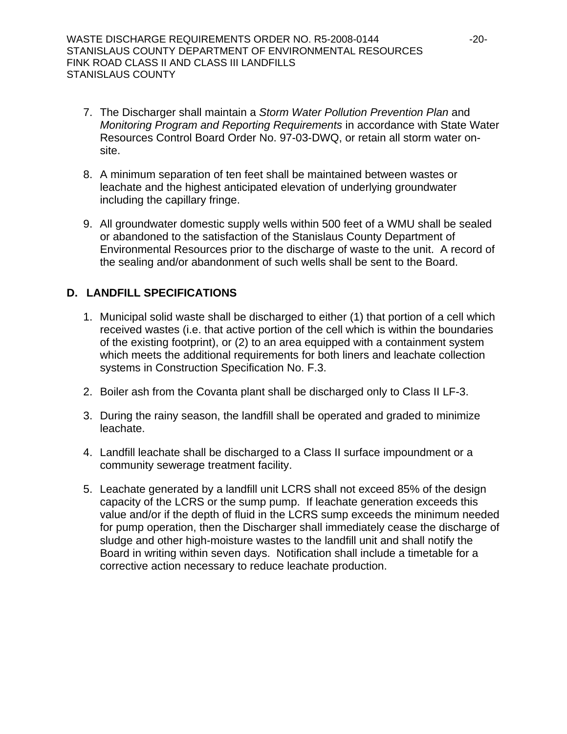7. The Discharger shall maintain a *Storm Water Pollution Prevention Plan* and *Monitoring Program and Reporting Requirements* in accordance with State Water Resources Control Board Order No. 97-03-DWQ, or retain all storm water on-site.

8. A minimum separation of ten feet shall be maintained between wastes or leachate and the highest anticipated elevation of underlying groundwater including the capillary fringe.

9. All groundwater domestic supply wells within 500 feet of a WMU shall be sealed or abandoned to the satisfaction of the Stanislaus County Department of Environmental Resources prior to the discharge of waste to the unit. A record of the sealing and/or abandonment of such wells shall be sent to the Board.

## D. LANDFILL SPECIFICATIONS

1. Municipal solid waste shall be discharged to either (1) that portion of a cell which received wastes (i.e. that active portion of the cell which is within the boundaries of the existing footprint), or (2) to an area equipped with a containment system which meets the additional requirements for both liners and leachate collection systems in Construction Specification No. F.3.

2. Boiler ash from the Covanta plant shall be discharged only to Class II LF-3.

3. During the rainy season, the landfill shall be operated and graded to minimize leachate.

4. Landfill leachate shall be discharged to a Class II surface impoundment or a community sewerage treatment facility.

5. Leachate generated by a landfill unit LCRS shall not exceed 85% of the design capacity of the LCRS or the sump pump. If leachate generation exceeds this value and/or if the depth of fluid in the LCRS sump exceeds the minimum needed for pump operation, then the Discharger shall immediately cease the discharge of sludge and other high-moisture wastes to the landfill unit and shall notify the Board in writing within seven days. Notification shall include a timetable for a corrective action necessary to reduce leachate production.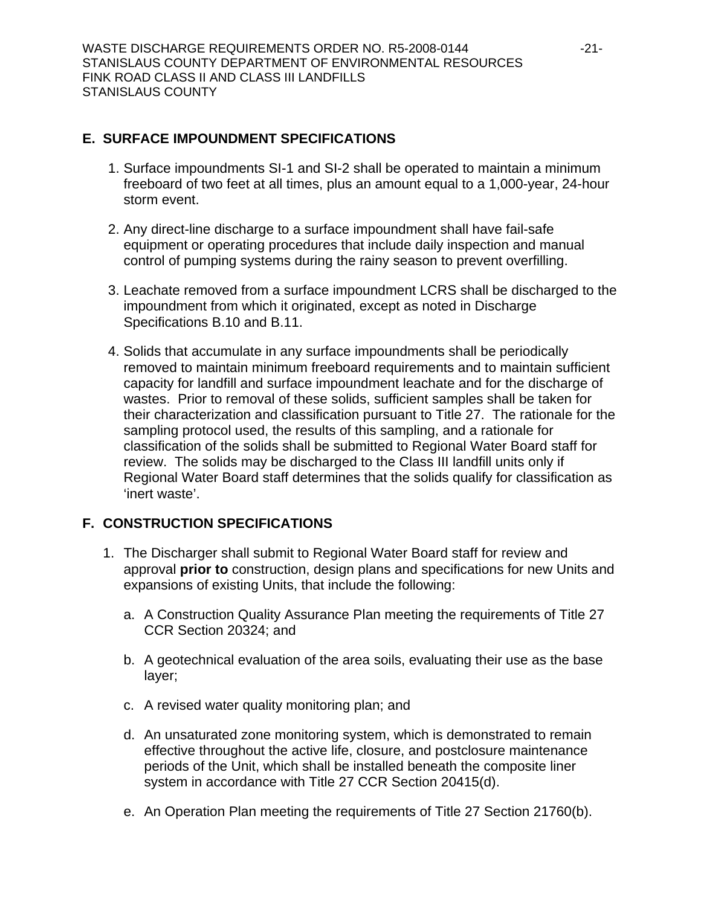## E. SURFACE IMPOUNDMENT SPECIFICATIONS

1. Surface impoundments SI-1 and SI-2 shall be operated to maintain a minimum freeboard of two feet at all times, plus an amount equal to a 1,000-year, 24-hour storm event.

2. Any direct-line discharge to a surface impoundment shall have fail-safe equipment or operating procedures that include daily inspection and manual control of pumping systems during the rainy season to prevent overfilling.

3. Leachate removed from a surface impoundment LCRS shall be discharged to the impoundment from which it originated, except as noted in Discharge Specifications B.10 and B.11.

4. Solids that accumulate in any surface impoundments shall be periodically removed to maintain minimum freeboard requirements and to maintain sufficient capacity for landfill and surface impoundment leachate and for the discharge of wastes. Prior to removal of these solids, sufficient samples shall be taken for their characterization and classification pursuant to Title 27. The rationale for the sampling protocol used, the results of this sampling, and a rationale for classification of the solids shall be submitted to Regional Water Board staff for review. The solids may be discharged to the Class III landfill units only if Regional Water Board staff determines that the solids qualify for classification as 'inert waste'.

## F. CONSTRUCTION SPECIFICATIONS

1. The Discharger shall submit to Regional Water Board staff for review and approval **prior to** construction, design plans and specifications for new Units and expansions of existing Units, that include the following:

   a. A Construction Quality Assurance Plan meeting the requirements of Title 27 CCR Section 20324; and

   b. A geotechnical evaluation of the area soils, evaluating their use as the base layer;

   c. A revised water quality monitoring plan; and

   d. An unsaturated zone monitoring system, which is demonstrated to remain effective throughout the active life, closure, and postclosure maintenance periods of the Unit, which shall be installed beneath the composite liner system in accordance with Title 27 CCR Section 20415(d).

   e. An Operation Plan meeting the requirements of Title 27 Section 21760(b).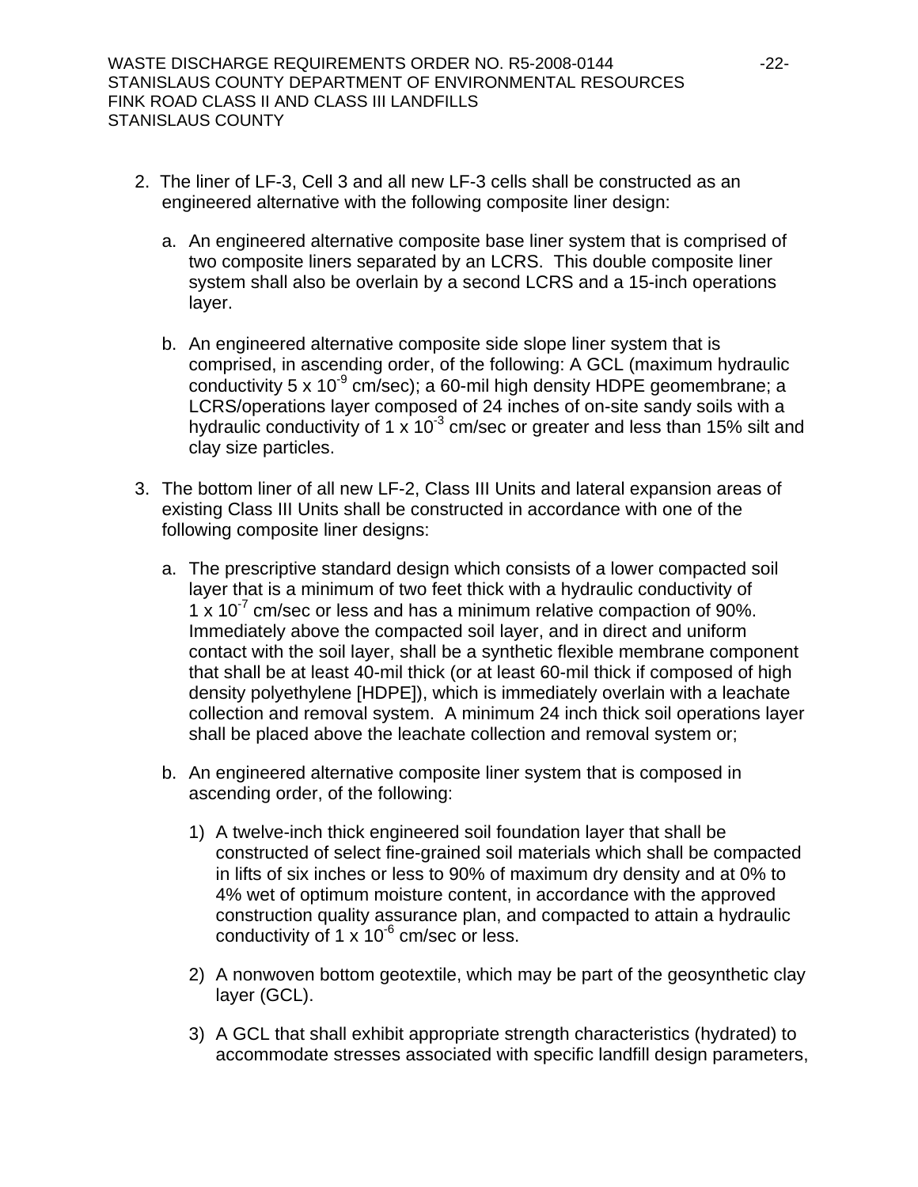2. The liner of LF-3, Cell 3 and all new LF-3 cells shall be constructed as an engineered alternative with the following composite liner design:

   a. An engineered alternative composite base liner system that is comprised of two composite liners separated by an LCRS. This double composite liner system shall also be overlain by a second LCRS and a 15-inch operations layer.

   b. An engineered alternative composite side slope liner system that is comprised, in ascending order, of the following: A GCL (maximum hydraulic conductivity $5 \times 10^{-9}$ cm/sec); a 60-mil high density HDPE geomembrane; a LCRS/operations layer composed of 24 inches of on-site sandy soils with a hydraulic conductivity of $1 \times 10^{-3}$ cm/sec or greater and less than 15% silt and clay size particles.

3. The bottom liner of all new LF-2, Class III Units and lateral expansion areas of existing Class III Units shall be constructed in accordance with one of the following composite liner designs:

   a. The prescriptive standard design which consists of a lower compacted soil layer that is a minimum of two feet thick with a hydraulic conductivity of $1 \times 10^{-7}$ cm/sec or less and has a minimum relative compaction of 90%. Immediately above the compacted soil layer, and in direct and uniform contact with the soil layer, shall be a synthetic flexible membrane component that shall be at least 40-mil thick (or at least 60-mil thick if composed of high density polyethylene [HDPE]), which is immediately overlain with a leachate collection and removal system. A minimum 24 inch thick soil operations layer shall be placed above the leachate collection and removal system or;

   b. An engineered alternative composite liner system that is composed in ascending order, of the following:

      1) A twelve-inch thick engineered soil foundation layer that shall be constructed of select fine-grained soil materials which shall be compacted in lifts of six inches or less to 90% of maximum dry density and at 0% to 4% wet of optimum moisture content, in accordance with the approved construction quality assurance plan, and compacted to attain a hydraulic conductivity of $1 \times 10^{-6}$ cm/sec or less.

      2) A nonwoven bottom geotextile, which may be part of the geosynthetic clay layer (GCL).

      3) A GCL that shall exhibit appropriate strength characteristics (hydrated) to accommodate stresses associated with specific landfill design parameters,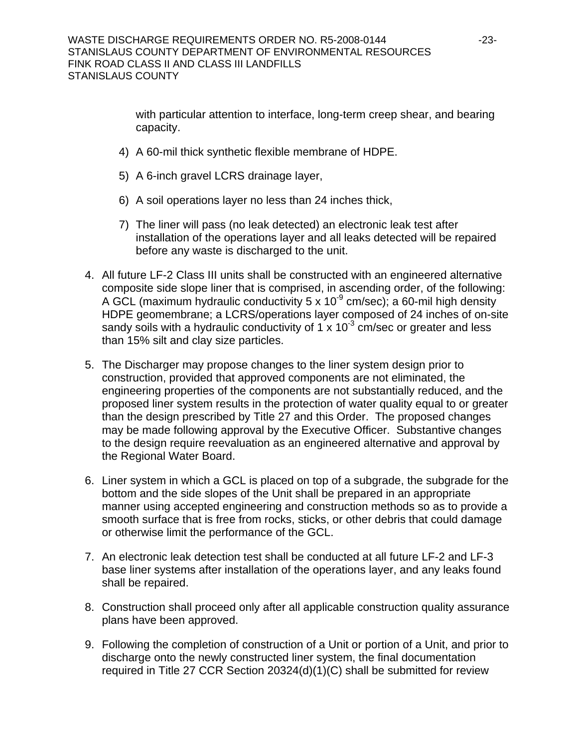with particular attention to interface, long-term creep shear, and bearing capacity.

4) A 60-mil thick synthetic flexible membrane of HDPE.

5) A 6-inch gravel LCRS drainage layer,

6) A soil operations layer no less than 24 inches thick,

7) The liner will pass (no leak detected) an electronic leak test after installation of the operations layer and all leaks detected will be repaired before any waste is discharged to the unit.

4. All future LF-2 Class III units shall be constructed with an engineered alternative composite side slope liner that is comprised, in ascending order, of the following: A GCL (maximum hydraulic conductivity 5 x $10^{-9}$ cm/sec); a 60-mil high density HDPE geomembrane; a LCRS/operations layer composed of 24 inches of on-site sandy soils with a hydraulic conductivity of 1 x $10^{-3}$ cm/sec or greater and less than 15% silt and clay size particles.

5. The Discharger may propose changes to the liner system design prior to construction, provided that approved components are not eliminated, the engineering properties of the components are not substantially reduced, and the proposed liner system results in the protection of water quality equal to or greater than the design prescribed by Title 27 and this Order. The proposed changes may be made following approval by the Executive Officer. Substantive changes to the design require reevaluation as an engineered alternative and approval by the Regional Water Board.

6. Liner system in which a GCL is placed on top of a subgrade, the subgrade for the bottom and the side slopes of the Unit shall be prepared in an appropriate manner using accepted engineering and construction methods so as to provide a smooth surface that is free from rocks, sticks, or other debris that could damage or otherwise limit the performance of the GCL.

7. An electronic leak detection test shall be conducted at all future LF-2 and LF-3 base liner systems after installation of the operations layer, and any leaks found shall be repaired.

8. Construction shall proceed only after all applicable construction quality assurance plans have been approved.

9. Following the completion of construction of a Unit or portion of a Unit, and prior to discharge onto the newly constructed liner system, the final documentation required in Title 27 CCR Section 20324(d)(1)(C) shall be submitted for review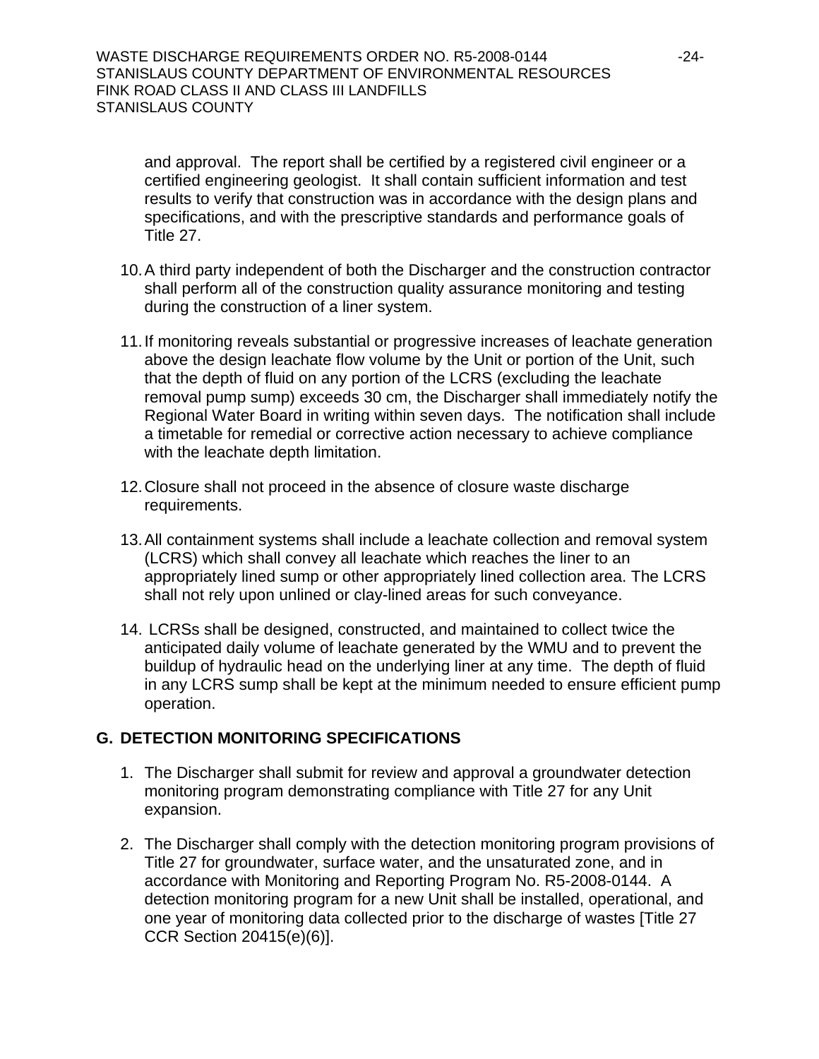and approval. The report shall be certified by a registered civil engineer or a certified engineering geologist. It shall contain sufficient information and test results to verify that construction was in accordance with the design plans and specifications, and with the prescriptive standards and performance goals of Title 27.

10. A third party independent of both the Discharger and the construction contractor shall perform all of the construction quality assurance monitoring and testing during the construction of a liner system.

11. If monitoring reveals substantial or progressive increases of leachate generation above the design leachate flow volume by the Unit or portion of the Unit, such that the depth of fluid on any portion of the LCRS (excluding the leachate removal pump sump) exceeds 30 cm, the Discharger shall immediately notify the Regional Water Board in writing within seven days. The notification shall include a timetable for remedial or corrective action necessary to achieve compliance with the leachate depth limitation.

12. Closure shall not proceed in the absence of closure waste discharge requirements.

13. All containment systems shall include a leachate collection and removal system (LCRS) which shall convey all leachate which reaches the liner to an appropriately lined sump or other appropriately lined collection area. The LCRS shall not rely upon unlined or clay-lined areas for such conveyance.

14. LCRSs shall be designed, constructed, and maintained to collect twice the anticipated daily volume of leachate generated by the WMU and to prevent the buildup of hydraulic head on the underlying liner at any time. The depth of fluid in any LCRS sump shall be kept at the minimum needed to ensure efficient pump operation.

## G. DETECTION MONITORING SPECIFICATIONS

1. The Discharger shall submit for review and approval a groundwater detection monitoring program demonstrating compliance with Title 27 for any Unit expansion.

2. The Discharger shall comply with the detection monitoring program provisions of Title 27 for groundwater, surface water, and the unsaturated zone, and in accordance with Monitoring and Reporting Program No. R5-2008-0144. A detection monitoring program for a new Unit shall be installed, operational, and one year of monitoring data collected prior to the discharge of wastes [Title 27 CCR Section 20415(e)(6)].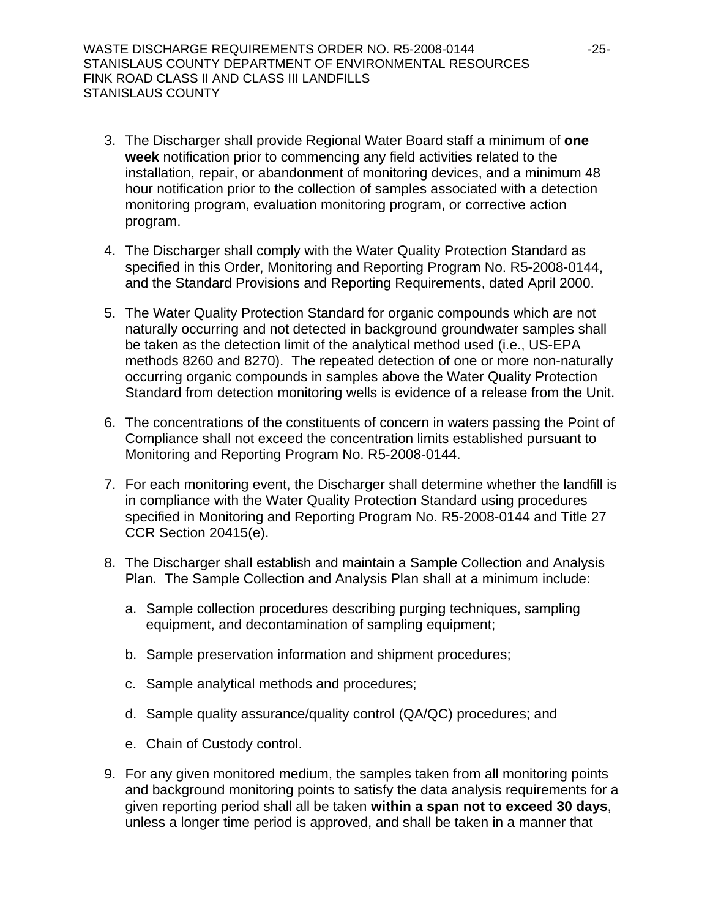3. The Discharger shall provide Regional Water Board staff a minimum of **one week** notification prior to commencing any field activities related to the installation, repair, or abandonment of monitoring devices, and a minimum 48 hour notification prior to the collection of samples associated with a detection monitoring program, evaluation monitoring program, or corrective action program.

4. The Discharger shall comply with the Water Quality Protection Standard as specified in this Order, Monitoring and Reporting Program No. R5-2008-0144, and the Standard Provisions and Reporting Requirements, dated April 2000.

5. The Water Quality Protection Standard for organic compounds which are not naturally occurring and not detected in background groundwater samples shall be taken as the detection limit of the analytical method used (i.e., US-EPA methods 8260 and 8270). The repeated detection of one or more non-naturally occurring organic compounds in samples above the Water Quality Protection Standard from detection monitoring wells is evidence of a release from the Unit.

6. The concentrations of the constituents of concern in waters passing the Point of Compliance shall not exceed the concentration limits established pursuant to Monitoring and Reporting Program No. R5-2008-0144.

7. For each monitoring event, the Discharger shall determine whether the landfill is in compliance with the Water Quality Protection Standard using procedures specified in Monitoring and Reporting Program No. R5-2008-0144 and Title 27 CCR Section 20415(e).

8. The Discharger shall establish and maintain a Sample Collection and Analysis Plan. The Sample Collection and Analysis Plan shall at a minimum include:

   a. Sample collection procedures describing purging techniques, sampling equipment, and decontamination of sampling equipment;

   b. Sample preservation information and shipment procedures;

   c. Sample analytical methods and procedures;

   d. Sample quality assurance/quality control (QA/QC) procedures; and

   e. Chain of Custody control.

9. For any given monitored medium, the samples taken from all monitoring points and background monitoring points to satisfy the data analysis requirements for a given reporting period shall all be taken **within a span not to exceed 30 days**, unless a longer time period is approved, and shall be taken in a manner that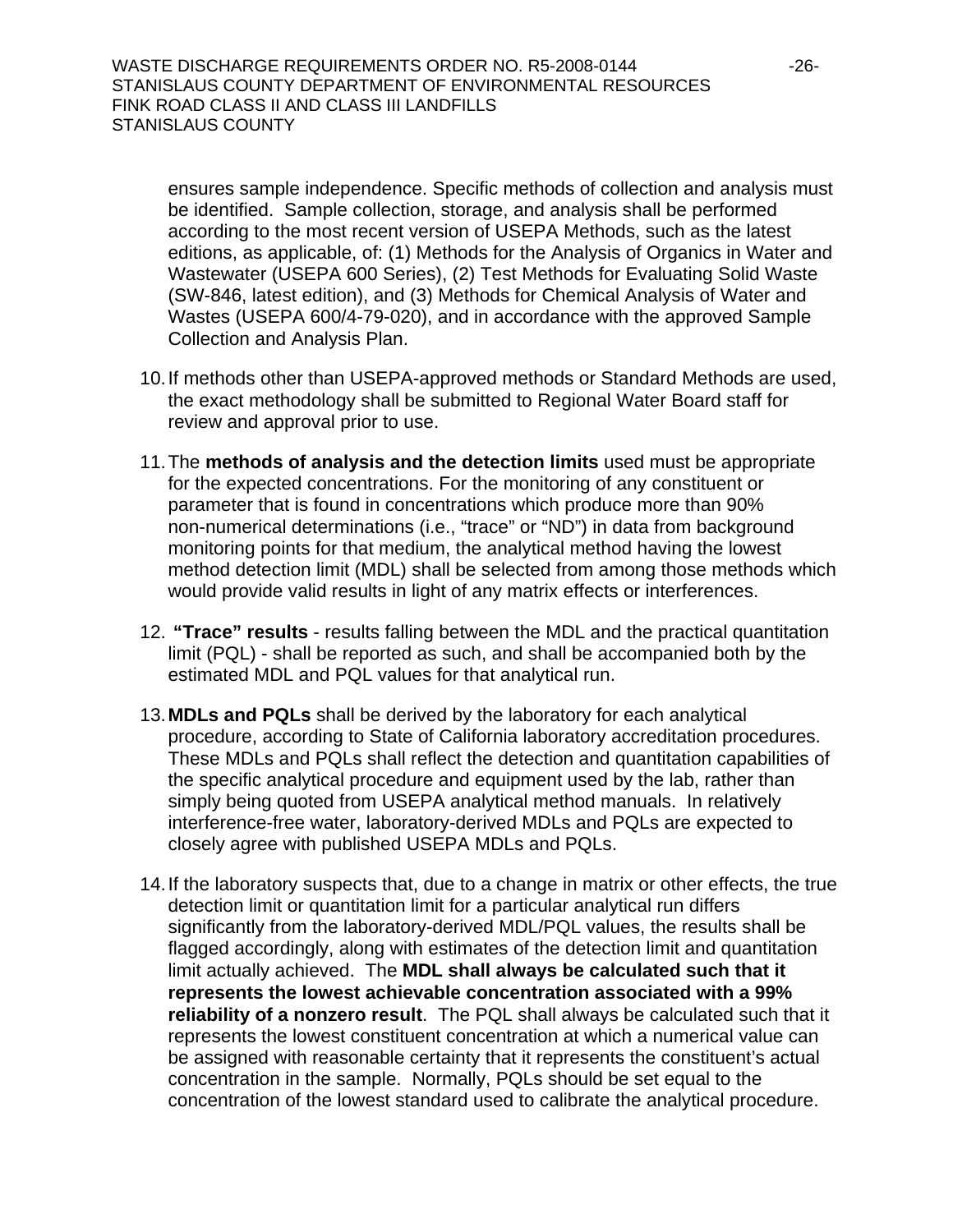ensures sample independence. Specific methods of collection and analysis must be identified. Sample collection, storage, and analysis shall be performed according to the most recent version of USEPA Methods, such as the latest editions, as applicable, of: (1) Methods for the Analysis of Organics in Water and Wastewater (USEPA 600 Series), (2) Test Methods for Evaluating Solid Waste (SW-846, latest edition), and (3) Methods for Chemical Analysis of Water and Wastes (USEPA 600/4-79-020), and in accordance with the approved Sample Collection and Analysis Plan.

10. If methods other than USEPA-approved methods or Standard Methods are used, the exact methodology shall be submitted to Regional Water Board staff for review and approval prior to use.

11. The **methods of analysis and the detection limits** used must be appropriate for the expected concentrations. For the monitoring of any constituent or parameter that is found in concentrations which produce more than 90% non-numerical determinations (i.e., "trace" or "ND") in data from background monitoring points for that medium, the analytical method having the lowest method detection limit (MDL) shall be selected from among those methods which would provide valid results in light of any matrix effects or interferences.

12. **"Trace" results** - results falling between the MDL and the practical quantitation limit (PQL) - shall be reported as such, and shall be accompanied both by the estimated MDL and PQL values for that analytical run.

13. **MDLs and PQLs** shall be derived by the laboratory for each analytical procedure, according to State of California laboratory accreditation procedures. These MDLs and PQLs shall reflect the detection and quantitation capabilities of the specific analytical procedure and equipment used by the lab, rather than simply being quoted from USEPA analytical method manuals. In relatively interference-free water, laboratory-derived MDLs and PQLs are expected to closely agree with published USEPA MDLs and PQLs.

14. If the laboratory suspects that, due to a change in matrix or other effects, the true detection limit or quantitation limit for a particular analytical run differs significantly from the laboratory-derived MDL/PQL values, the results shall be flagged accordingly, along with estimates of the detection limit and quantitation limit actually achieved. The **MDL shall always be calculated such that it represents the lowest achievable concentration associated with a 99% reliability of a nonzero result**. The PQL shall always be calculated such that it represents the lowest constituent concentration at which a numerical value can be assigned with reasonable certainty that it represents the constituent's actual concentration in the sample. Normally, PQLs should be set equal to the concentration of the lowest standard used to calibrate the analytical procedure.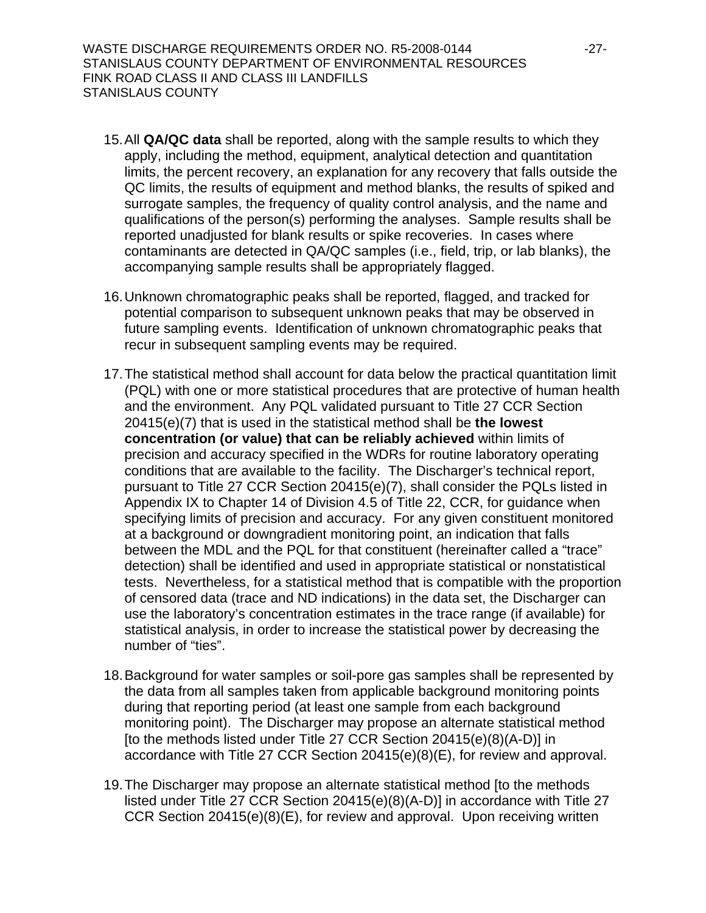15. All **QA/QC data** shall be reported, along with the sample results to which they apply, including the method, equipment, analytical detection and quantitation limits, the percent recovery, an explanation for any recovery that falls outside the QC limits, the results of equipment and method blanks, the results of spiked and surrogate samples, the frequency of quality control analysis, and the name and qualifications of the person(s) performing the analyses. Sample results shall be reported unadjusted for blank results or spike recoveries. In cases where contaminants are detected in QA/QC samples (i.e., field, trip, or lab blanks), the accompanying sample results shall be appropriately flagged.

16. Unknown chromatographic peaks shall be reported, flagged, and tracked for potential comparison to subsequent unknown peaks that may be observed in future sampling events. Identification of unknown chromatographic peaks that recur in subsequent sampling events may be required.

17. The statistical method shall account for data below the practical quantitation limit (PQL) with one or more statistical procedures that are protective of human health and the environment. Any PQL validated pursuant to Title 27 CCR Section 20415(e)(7) that is used in the statistical method shall be **the lowest concentration (or value) that can be reliably achieved** within limits of precision and accuracy specified in the WDRs for routine laboratory operating conditions that are available to the facility. The Discharger's technical report, pursuant to Title 27 CCR Section 20415(e)(7), shall consider the PQLs listed in Appendix IX to Chapter 14 of Division 4.5 of Title 22, CCR, for guidance when specifying limits of precision and accuracy. For any given constituent monitored at a background or downgradient monitoring point, an indication that falls between the MDL and the PQL for that constituent (hereinafter called a "trace" detection) shall be identified and used in appropriate statistical or nonstatistical tests. Nevertheless, for a statistical method that is compatible with the proportion of censored data (trace and ND indications) in the data set, the Discharger can use the laboratory's concentration estimates in the trace range (if available) for statistical analysis, in order to increase the statistical power by decreasing the number of "ties".

18. Background for water samples or soil-pore gas samples shall be represented by the data from all samples taken from applicable background monitoring points during that reporting period (at least one sample from each background monitoring point). The Discharger may propose an alternate statistical method [to the methods listed under Title 27 CCR Section 20415(e)(8)(A-D)] in accordance with Title 27 CCR Section 20415(e)(8)(E), for review and approval.

19. The Discharger may propose an alternate statistical method [to the methods listed under Title 27 CCR Section 20415(e)(8)(A-D)] in accordance with Title 27 CCR Section 20415(e)(8)(E), for review and approval. Upon receiving written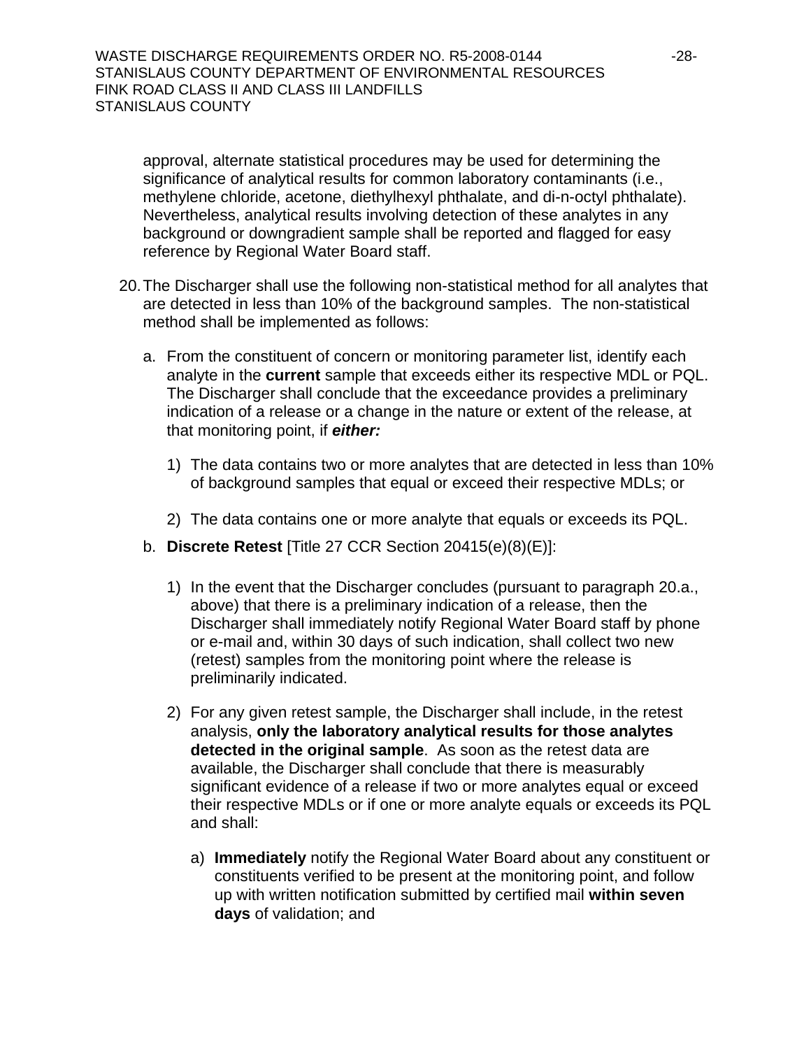approval, alternate statistical procedures may be used for determining the significance of analytical results for common laboratory contaminants (i.e., methylene chloride, acetone, diethylhexyl phthalate, and di-n-octyl phthalate). Nevertheless, analytical results involving detection of these analytes in any background or downgradient sample shall be reported and flagged for easy reference by Regional Water Board staff.

20. The Discharger shall use the following non-statistical method for all analytes that are detected in less than 10% of the background samples. The non-statistical method shall be implemented as follows:

   a. From the constituent of concern or monitoring parameter list, identify each analyte in the **current** sample that exceeds either its respective MDL or PQL. The Discharger shall conclude that the exceedance provides a preliminary indication of a release or a change in the nature or extent of the release, at that monitoring point, if ***either:***

      1) The data contains two or more analytes that are detected in less than 10% of background samples that equal or exceed their respective MDLs; or

      2) The data contains one or more analyte that equals or exceeds its PQL.

   b. **Discrete Retest** [Title 27 CCR Section 20415(e)(8)(E)]:

      1) In the event that the Discharger concludes (pursuant to paragraph 20.a., above) that there is a preliminary indication of a release, then the Discharger shall immediately notify Regional Water Board staff by phone or e-mail and, within 30 days of such indication, shall collect two new (retest) samples from the monitoring point where the release is preliminarily indicated.

      2) For any given retest sample, the Discharger shall include, in the retest analysis, **only the laboratory analytical results for those analytes detected in the original sample**. As soon as the retest data are available, the Discharger shall conclude that there is measurably significant evidence of a release if two or more analytes equal or exceed their respective MDLs or if one or more analyte equals or exceeds its PQL and shall:

         a) **Immediately** notify the Regional Water Board about any constituent or constituents verified to be present at the monitoring point, and follow up with written notification submitted by certified mail **within seven days** of validation; and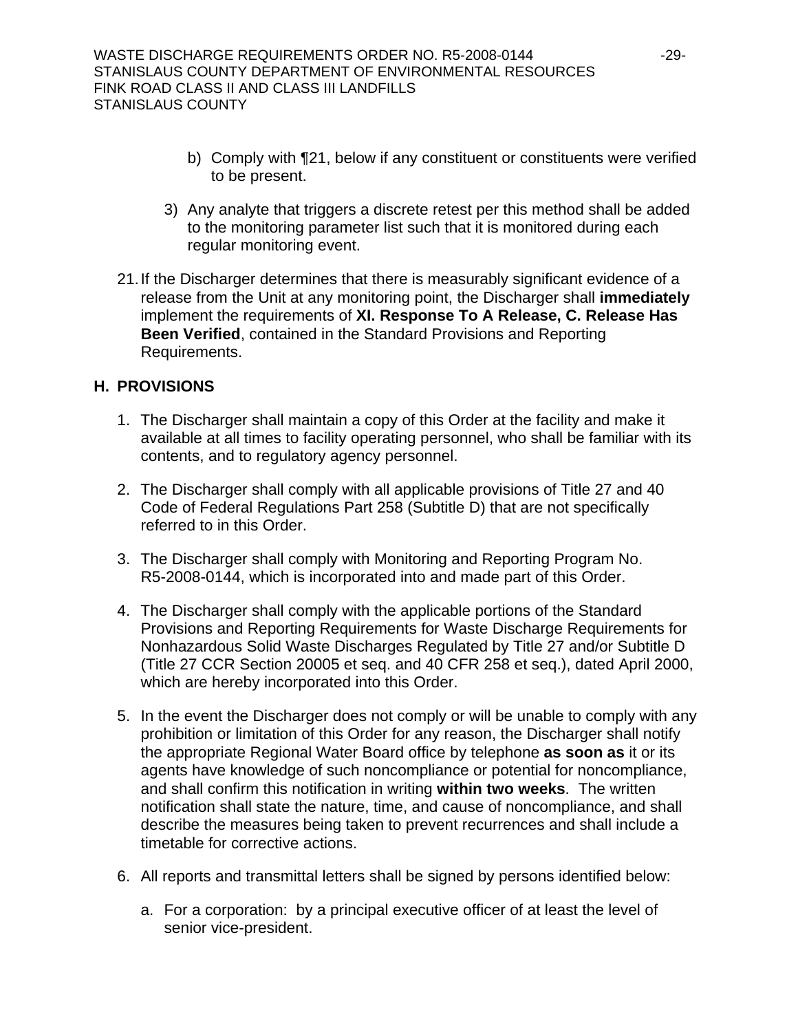b) Comply with ¶21, below if any constituent or constituents were verified to be present.

3) Any analyte that triggers a discrete retest per this method shall be added to the monitoring parameter list such that it is monitored during each regular monitoring event.

21. If the Discharger determines that there is measurably significant evidence of a release from the Unit at any monitoring point, the Discharger shall **immediately** implement the requirements of **XI. Response To A Release, C. Release Has Been Verified**, contained in the Standard Provisions and Reporting Requirements.

## H. PROVISIONS

1. The Discharger shall maintain a copy of this Order at the facility and make it available at all times to facility operating personnel, who shall be familiar with its contents, and to regulatory agency personnel.

2. The Discharger shall comply with all applicable provisions of Title 27 and 40 Code of Federal Regulations Part 258 (Subtitle D) that are not specifically referred to in this Order.

3. The Discharger shall comply with Monitoring and Reporting Program No. R5-2008-0144, which is incorporated into and made part of this Order.

4. The Discharger shall comply with the applicable portions of the Standard Provisions and Reporting Requirements for Waste Discharge Requirements for Nonhazardous Solid Waste Discharges Regulated by Title 27 and/or Subtitle D (Title 27 CCR Section 20005 et seq. and 40 CFR 258 et seq.), dated April 2000, which are hereby incorporated into this Order.

5. In the event the Discharger does not comply or will be unable to comply with any prohibition or limitation of this Order for any reason, the Discharger shall notify the appropriate Regional Water Board office by telephone **as soon as** it or its agents have knowledge of such noncompliance or potential for noncompliance, and shall confirm this notification in writing **within two weeks**. The written notification shall state the nature, time, and cause of noncompliance, and shall describe the measures being taken to prevent recurrences and shall include a timetable for corrective actions.

6. All reports and transmittal letters shall be signed by persons identified below:

   a. For a corporation: by a principal executive officer of at least the level of senior vice-president.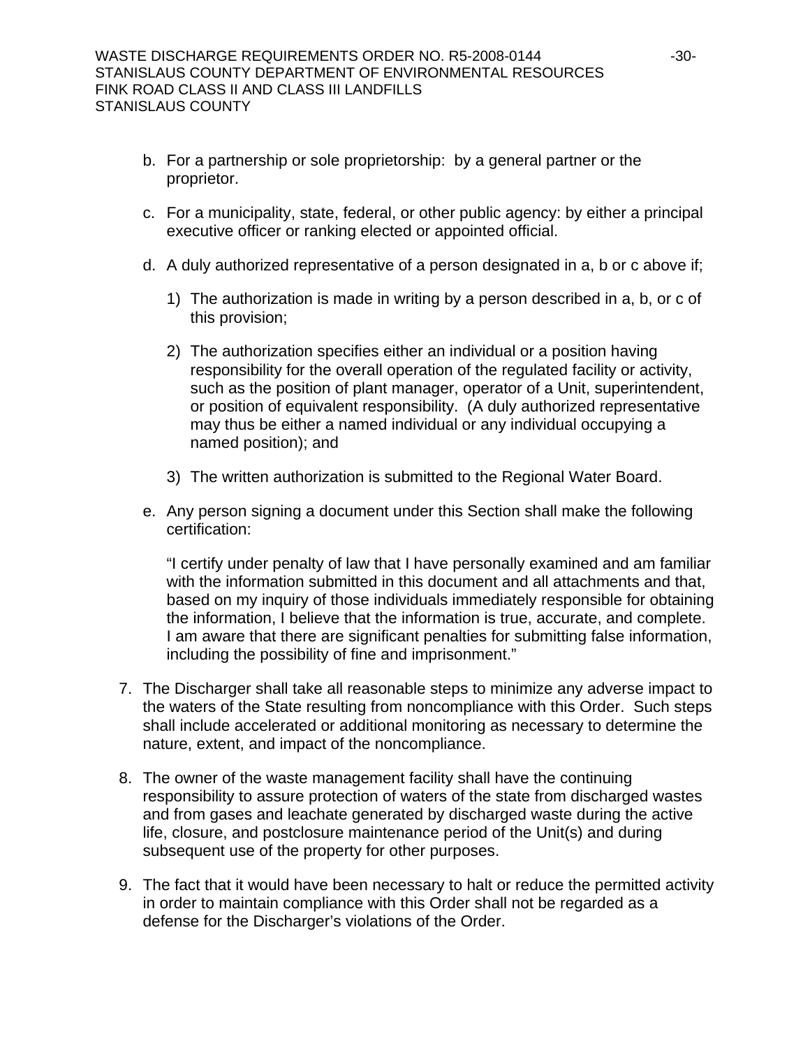b. For a partnership or sole proprietorship: by a general partner or the proprietor.

c. For a municipality, state, federal, or other public agency: by either a principal executive officer or ranking elected or appointed official.

d. A duly authorized representative of a person designated in a, b or c above if;

   1) The authorization is made in writing by a person described in a, b, or c of this provision;

   2) The authorization specifies either an individual or a position having responsibility for the overall operation of the regulated facility or activity, such as the position of plant manager, operator of a Unit, superintendent, or position of equivalent responsibility. (A duly authorized representative may thus be either a named individual or any individual occupying a named position); and

   3) The written authorization is submitted to the Regional Water Board.

e. Any person signing a document under this Section shall make the following certification:

   "I certify under penalty of law that I have personally examined and am familiar with the information submitted in this document and all attachments and that, based on my inquiry of those individuals immediately responsible for obtaining the information, I believe that the information is true, accurate, and complete. I am aware that there are significant penalties for submitting false information, including the possibility of fine and imprisonment."

7. The Discharger shall take all reasonable steps to minimize any adverse impact to the waters of the State resulting from noncompliance with this Order. Such steps shall include accelerated or additional monitoring as necessary to determine the nature, extent, and impact of the noncompliance.

8. The owner of the waste management facility shall have the continuing responsibility to assure protection of waters of the state from discharged wastes and from gases and leachate generated by discharged waste during the active life, closure, and postclosure maintenance period of the Unit(s) and during subsequent use of the property for other purposes.

9. The fact that it would have been necessary to halt or reduce the permitted activity in order to maintain compliance with this Order shall not be regarded as a defense for the Discharger's violations of the Order.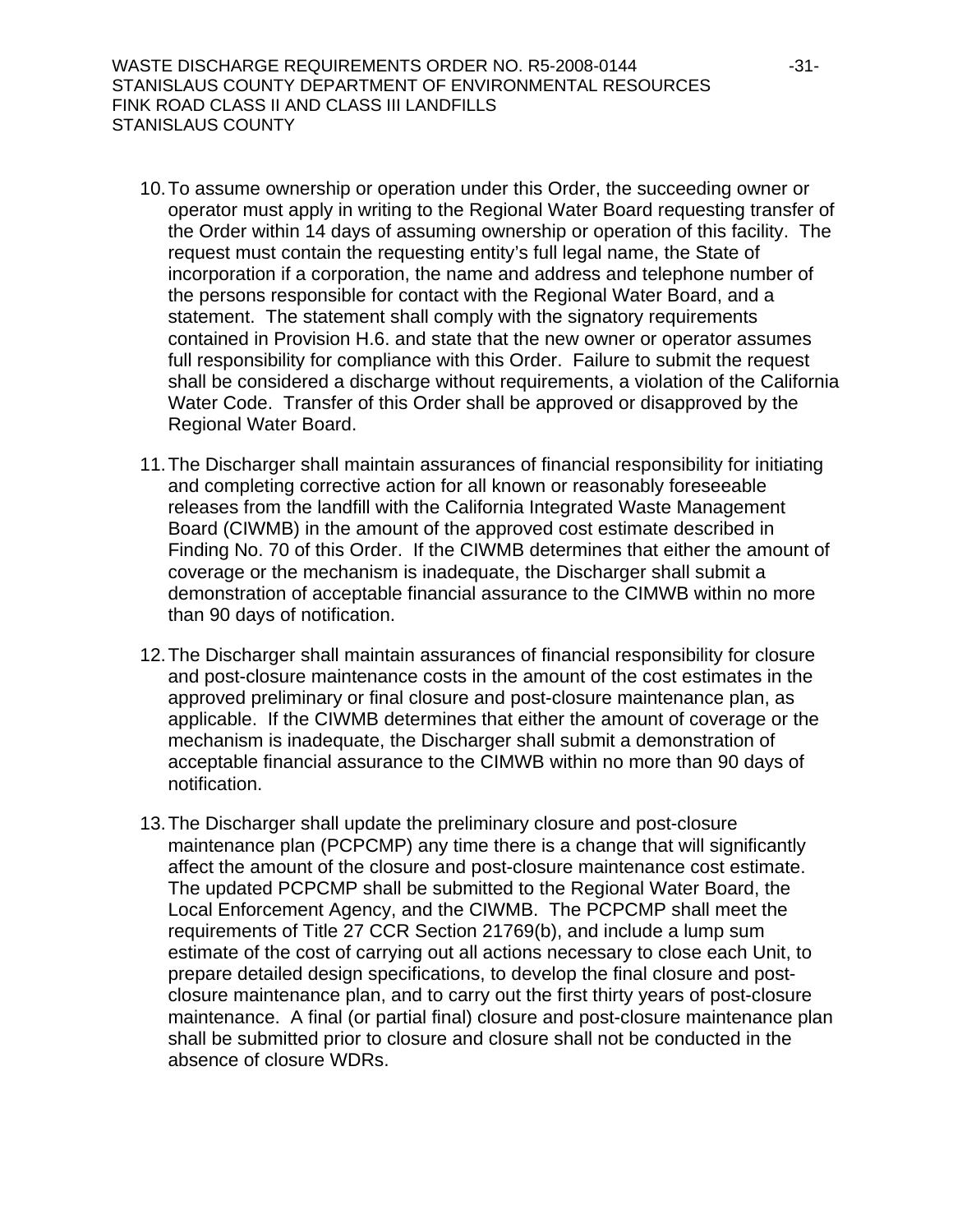10. To assume ownership or operation under this Order, the succeeding owner or operator must apply in writing to the Regional Water Board requesting transfer of the Order within 14 days of assuming ownership or operation of this facility. The request must contain the requesting entity's full legal name, the State of incorporation if a corporation, the name and address and telephone number of the persons responsible for contact with the Regional Water Board, and a statement. The statement shall comply with the signatory requirements contained in Provision H.6. and state that the new owner or operator assumes full responsibility for compliance with this Order. Failure to submit the request shall be considered a discharge without requirements, a violation of the California Water Code. Transfer of this Order shall be approved or disapproved by the Regional Water Board.

11. The Discharger shall maintain assurances of financial responsibility for initiating and completing corrective action for all known or reasonably foreseeable releases from the landfill with the California Integrated Waste Management Board (CIWMB) in the amount of the approved cost estimate described in Finding No. 70 of this Order. If the CIWMB determines that either the amount of coverage or the mechanism is inadequate, the Discharger shall submit a demonstration of acceptable financial assurance to the CIMWB within no more than 90 days of notification.

12. The Discharger shall maintain assurances of financial responsibility for closure and post-closure maintenance costs in the amount of the cost estimates in the approved preliminary or final closure and post-closure maintenance plan, as applicable. If the CIWMB determines that either the amount of coverage or the mechanism is inadequate, the Discharger shall submit a demonstration of acceptable financial assurance to the CIMWB within no more than 90 days of notification.

13. The Discharger shall update the preliminary closure and post-closure maintenance plan (PCPCMP) any time there is a change that will significantly affect the amount of the closure and post-closure maintenance cost estimate. The updated PCPCMP shall be submitted to the Regional Water Board, the Local Enforcement Agency, and the CIWMB. The PCPCMP shall meet the requirements of Title 27 CCR Section 21769(b), and include a lump sum estimate of the cost of carrying out all actions necessary to close each Unit, to prepare detailed design specifications, to develop the final closure and post-closure maintenance plan, and to carry out the first thirty years of post-closure maintenance. A final (or partial final) closure and post-closure maintenance plan shall be submitted prior to closure and closure shall not be conducted in the absence of closure WDRs.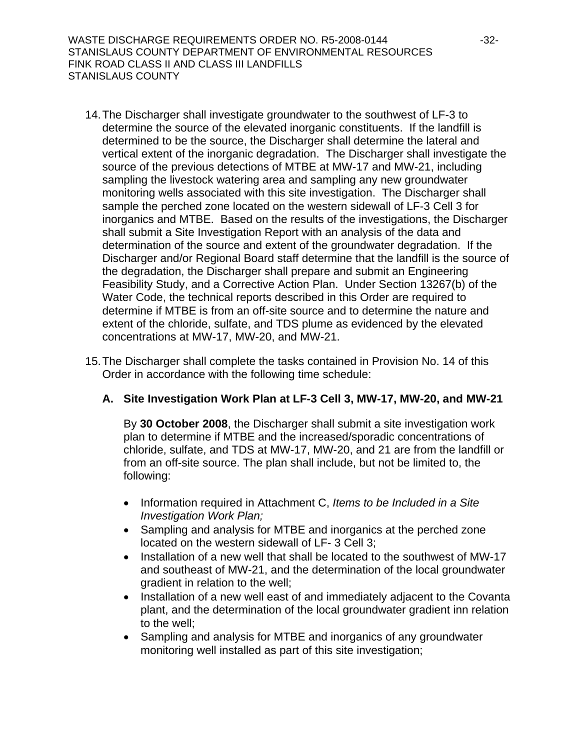14. The Discharger shall investigate groundwater to the southwest of LF-3 to determine the source of the elevated inorganic constituents. If the landfill is determined to be the source, the Discharger shall determine the lateral and vertical extent of the inorganic degradation. The Discharger shall investigate the source of the previous detections of MTBE at MW-17 and MW-21, including sampling the livestock watering area and sampling any new groundwater monitoring wells associated with this site investigation. The Discharger shall sample the perched zone located on the western sidewall of LF-3 Cell 3 for inorganics and MTBE. Based on the results of the investigations, the Discharger shall submit a Site Investigation Report with an analysis of the data and determination of the source and extent of the groundwater degradation. If the Discharger and/or Regional Board staff determine that the landfill is the source of the degradation, the Discharger shall prepare and submit an Engineering Feasibility Study, and a Corrective Action Plan. Under Section 13267(b) of the Water Code, the technical reports described in this Order are required to determine if MTBE is from an off-site source and to determine the nature and extent of the chloride, sulfate, and TDS plume as evidenced by the elevated concentrations at MW-17, MW-20, and MW-21.

15. The Discharger shall complete the tasks contained in Provision No. 14 of this Order in accordance with the following time schedule:

    **A. Site Investigation Work Plan at LF-3 Cell 3, MW-17, MW-20, and MW-21**

    By **30 October 2008**, the Discharger shall submit a site investigation work plan to determine if MTBE and the increased/sporadic concentrations of chloride, sulfate, and TDS at MW-17, MW-20, and 21 are from the landfill or from an off-site source. The plan shall include, but not be limited to, the following:

    - Information required in Attachment C, *Items to be Included in a Site Investigation Work Plan;*
    - Sampling and analysis for MTBE and inorganics at the perched zone located on the western sidewall of LF- 3 Cell 3;
    - Installation of a new well that shall be located to the southwest of MW-17 and southeast of MW-21, and the determination of the local groundwater gradient in relation to the well;
    - Installation of a new well east of and immediately adjacent to the Covanta plant, and the determination of the local groundwater gradient inn relation to the well;
    - Sampling and analysis for MTBE and inorganics of any groundwater monitoring well installed as part of this site investigation;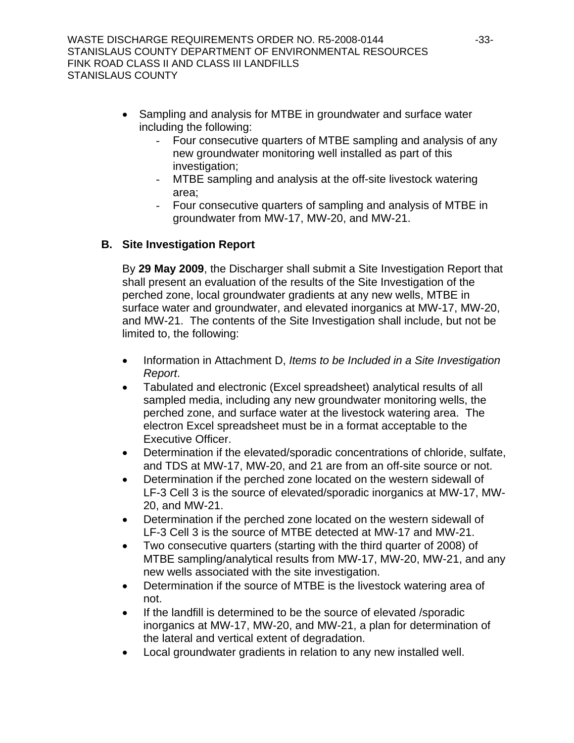- Sampling and analysis for MTBE in groundwater and surface water including the following:
  - Four consecutive quarters of MTBE sampling and analysis of any new groundwater monitoring well installed as part of this investigation;
  - MTBE sampling and analysis at the off-site livestock watering area;
  - Four consecutive quarters of sampling and analysis of MTBE in groundwater from MW-17, MW-20, and MW-21.

## B. Site Investigation Report

By **29 May 2009**, the Discharger shall submit a Site Investigation Report that shall present an evaluation of the results of the Site Investigation of the perched zone, local groundwater gradients at any new wells, MTBE in surface water and groundwater, and elevated inorganics at MW-17, MW-20, and MW-21. The contents of the Site Investigation shall include, but not be limited to, the following:

- Information in Attachment D, *Items to be Included in a Site Investigation Report*.
- Tabulated and electronic (Excel spreadsheet) analytical results of all sampled media, including any new groundwater monitoring wells, the perched zone, and surface water at the livestock watering area. The electron Excel spreadsheet must be in a format acceptable to the Executive Officer.
- Determination if the elevated/sporadic concentrations of chloride, sulfate, and TDS at MW-17, MW-20, and 21 are from an off-site source or not.
- Determination if the perched zone located on the western sidewall of LF-3 Cell 3 is the source of elevated/sporadic inorganics at MW-17, MW-20, and MW-21.
- Determination if the perched zone located on the western sidewall of LF-3 Cell 3 is the source of MTBE detected at MW-17 and MW-21.
- Two consecutive quarters (starting with the third quarter of 2008) of MTBE sampling/analytical results from MW-17, MW-20, MW-21, and any new wells associated with the site investigation.
- Determination if the source of MTBE is the livestock watering area of not.
- If the landfill is determined to be the source of elevated /sporadic inorganics at MW-17, MW-20, and MW-21, a plan for determination of the lateral and vertical extent of degradation.
- Local groundwater gradients in relation to any new installed well.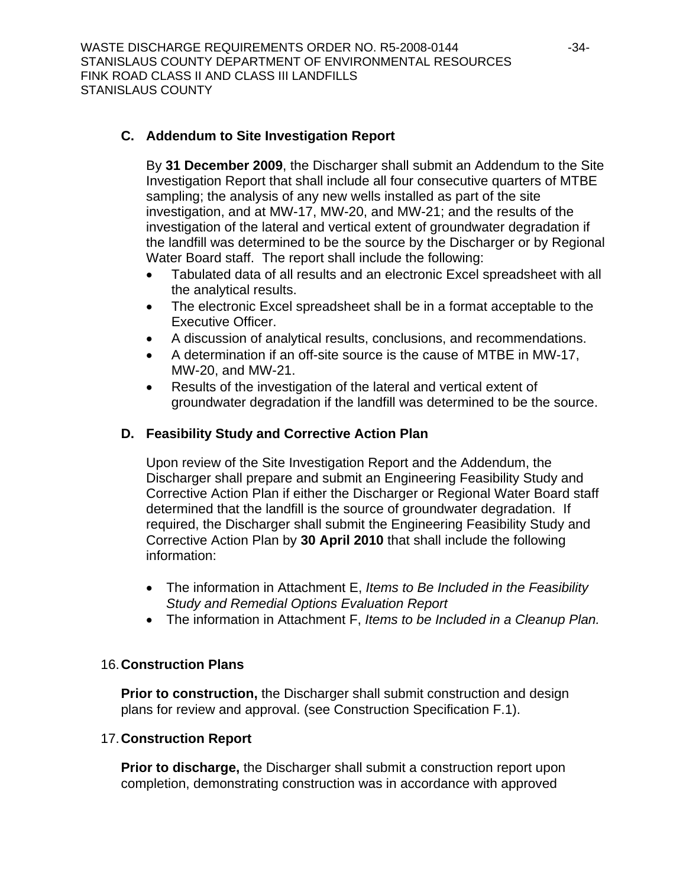**C. Addendum to Site Investigation Report**

By **31 December 2009**, the Discharger shall submit an Addendum to the Site Investigation Report that shall include all four consecutive quarters of MTBE sampling; the analysis of any new wells installed as part of the site investigation, and at MW-17, MW-20, and MW-21; and the results of the investigation of the lateral and vertical extent of groundwater degradation if the landfill was determined to be the source by the Discharger or by Regional Water Board staff. The report shall include the following:

- Tabulated data of all results and an electronic Excel spreadsheet with all the analytical results.
- The electronic Excel spreadsheet shall be in a format acceptable to the Executive Officer.
- A discussion of analytical results, conclusions, and recommendations.
- A determination if an off-site source is the cause of MTBE in MW-17, MW-20, and MW-21.
- Results of the investigation of the lateral and vertical extent of groundwater degradation if the landfill was determined to be the source.

**D. Feasibility Study and Corrective Action Plan**

Upon review of the Site Investigation Report and the Addendum, the Discharger shall prepare and submit an Engineering Feasibility Study and Corrective Action Plan if either the Discharger or Regional Water Board staff determined that the landfill is the source of groundwater degradation. If required, the Discharger shall submit the Engineering Feasibility Study and Corrective Action Plan by **30 April 2010** that shall include the following information:

- The information in Attachment E, *Items to Be Included in the Feasibility Study and Remedial Options Evaluation Report*
- The information in Attachment F, *Items to be Included in a Cleanup Plan.*

16. **Construction Plans**

**Prior to construction,** the Discharger shall submit construction and design plans for review and approval. (see Construction Specification F.1).

17. **Construction Report**

**Prior to discharge,** the Discharger shall submit a construction report upon completion, demonstrating construction was in accordance with approved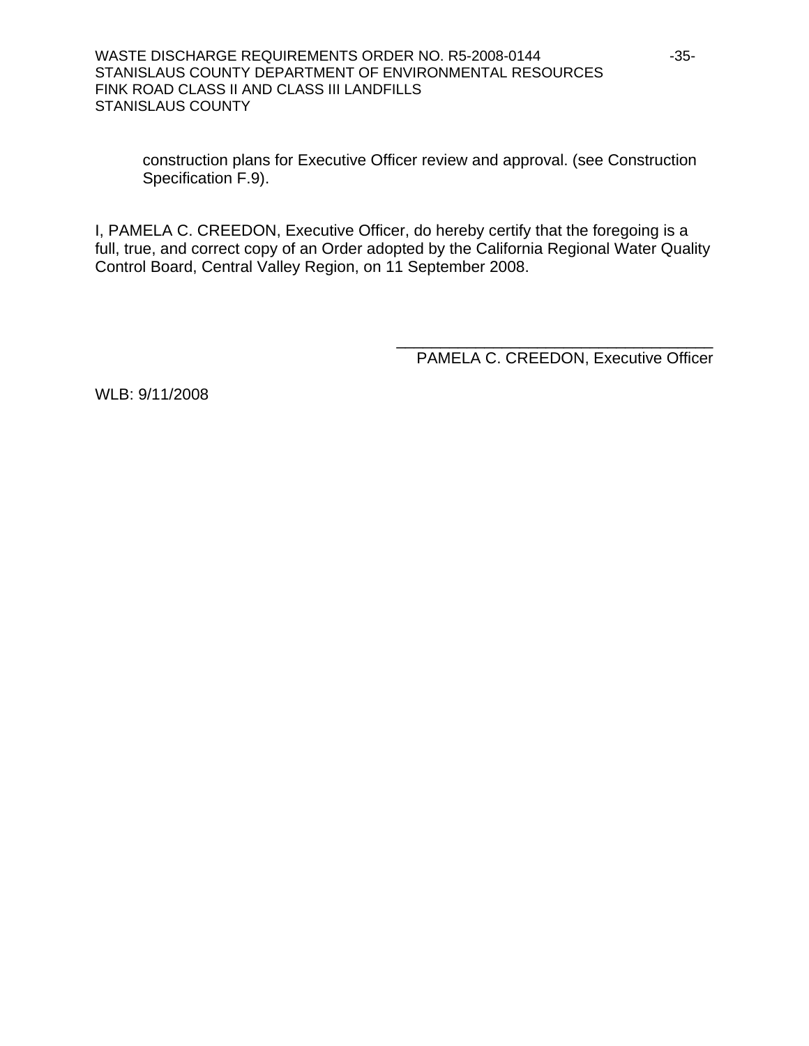construction plans for Executive Officer review and approval. (see Construction Specification F.9).

I, PAMELA C. CREEDON, Executive Officer, do hereby certify that the foregoing is a full, true, and correct copy of an Order adopted by the California Regional Water Quality Control Board, Central Valley Region, on 11 September 2008.

\_\_\_\_\_\_\_\_\_\_\_\_\_\_\_\_\_\_\_\_\_\_\_\_\_\_\_\_\_\_\_\_\_\_\_\_\_\_

PAMELA C. CREEDON, Executive Officer

WLB: 9/11/2008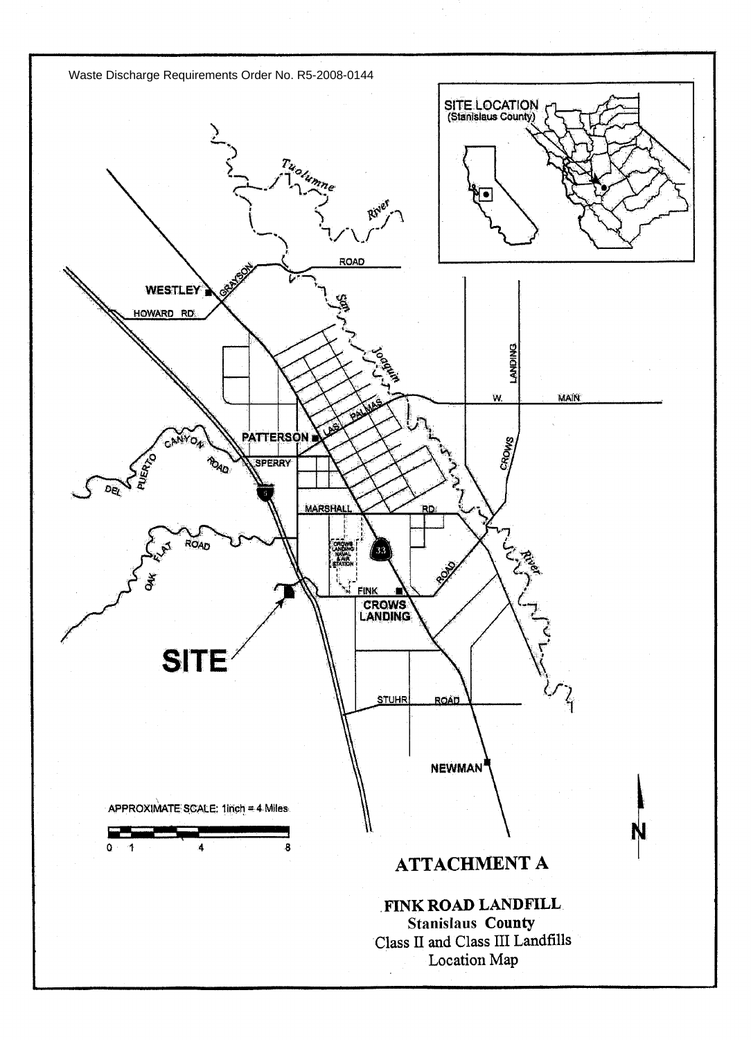Waste Discharge Requirements Order No. R5-2008-0144

# ATTACHMENT A

**FINK ROAD LANDFILL**
**Stanislaus County**
Class II and Class III Landfills
Location Map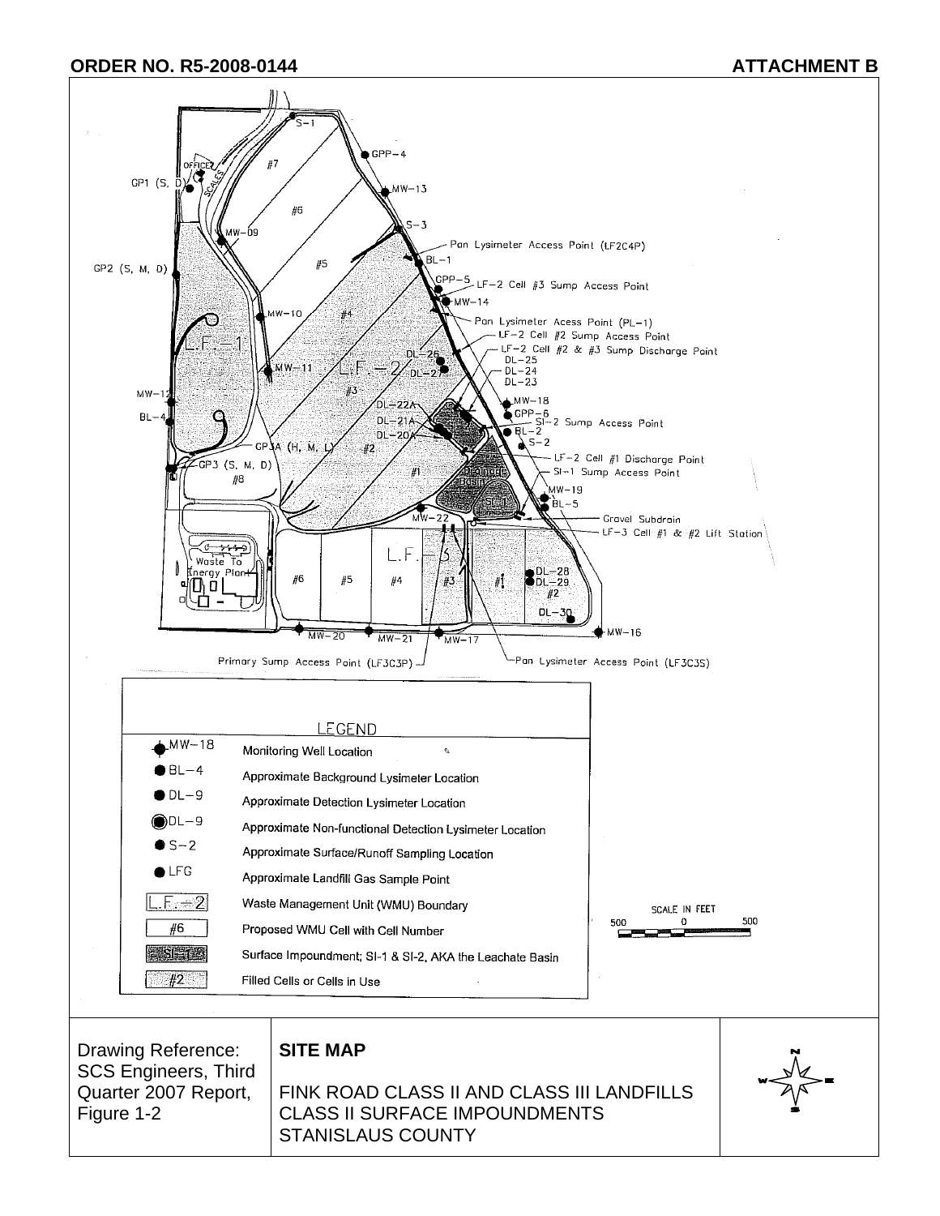**ORDER NO. R5-2008-0144** **ATTACHMENT B**

S-1

GPP-4

OFFICE

SCALES

GP1 (S, D)

#7

MW-13

#6

S-3

MW-09

Pan Lysimeter Access Point (LF2C4P)

BL-1

GP2 (S, M, D)

#5

GPP-5

LF-2 Cell #3 Sump Access Point

MW-14

MW-10

#4

Pan Lysimeter Acess Point (PL-1)

L.F.-1

LF-2 Cell #2 Sump Access Point

LF-2 Cell #2 & #3 Sump Discharge Point

DL-26

DL-25

MW-11

L.F.-2

DL-27

DL-24

DL-23

MW-12

#3

MW-18

DL-22A

GPP-6

BL-4

DL-21A

SI-2 Sump Access Point

DL-20A

BL-2

S-2

GP3A (H, M, L)

#2

LF-2 Cell #1 Discharge Point

GP3 (S, M, D)

#1

Drainage Basin

SI-1 Sump Access Point

#8

MW-19

SI-1

BL-5

MW-22

Gravel Subdrain

LF-3 Cell #1 & #2 Lift Station

L.F.-3

Waste To Energy Plant

#6

#5

#4

#3

#1

DL-28

DL-29

#2

DL-30

MW-20

MW-21

MW-17

MW-16

Primary Sump Access Point (LF3C3P)

Pan Lysimeter Access Point (LF3C3S)

LEGEND

| Symbol | Description |
|---|---|
| MW-18 | Monitoring Well Location |
| BL-4 | Approximate Background Lysimeter Location |
| DL-9 | Approximate Detection Lysimeter Location |
| DL-9 | Approximate Non-functional Detection Lysimeter Location |
| S-2 | Approximate Surface/Runoff Sampling Location |
| LFG | Approximate Landfill Gas Sample Point |
| L.F.-2 | Waste Management Unit (WMU) Boundary |
| #6 | Proposed WMU Cell with Cell Number |
| SI-1 | Surface Impoundment; SI-1 & SI-2, AKA the Leachate Basin |
| #2 | Filled Cells or Cells in Use |

SCALE IN FEET

500 0 500

| Drawing Reference: SCS Engineers, Third Quarter 2007 Report, Figure 1-2 | **SITE MAP**<br><br>FINK ROAD CLASS II AND CLASS III LANDFILLS<br>CLASS II SURFACE IMPOUNDMENTS<br>STANISLAUS COUNTY | N W E S |
|---|---|---|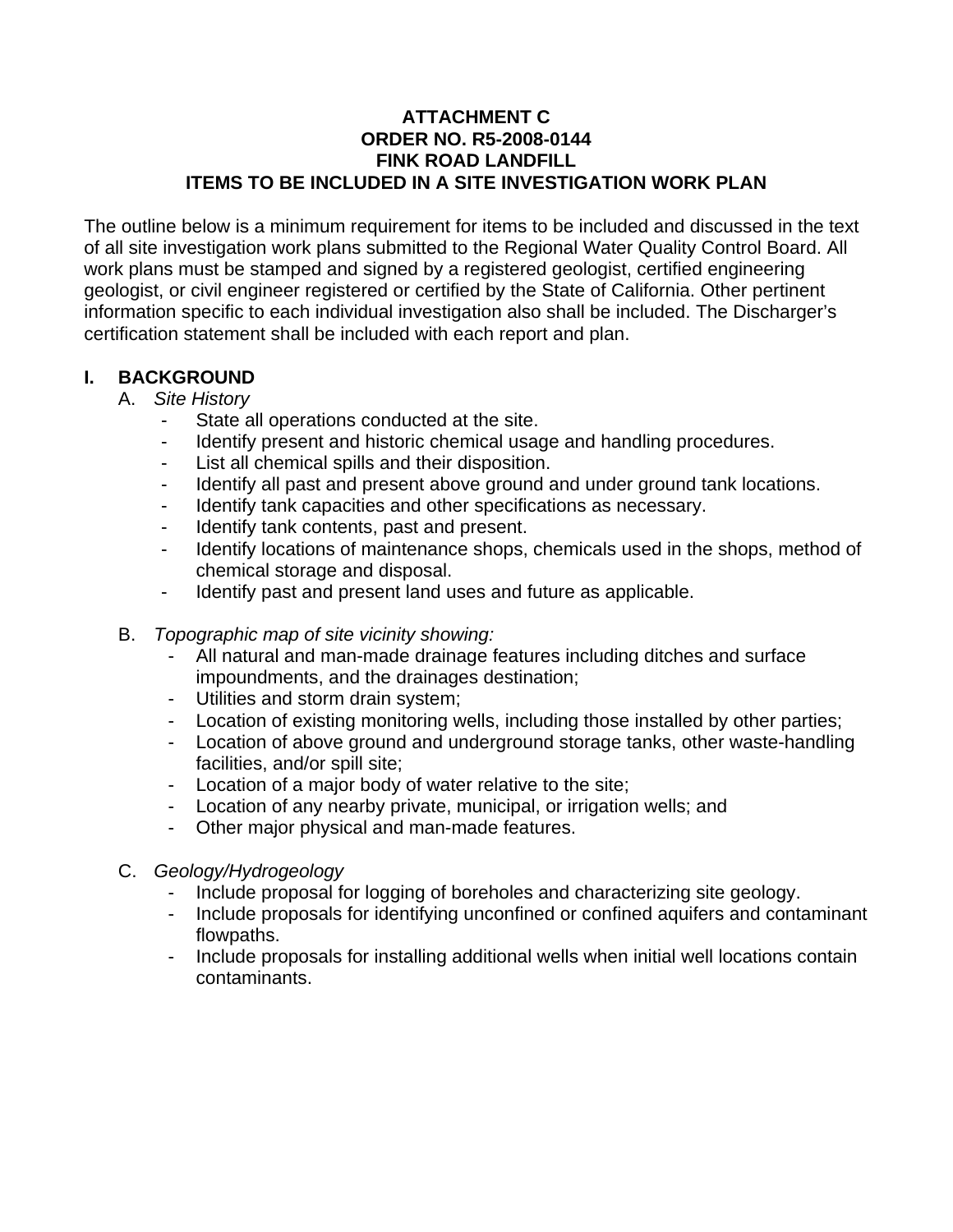**ATTACHMENT C**
**ORDER NO. R5-2008-0144**
**FINK ROAD LANDFILL**
**ITEMS TO BE INCLUDED IN A SITE INVESTIGATION WORK PLAN**

The outline below is a minimum requirement for items to be included and discussed in the text of all site investigation work plans submitted to the Regional Water Quality Control Board. All work plans must be stamped and signed by a registered geologist, certified engineering geologist, or civil engineer registered or certified by the State of California. Other pertinent information specific to each individual investigation also shall be included. The Discharger's certification statement shall be included with each report and plan.

## I. BACKGROUND

A. *Site History*

- State all operations conducted at the site.
- Identify present and historic chemical usage and handling procedures.
- List all chemical spills and their disposition.
- Identify all past and present above ground and under ground tank locations.
- Identify tank capacities and other specifications as necessary.
- Identify tank contents, past and present.
- Identify locations of maintenance shops, chemicals used in the shops, method of chemical storage and disposal.
- Identify past and present land uses and future as applicable.

B. *Topographic map of site vicinity showing:*

- All natural and man-made drainage features including ditches and surface impoundments, and the drainages destination;
- Utilities and storm drain system;
- Location of existing monitoring wells, including those installed by other parties;
- Location of above ground and underground storage tanks, other waste-handling facilities, and/or spill site;
- Location of a major body of water relative to the site;
- Location of any nearby private, municipal, or irrigation wells; and
- Other major physical and man-made features.

C. *Geology/Hydrogeology*

- Include proposal for logging of boreholes and characterizing site geology.
- Include proposals for identifying unconfined or confined aquifers and contaminant flowpaths.
- Include proposals for installing additional wells when initial well locations contain contaminants.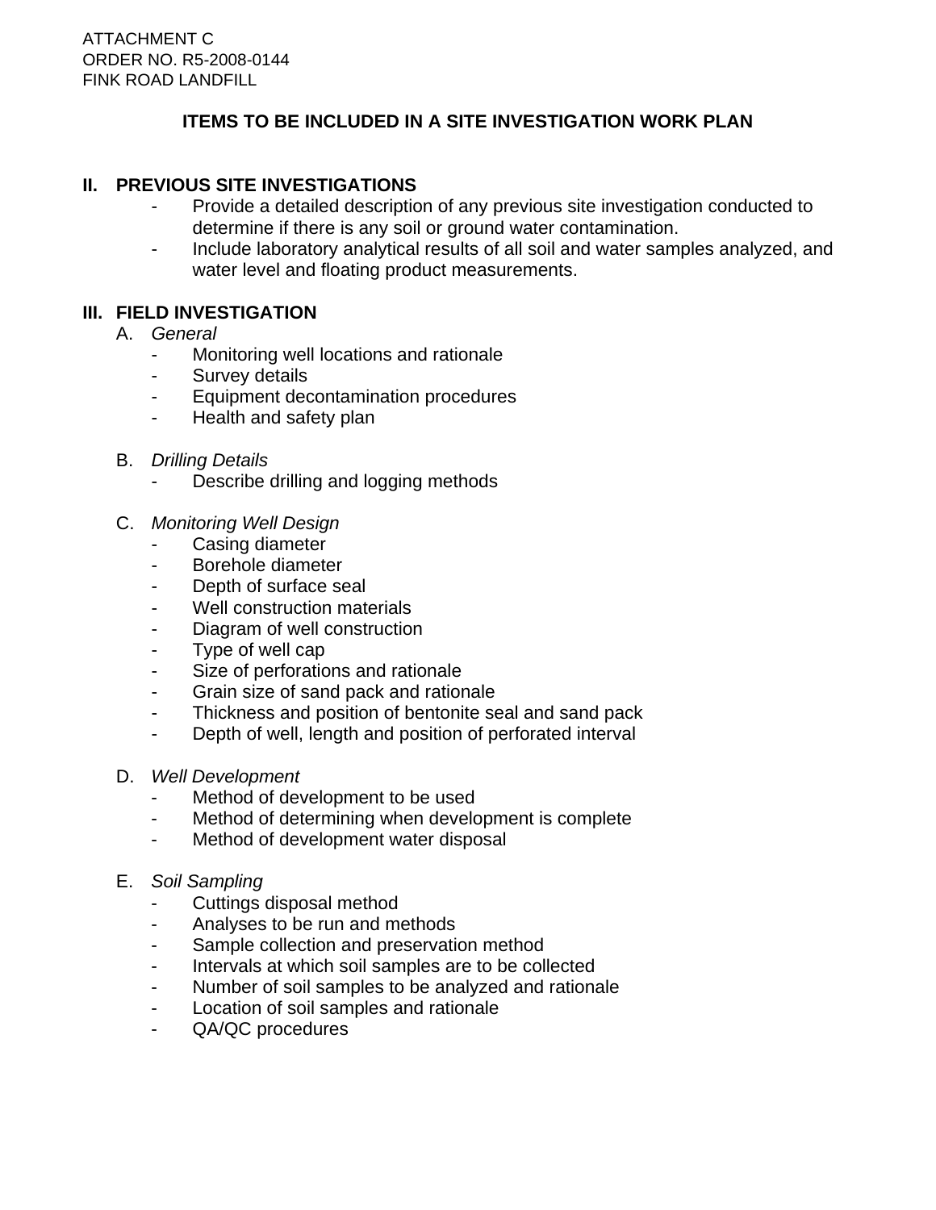ATTACHMENT C
ORDER NO. R5-2008-0144
FINK ROAD LANDFILL

## ITEMS TO BE INCLUDED IN A SITE INVESTIGATION WORK PLAN

### II. PREVIOUS SITE INVESTIGATIONS

- Provide a detailed description of any previous site investigation conducted to determine if there is any soil or ground water contamination.
- Include laboratory analytical results of all soil and water samples analyzed, and water level and floating product measurements.

### III. FIELD INVESTIGATION

A. *General*

- Monitoring well locations and rationale
- Survey details
- Equipment decontamination procedures
- Health and safety plan

B. *Drilling Details*

- Describe drilling and logging methods

C. *Monitoring Well Design*

- Casing diameter
- Borehole diameter
- Depth of surface seal
- Well construction materials
- Diagram of well construction
- Type of well cap
- Size of perforations and rationale
- Grain size of sand pack and rationale
- Thickness and position of bentonite seal and sand pack
- Depth of well, length and position of perforated interval

D. *Well Development*

- Method of development to be used
- Method of determining when development is complete
- Method of development water disposal

E. *Soil Sampling*

- Cuttings disposal method
- Analyses to be run and methods
- Sample collection and preservation method
- Intervals at which soil samples are to be collected
- Number of soil samples to be analyzed and rationale
- Location of soil samples and rationale
- QA/QC procedures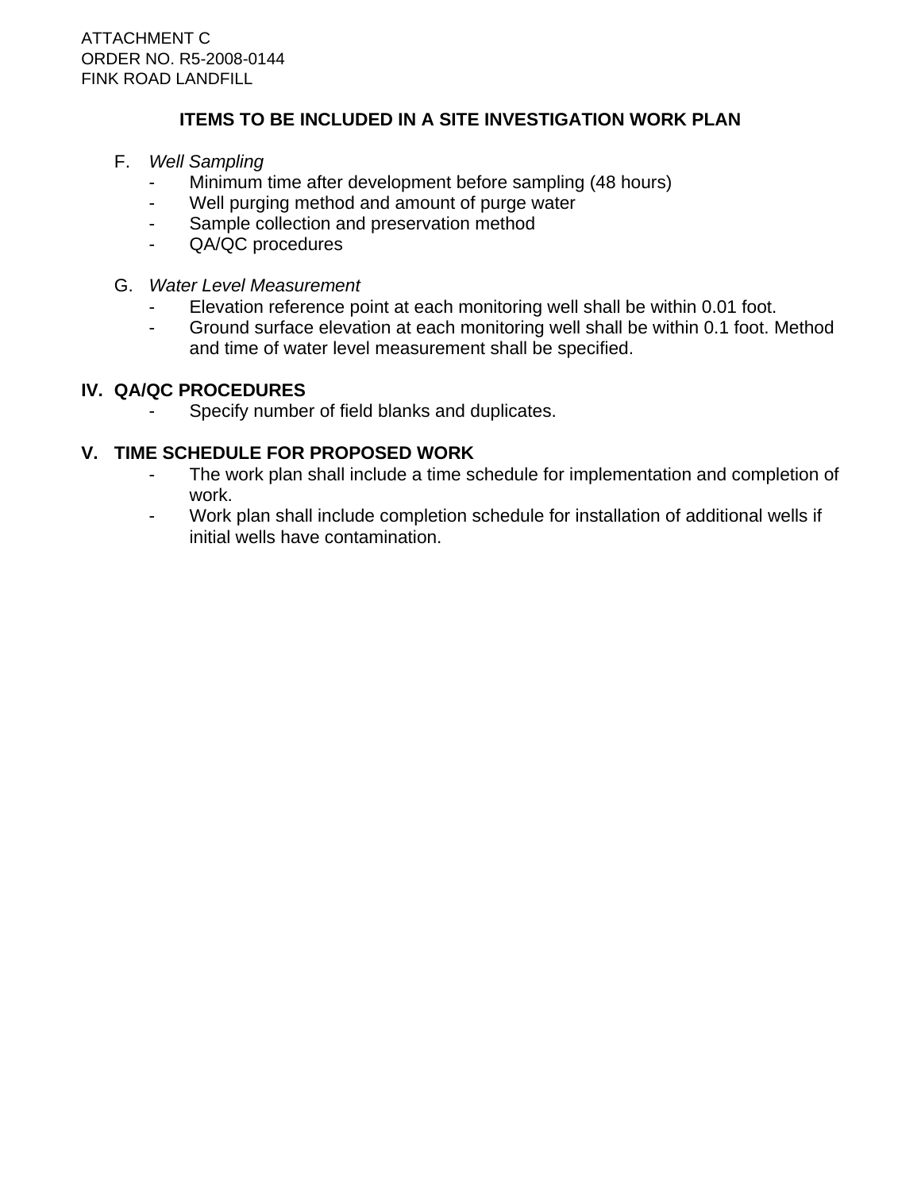## ITEMS TO BE INCLUDED IN A SITE INVESTIGATION WORK PLAN

F. *Well Sampling*
- Minimum time after development before sampling (48 hours)
- Well purging method and amount of purge water
- Sample collection and preservation method
- QA/QC procedures

G. *Water Level Measurement*
- Elevation reference point at each monitoring well shall be within 0.01 foot.
- Ground surface elevation at each monitoring well shall be within 0.1 foot. Method and time of water level measurement shall be specified.

### IV. QA/QC PROCEDURES
- Specify number of field blanks and duplicates.

### V. TIME SCHEDULE FOR PROPOSED WORK
- The work plan shall include a time schedule for implementation and completion of work.
- Work plan shall include completion schedule for installation of additional wells if initial wells have contamination.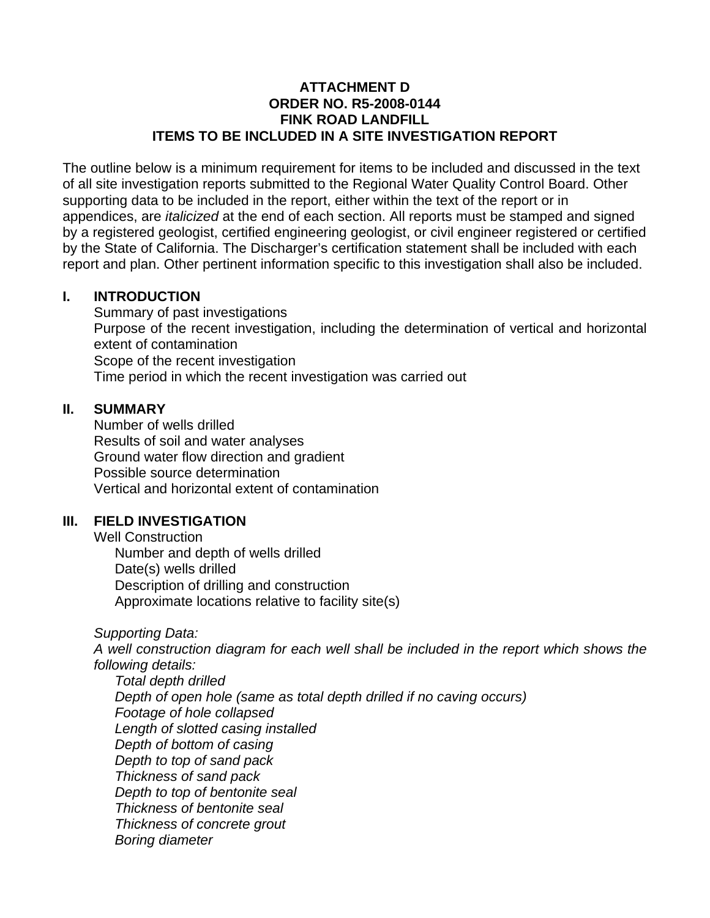**ATTACHMENT D**
**ORDER NO. R5-2008-0144**
**FINK ROAD LANDFILL**
**ITEMS TO BE INCLUDED IN A SITE INVESTIGATION REPORT**

The outline below is a minimum requirement for items to be included and discussed in the text of all site investigation reports submitted to the Regional Water Quality Control Board. Other supporting data to be included in the report, either within the text of the report or in appendices, are *italicized* at the end of each section. All reports must be stamped and signed by a registered geologist, certified engineering geologist, or civil engineer registered or certified by the State of California. The Discharger's certification statement shall be included with each report and plan. Other pertinent information specific to this investigation shall also be included.

## I. INTRODUCTION

Summary of past investigations
Purpose of the recent investigation, including the determination of vertical and horizontal extent of contamination
Scope of the recent investigation
Time period in which the recent investigation was carried out

## II. SUMMARY

Number of wells drilled
Results of soil and water analyses
Ground water flow direction and gradient
Possible source determination
Vertical and horizontal extent of contamination

## III. FIELD INVESTIGATION

Well Construction

- Number and depth of wells drilled
- Date(s) wells drilled
- Description of drilling and construction
- Approximate locations relative to facility site(s)

*Supporting Data:*
*A well construction diagram for each well shall be included in the report which shows the following details:*

- *Total depth drilled*
- *Depth of open hole (same as total depth drilled if no caving occurs)*
- *Footage of hole collapsed*
- *Length of slotted casing installed*
- *Depth of bottom of casing*
- *Depth to top of sand pack*
- *Thickness of sand pack*
- *Depth to top of bentonite seal*
- *Thickness of bentonite seal*
- *Thickness of concrete grout*
- *Boring diameter*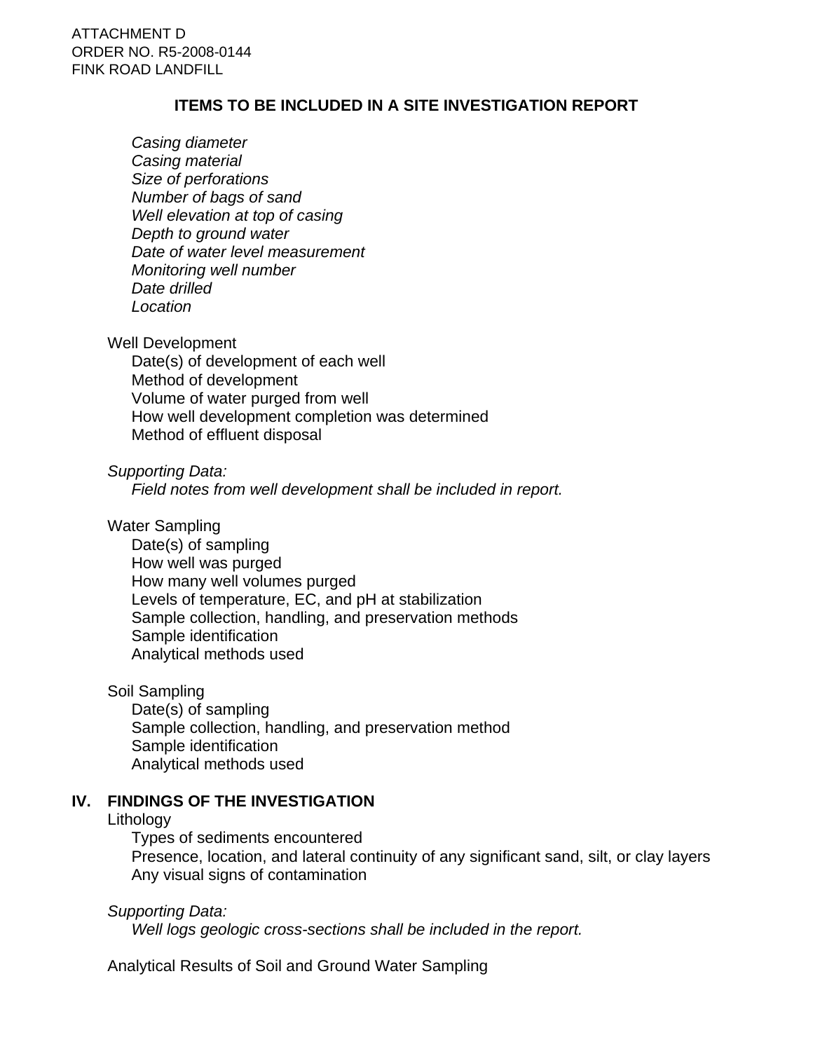ATTACHMENT D
ORDER NO. R5-2008-0144
FINK ROAD LANDFILL

**ITEMS TO BE INCLUDED IN A SITE INVESTIGATION REPORT**

*Casing diameter*
*Casing material*
*Size of perforations*
*Number of bags of sand*
*Well elevation at top of casing*
*Depth to ground water*
*Date of water level measurement*
*Monitoring well number*
*Date drilled*
*Location*

Well Development
- Date(s) of development of each well
- Method of development
- Volume of water purged from well
- How well development completion was determined
- Method of effluent disposal

*Supporting Data:*
*Field notes from well development shall be included in report.*

Water Sampling
- Date(s) of sampling
- How well was purged
- How many well volumes purged
- Levels of temperature, EC, and pH at stabilization
- Sample collection, handling, and preservation methods
- Sample identification
- Analytical methods used

Soil Sampling
- Date(s) of sampling
- Sample collection, handling, and preservation method
- Sample identification
- Analytical methods used

## IV. FINDINGS OF THE INVESTIGATION

Lithology
- Types of sediments encountered
- Presence, location, and lateral continuity of any significant sand, silt, or clay layers
- Any visual signs of contamination

*Supporting Data:*
*Well logs geologic cross-sections shall be included in the report.*

Analytical Results of Soil and Ground Water Sampling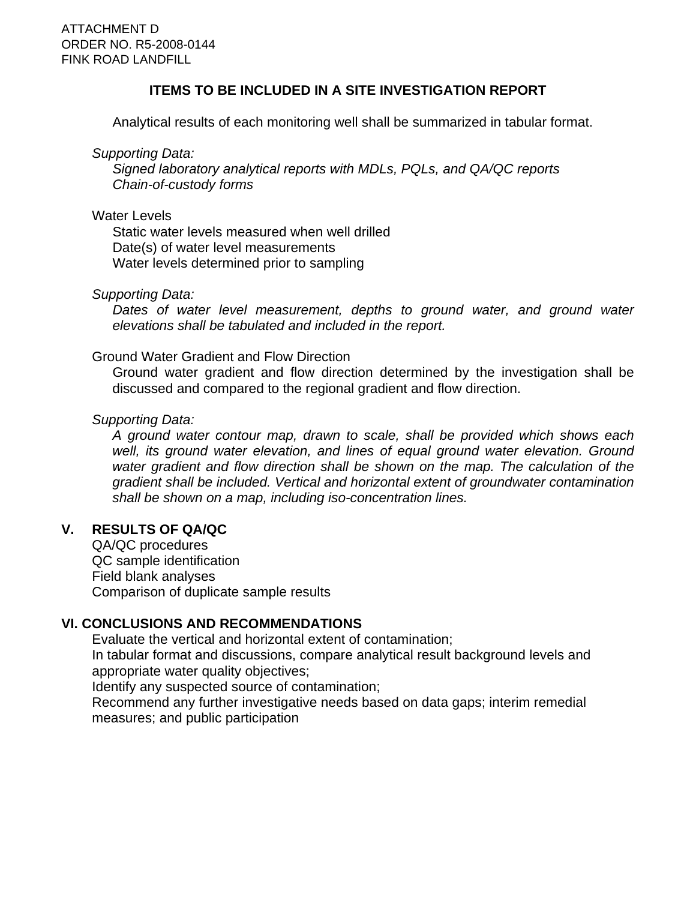### ITEMS TO BE INCLUDED IN A SITE INVESTIGATION REPORT

Analytical results of each monitoring well shall be summarized in tabular format.

*Supporting Data:*

*Signed laboratory analytical reports with MDLs, PQLs, and QA/QC reports*
*Chain-of-custody forms*

Water Levels

Static water levels measured when well drilled
Date(s) of water level measurements
Water levels determined prior to sampling

*Supporting Data:*

*Dates of water level measurement, depths to ground water, and ground water elevations shall be tabulated and included in the report.*

Ground Water Gradient and Flow Direction

Ground water gradient and flow direction determined by the investigation shall be discussed and compared to the regional gradient and flow direction.

*Supporting Data:*

*A ground water contour map, drawn to scale, shall be provided which shows each well, its ground water elevation, and lines of equal ground water elevation. Ground water gradient and flow direction shall be shown on the map. The calculation of the gradient shall be included. Vertical and horizontal extent of groundwater contamination shall be shown on a map, including iso-concentration lines.*

## V. RESULTS OF QA/QC

QA/QC procedures
QC sample identification
Field blank analyses
Comparison of duplicate sample results

## VI. CONCLUSIONS AND RECOMMENDATIONS

Evaluate the vertical and horizontal extent of contamination;
In tabular format and discussions, compare analytical result background levels and appropriate water quality objectives;
Identify any suspected source of contamination;
Recommend any further investigative needs based on data gaps; interim remedial measures; and public participation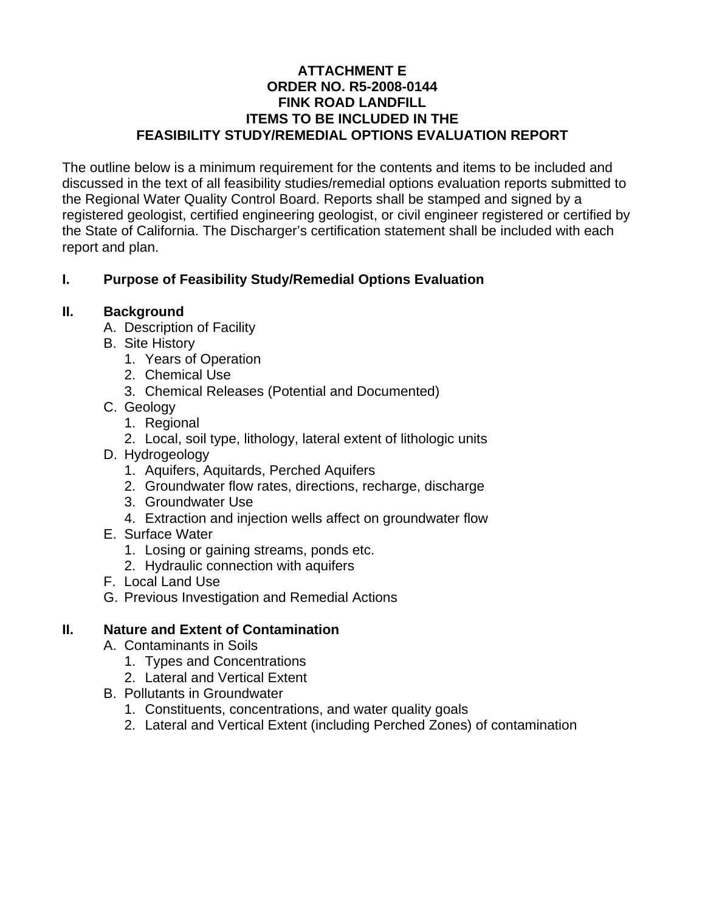**ATTACHMENT E**
**ORDER NO. R5-2008-0144**
**FINK ROAD LANDFILL**
**ITEMS TO BE INCLUDED IN THE**
**FEASIBILITY STUDY/REMEDIAL OPTIONS EVALUATION REPORT**

The outline below is a minimum requirement for the contents and items to be included and discussed in the text of all feasibility studies/remedial options evaluation reports submitted to the Regional Water Quality Control Board. Reports shall be stamped and signed by a registered geologist, certified engineering geologist, or civil engineer registered or certified by the State of California. The Discharger's certification statement shall be included with each report and plan.

**I. Purpose of Feasibility Study/Remedial Options Evaluation**

**II. Background**

- A. Description of Facility
- B. Site History
  1. Years of Operation
  2. Chemical Use
  3. Chemical Releases (Potential and Documented)
- C. Geology
  1. Regional
  2. Local, soil type, lithology, lateral extent of lithologic units
- D. Hydrogeology
  1. Aquifers, Aquitards, Perched Aquifers
  2. Groundwater flow rates, directions, recharge, discharge
  3. Groundwater Use
  4. Extraction and injection wells affect on groundwater flow
- E. Surface Water
  1. Losing or gaining streams, ponds etc.
  2. Hydraulic connection with aquifers
- F. Local Land Use
- G. Previous Investigation and Remedial Actions

**II. Nature and Extent of Contamination**

- A. Contaminants in Soils
  1. Types and Concentrations
  2. Lateral and Vertical Extent
- B. Pollutants in Groundwater
  1. Constituents, concentrations, and water quality goals
  2. Lateral and Vertical Extent (including Perched Zones) of contamination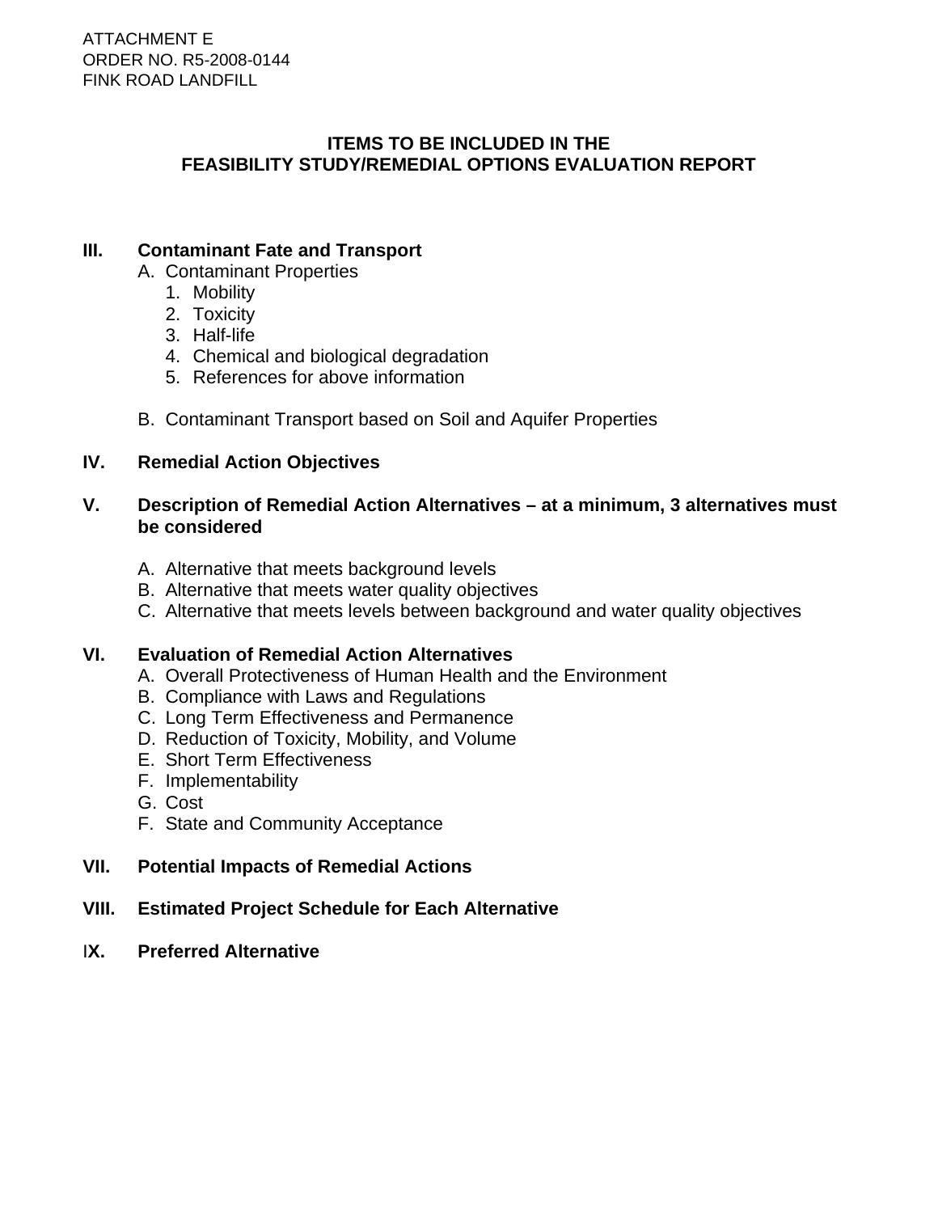ATTACHMENT E
ORDER NO. R5-2008-0144
FINK ROAD LANDFILL

## ITEMS TO BE INCLUDED IN THE FEASIBILITY STUDY/REMEDIAL OPTIONS EVALUATION REPORT

### III. Contaminant Fate and Transport

A. Contaminant Properties
   1. Mobility
   2. Toxicity
   3. Half-life
   4. Chemical and biological degradation
   5. References for above information

B. Contaminant Transport based on Soil and Aquifer Properties

### IV. Remedial Action Objectives

### V. Description of Remedial Action Alternatives – at a minimum, 3 alternatives must be considered

A. Alternative that meets background levels
B. Alternative that meets water quality objectives
C. Alternative that meets levels between background and water quality objectives

### VI. Evaluation of Remedial Action Alternatives

A. Overall Protectiveness of Human Health and the Environment
B. Compliance with Laws and Regulations
C. Long Term Effectiveness and Permanence
D. Reduction of Toxicity, Mobility, and Volume
E. Short Term Effectiveness
F. Implementability
G. Cost
F. State and Community Acceptance

### VII. Potential Impacts of Remedial Actions

### VIII. Estimated Project Schedule for Each Alternative

### IX. Preferred Alternative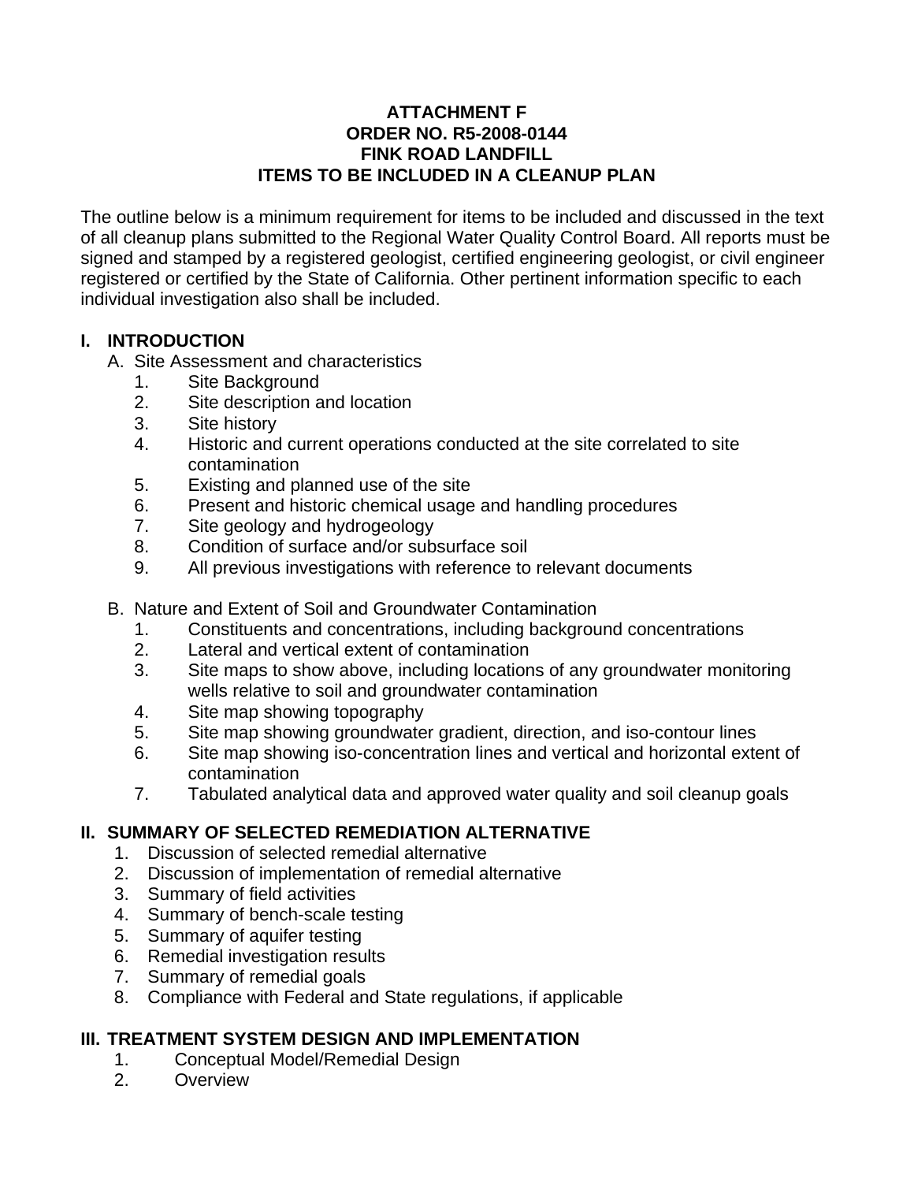**ATTACHMENT F**
**ORDER NO. R5-2008-0144**
**FINK ROAD LANDFILL**
**ITEMS TO BE INCLUDED IN A CLEANUP PLAN**

The outline below is a minimum requirement for items to be included and discussed in the text of all cleanup plans submitted to the Regional Water Quality Control Board. All reports must be signed and stamped by a registered geologist, certified engineering geologist, or civil engineer registered or certified by the State of California. Other pertinent information specific to each individual investigation also shall be included.

## I. INTRODUCTION

A. Site Assessment and characteristics
1. Site Background
2. Site description and location
3. Site history
4. Historic and current operations conducted at the site correlated to site contamination
5. Existing and planned use of the site
6. Present and historic chemical usage and handling procedures
7. Site geology and hydrogeology
8. Condition of surface and/or subsurface soil
9. All previous investigations with reference to relevant documents

B. Nature and Extent of Soil and Groundwater Contamination
1. Constituents and concentrations, including background concentrations
2. Lateral and vertical extent of contamination
3. Site maps to show above, including locations of any groundwater monitoring wells relative to soil and groundwater contamination
4. Site map showing topography
5. Site map showing groundwater gradient, direction, and iso-contour lines
6. Site map showing iso-concentration lines and vertical and horizontal extent of contamination
7. Tabulated analytical data and approved water quality and soil cleanup goals

## II. SUMMARY OF SELECTED REMEDIATION ALTERNATIVE

1. Discussion of selected remedial alternative
2. Discussion of implementation of remedial alternative
3. Summary of field activities
4. Summary of bench-scale testing
5. Summary of aquifer testing
6. Remedial investigation results
7. Summary of remedial goals
8. Compliance with Federal and State regulations, if applicable

## III. TREATMENT SYSTEM DESIGN AND IMPLEMENTATION

1. Conceptual Model/Remedial Design
2. Overview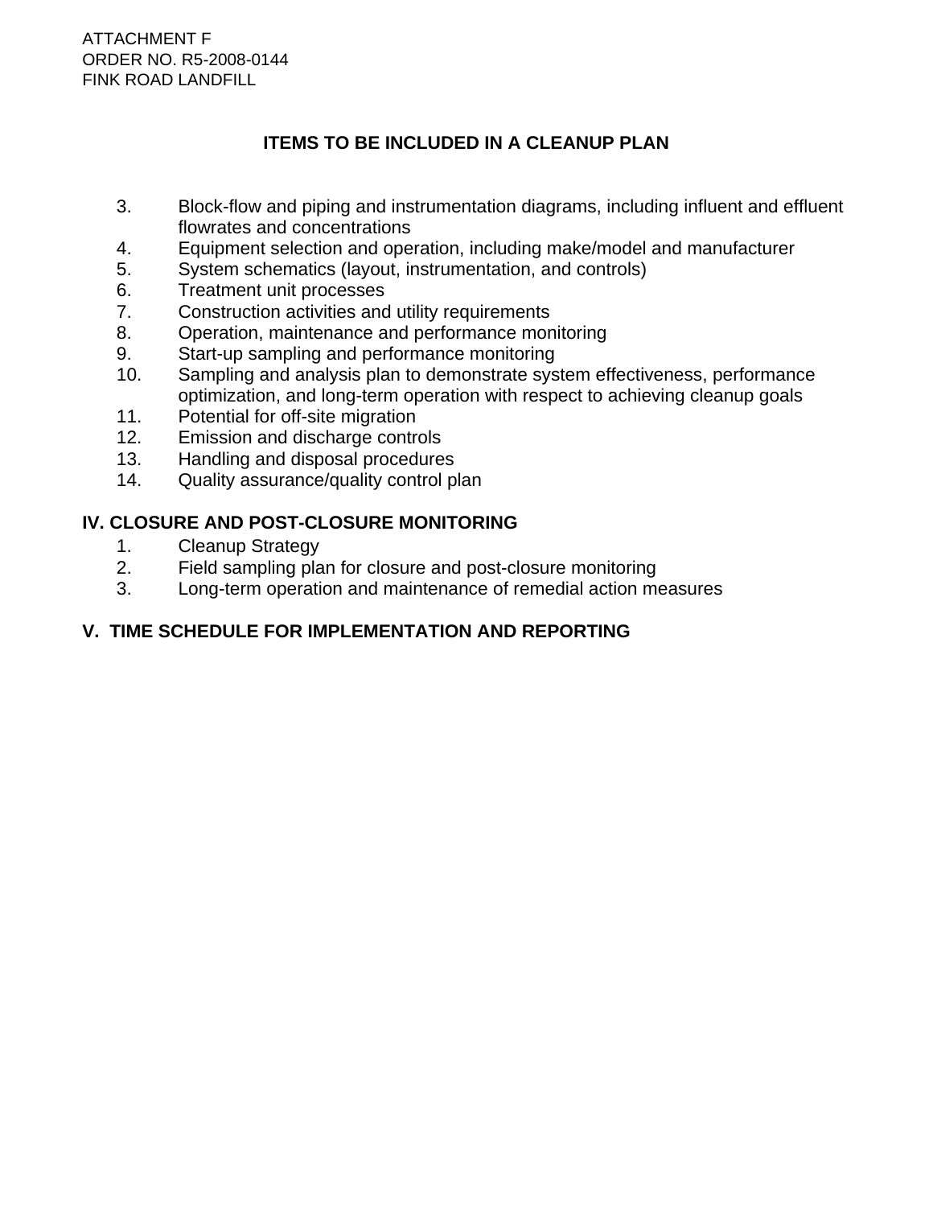## ITEMS TO BE INCLUDED IN A CLEANUP PLAN

3. Block-flow and piping and instrumentation diagrams, including influent and effluent flowrates and concentrations
4. Equipment selection and operation, including make/model and manufacturer
5. System schematics (layout, instrumentation, and controls)
6. Treatment unit processes
7. Construction activities and utility requirements
8. Operation, maintenance and performance monitoring
9. Start-up sampling and performance monitoring
10. Sampling and analysis plan to demonstrate system effectiveness, performance optimization, and long-term operation with respect to achieving cleanup goals
11. Potential for off-site migration
12. Emission and discharge controls
13. Handling and disposal procedures
14. Quality assurance/quality control plan

### IV. CLOSURE AND POST-CLOSURE MONITORING

1. Cleanup Strategy
2. Field sampling plan for closure and post-closure monitoring
3. Long-term operation and maintenance of remedial action measures

### V. TIME SCHEDULE FOR IMPLEMENTATION AND REPORTING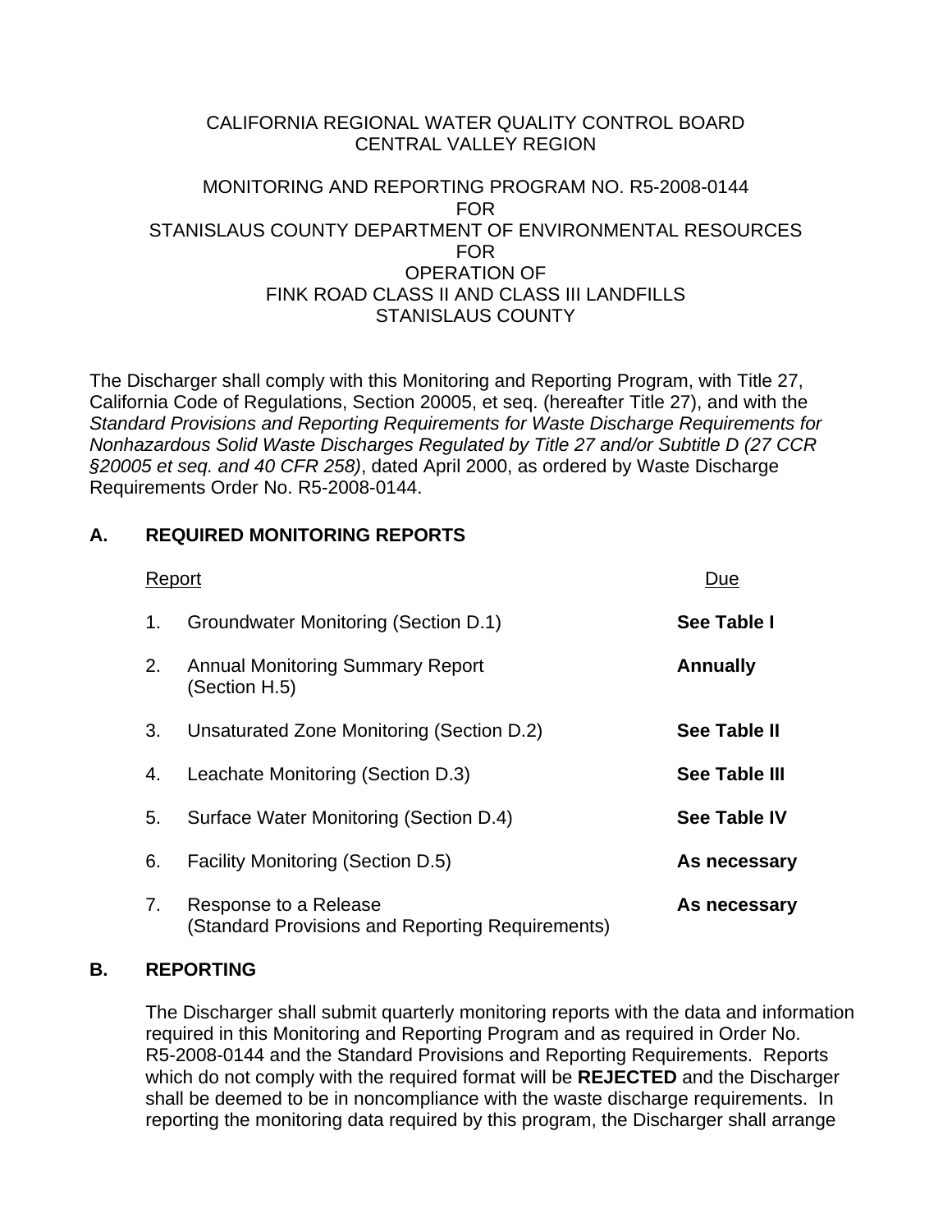CALIFORNIA REGIONAL WATER QUALITY CONTROL BOARD
CENTRAL VALLEY REGION

MONITORING AND REPORTING PROGRAM NO. R5-2008-0144
FOR
STANISLAUS COUNTY DEPARTMENT OF ENVIRONMENTAL RESOURCES
FOR
OPERATION OF
FINK ROAD CLASS II AND CLASS III LANDFILLS
STANISLAUS COUNTY

The Discharger shall comply with this Monitoring and Reporting Program, with Title 27, California Code of Regulations, Section 20005, et seq. (hereafter Title 27), and with the *Standard Provisions and Reporting Requirements for Waste Discharge Requirements for Nonhazardous Solid Waste Discharges Regulated by Title 27 and/or Subtitle D (27 CCR §20005 et seq. and 40 CFR 258)*, dated April 2000, as ordered by Waste Discharge Requirements Order No. R5-2008-0144.

## A. REQUIRED MONITORING REPORTS

| | Report | Due |
|---|---|---|
| 1. | Groundwater Monitoring (Section D.1) | **See Table I** |
| 2. | Annual Monitoring Summary Report (Section H.5) | **Annually** |
| 3. | Unsaturated Zone Monitoring (Section D.2) | **See Table II** |
| 4. | Leachate Monitoring (Section D.3) | **See Table III** |
| 5. | Surface Water Monitoring (Section D.4) | **See Table IV** |
| 6. | Facility Monitoring (Section D.5) | **As necessary** |
| 7. | Response to a Release (Standard Provisions and Reporting Requirements) | **As necessary** |

## B. REPORTING

The Discharger shall submit quarterly monitoring reports with the data and information required in this Monitoring and Reporting Program and as required in Order No. R5-2008-0144 and the Standard Provisions and Reporting Requirements. Reports which do not comply with the required format will be **REJECTED** and the Discharger shall be deemed to be in noncompliance with the waste discharge requirements. In reporting the monitoring data required by this program, the Discharger shall arrange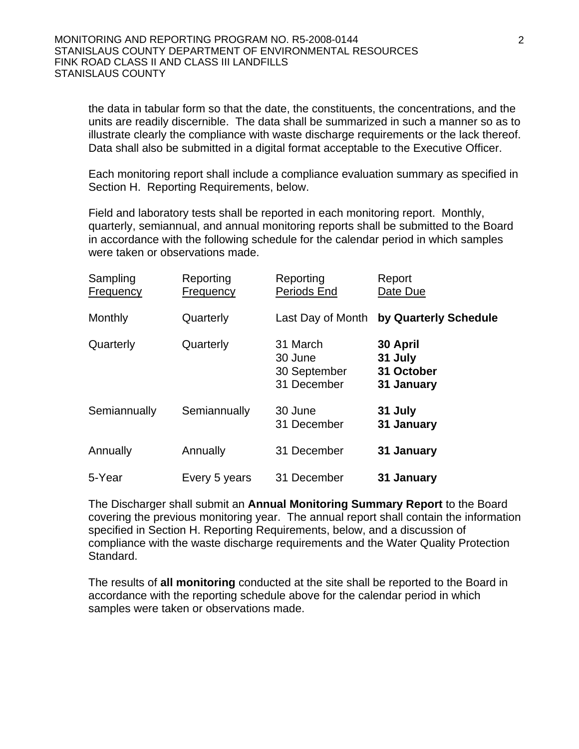the data in tabular form so that the date, the constituents, the concentrations, and the units are readily discernible. The data shall be summarized in such a manner so as to illustrate clearly the compliance with waste discharge requirements or the lack thereof. Data shall also be submitted in a digital format acceptable to the Executive Officer.

Each monitoring report shall include a compliance evaluation summary as specified in Section H. Reporting Requirements, below.

Field and laboratory tests shall be reported in each monitoring report. Monthly, quarterly, semiannual, and annual monitoring reports shall be submitted to the Board in accordance with the following schedule for the calendar period in which samples were taken or observations made.

| Sampling Frequency | Reporting Frequency | Reporting Periods End | Report Date Due |
|---|---|---|---|
| Monthly | Quarterly | Last Day of Month | **by Quarterly Schedule** |
| Quarterly | Quarterly | 31 March<br>30 June<br>30 September<br>31 December | **30 April**<br>**31 July**<br>**31 October**<br>**31 January** |
| Semiannually | Semiannually | 30 June<br>31 December | **31 July**<br>**31 January** |
| Annually | Annually | 31 December | **31 January** |
| 5-Year | Every 5 years | 31 December | **31 January** |

The Discharger shall submit an **Annual Monitoring Summary Report** to the Board covering the previous monitoring year. The annual report shall contain the information specified in Section H. Reporting Requirements, below, and a discussion of compliance with the waste discharge requirements and the Water Quality Protection Standard.

The results of **all monitoring** conducted at the site shall be reported to the Board in accordance with the reporting schedule above for the calendar period in which samples were taken or observations made.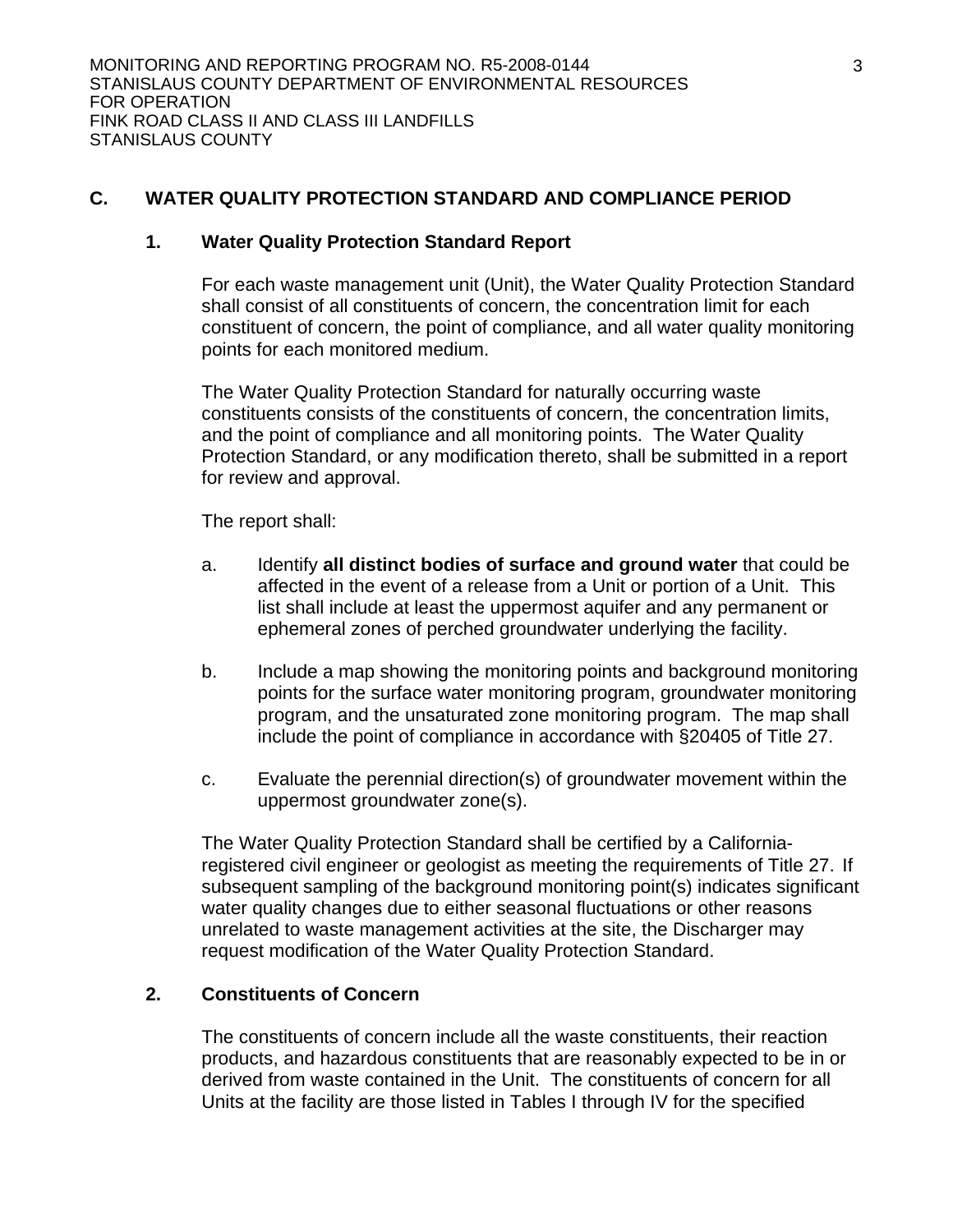## C. WATER QUALITY PROTECTION STANDARD AND COMPLIANCE PERIOD

### 1. Water Quality Protection Standard Report

For each waste management unit (Unit), the Water Quality Protection Standard shall consist of all constituents of concern, the concentration limit for each constituent of concern, the point of compliance, and all water quality monitoring points for each monitored medium.

The Water Quality Protection Standard for naturally occurring waste constituents consists of the constituents of concern, the concentration limits, and the point of compliance and all monitoring points. The Water Quality Protection Standard, or any modification thereto, shall be submitted in a report for review and approval.

The report shall:

a. Identify **all distinct bodies of surface and ground water** that could be affected in the event of a release from a Unit or portion of a Unit. This list shall include at least the uppermost aquifer and any permanent or ephemeral zones of perched groundwater underlying the facility.

b. Include a map showing the monitoring points and background monitoring points for the surface water monitoring program, groundwater monitoring program, and the unsaturated zone monitoring program. The map shall include the point of compliance in accordance with §20405 of Title 27.

c. Evaluate the perennial direction(s) of groundwater movement within the uppermost groundwater zone(s).

The Water Quality Protection Standard shall be certified by a California-registered civil engineer or geologist as meeting the requirements of Title 27. If subsequent sampling of the background monitoring point(s) indicates significant water quality changes due to either seasonal fluctuations or other reasons unrelated to waste management activities at the site, the Discharger may request modification of the Water Quality Protection Standard.

### 2. Constituents of Concern

The constituents of concern include all the waste constituents, their reaction products, and hazardous constituents that are reasonably expected to be in or derived from waste contained in the Unit. The constituents of concern for all Units at the facility are those listed in Tables I through IV for the specified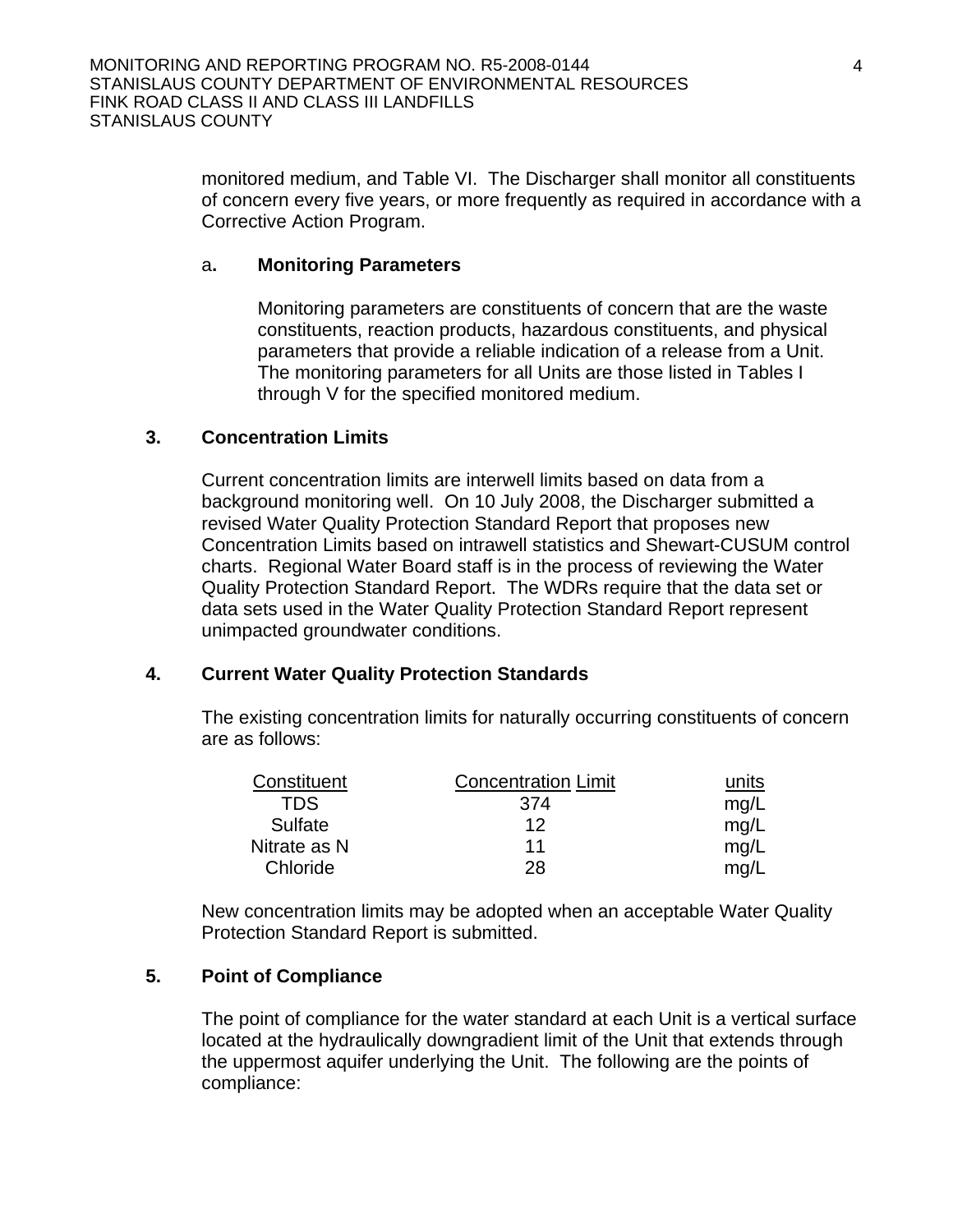monitored medium, and Table VI. The Discharger shall monitor all constituents of concern every five years, or more frequently as required in accordance with a Corrective Action Program.

a. **Monitoring Parameters**

Monitoring parameters are constituents of concern that are the waste constituents, reaction products, hazardous constituents, and physical parameters that provide a reliable indication of a release from a Unit. The monitoring parameters for all Units are those listed in Tables I through V for the specified monitored medium.

### 3. Concentration Limits

Current concentration limits are interwell limits based on data from a background monitoring well. On 10 July 2008, the Discharger submitted a revised Water Quality Protection Standard Report that proposes new Concentration Limits based on intrawell statistics and Shewart-CUSUM control charts. Regional Water Board staff is in the process of reviewing the Water Quality Protection Standard Report. The WDRs require that the data set or data sets used in the Water Quality Protection Standard Report represent unimpacted groundwater conditions.

### 4. Current Water Quality Protection Standards

The existing concentration limits for naturally occurring constituents of concern are as follows:

| Constituent | Concentration Limit | units |
|---|---|---|
| TDS | 374 | mg/L |
| Sulfate | 12 | mg/L |
| Nitrate as N | 11 | mg/L |
| Chloride | 28 | mg/L |

New concentration limits may be adopted when an acceptable Water Quality Protection Standard Report is submitted.

### 5. Point of Compliance

The point of compliance for the water standard at each Unit is a vertical surface located at the hydraulically downgradient limit of the Unit that extends through the uppermost aquifer underlying the Unit. The following are the points of compliance: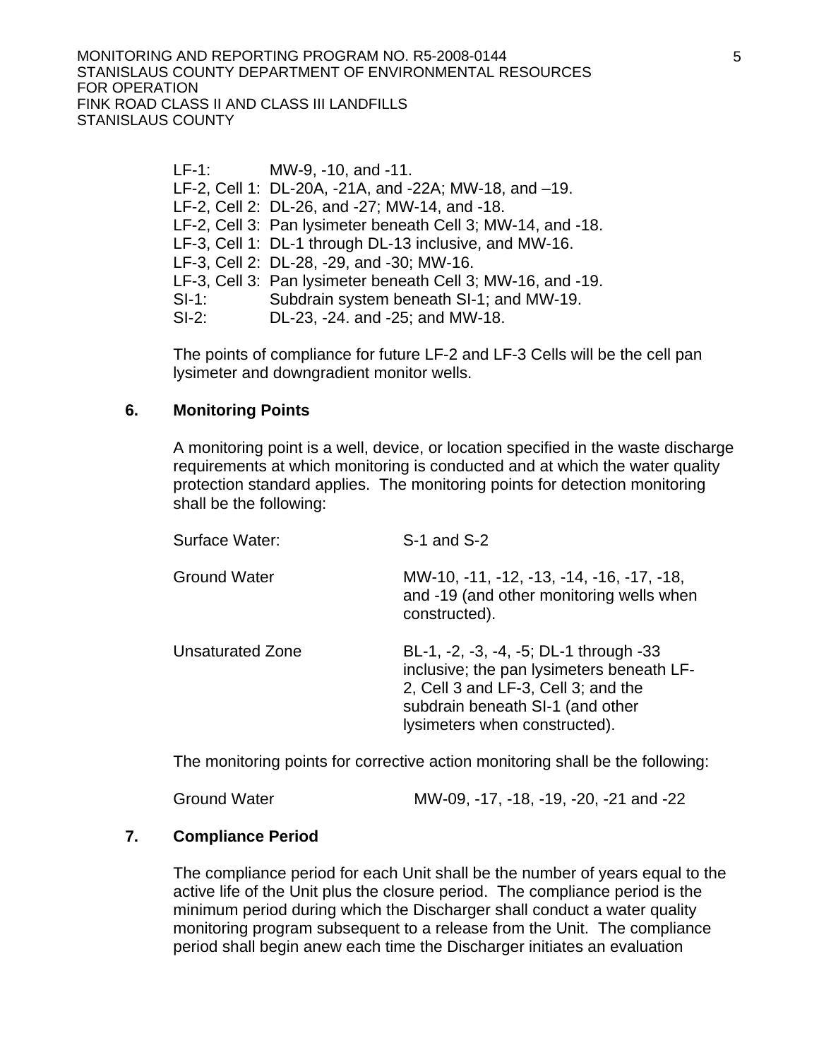LF-1: MW-9, -10, and -11.
LF-2, Cell 1: DL-20A, -21A, and -22A; MW-18, and –19.
LF-2, Cell 2: DL-26, and -27; MW-14, and -18.
LF-2, Cell 3: Pan lysimeter beneath Cell 3; MW-14, and -18.
LF-3, Cell 1: DL-1 through DL-13 inclusive, and MW-16.
LF-3, Cell 2: DL-28, -29, and -30; MW-16.
LF-3, Cell 3: Pan lysimeter beneath Cell 3; MW-16, and -19.
SI-1: Subdrain system beneath SI-1; and MW-19.
SI-2: DL-23, -24. and -25; and MW-18.

The points of compliance for future LF-2 and LF-3 Cells will be the cell pan lysimeter and downgradient monitor wells.

**6. Monitoring Points**

A monitoring point is a well, device, or location specified in the waste discharge requirements at which monitoring is conducted and at which the water quality protection standard applies. The monitoring points for detection monitoring shall be the following:

| | |
|---|---|
| Surface Water: | S-1 and S-2 |
| Ground Water | MW-10, -11, -12, -13, -14, -16, -17, -18, and -19 (and other monitoring wells when constructed). |
| Unsaturated Zone | BL-1, -2, -3, -4, -5; DL-1 through -33 inclusive; the pan lysimeters beneath LF-2, Cell 3 and LF-3, Cell 3; and the subdrain beneath SI-1 (and other lysimeters when constructed). |

The monitoring points for corrective action monitoring shall be the following:

| | |
|---|---|
| Ground Water | MW-09, -17, -18, -19, -20, -21 and -22 |

**7. Compliance Period**

The compliance period for each Unit shall be the number of years equal to the active life of the Unit plus the closure period. The compliance period is the minimum period during which the Discharger shall conduct a water quality monitoring program subsequent to a release from the Unit. The compliance period shall begin anew each time the Discharger initiates an evaluation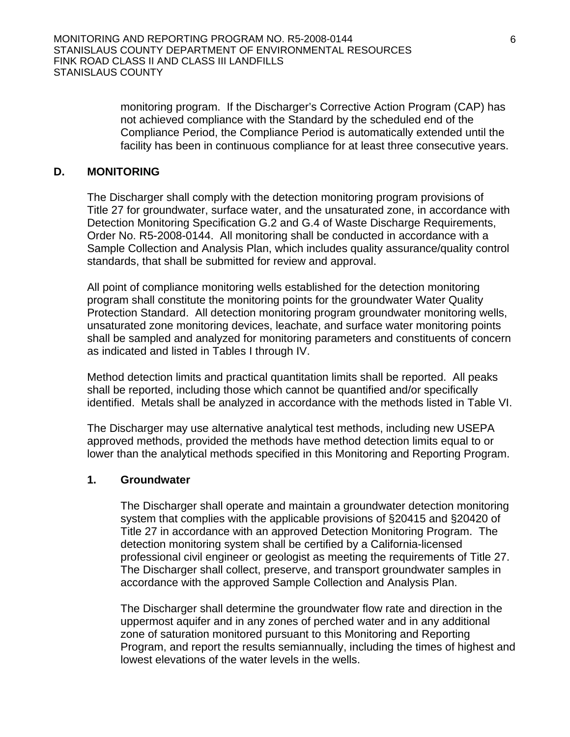monitoring program. If the Discharger's Corrective Action Program (CAP) has not achieved compliance with the Standard by the scheduled end of the Compliance Period, the Compliance Period is automatically extended until the facility has been in continuous compliance for at least three consecutive years.

## D. MONITORING

The Discharger shall comply with the detection monitoring program provisions of Title 27 for groundwater, surface water, and the unsaturated zone, in accordance with Detection Monitoring Specification G.2 and G.4 of Waste Discharge Requirements, Order No. R5-2008-0144. All monitoring shall be conducted in accordance with a Sample Collection and Analysis Plan, which includes quality assurance/quality control standards, that shall be submitted for review and approval.

All point of compliance monitoring wells established for the detection monitoring program shall constitute the monitoring points for the groundwater Water Quality Protection Standard. All detection monitoring program groundwater monitoring wells, unsaturated zone monitoring devices, leachate, and surface water monitoring points shall be sampled and analyzed for monitoring parameters and constituents of concern as indicated and listed in Tables I through IV.

Method detection limits and practical quantitation limits shall be reported. All peaks shall be reported, including those which cannot be quantified and/or specifically identified. Metals shall be analyzed in accordance with the methods listed in Table VI.

The Discharger may use alternative analytical test methods, including new USEPA approved methods, provided the methods have method detection limits equal to or lower than the analytical methods specified in this Monitoring and Reporting Program.

### 1. Groundwater

The Discharger shall operate and maintain a groundwater detection monitoring system that complies with the applicable provisions of §20415 and §20420 of Title 27 in accordance with an approved Detection Monitoring Program. The detection monitoring system shall be certified by a California-licensed professional civil engineer or geologist as meeting the requirements of Title 27. The Discharger shall collect, preserve, and transport groundwater samples in accordance with the approved Sample Collection and Analysis Plan.

The Discharger shall determine the groundwater flow rate and direction in the uppermost aquifer and in any zones of perched water and in any additional zone of saturation monitored pursuant to this Monitoring and Reporting Program, and report the results semiannually, including the times of highest and lowest elevations of the water levels in the wells.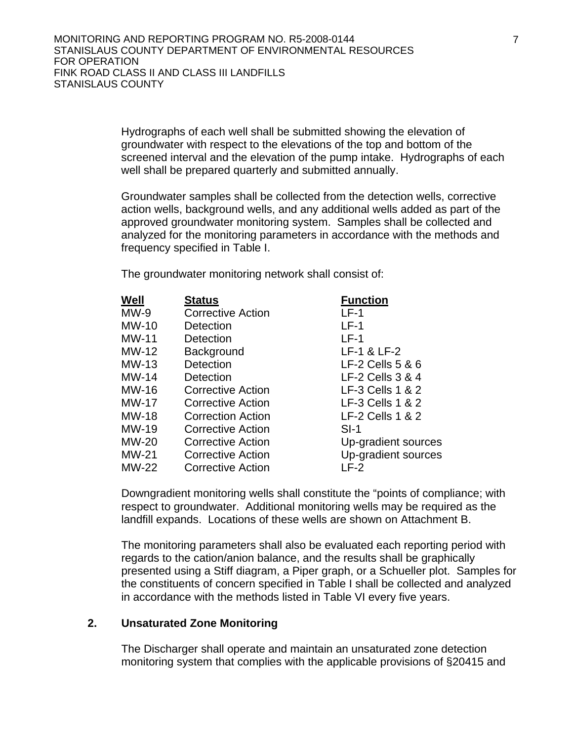Hydrographs of each well shall be submitted showing the elevation of groundwater with respect to the elevations of the top and bottom of the screened interval and the elevation of the pump intake. Hydrographs of each well shall be prepared quarterly and submitted annually.

Groundwater samples shall be collected from the detection wells, corrective action wells, background wells, and any additional wells added as part of the approved groundwater monitoring system. Samples shall be collected and analyzed for the monitoring parameters in accordance with the methods and frequency specified in Table I.

The groundwater monitoring network shall consist of:

| Well | Status | Function |
|---|---|---|
| MW-9 | Corrective Action | LF-1 |
| MW-10 | Detection | LF-1 |
| MW-11 | Detection | LF-1 |
| MW-12 | Background | LF-1 & LF-2 |
| MW-13 | Detection | LF-2 Cells 5 & 6 |
| MW-14 | Detection | LF-2 Cells 3 & 4 |
| MW-16 | Corrective Action | LF-3 Cells 1 & 2 |
| MW-17 | Corrective Action | LF-3 Cells 1 & 2 |
| MW-18 | Correction Action | LF-2 Cells 1 & 2 |
| MW-19 | Corrective Action | SI-1 |
| MW-20 | Corrective Action | Up-gradient sources |
| MW-21 | Corrective Action | Up-gradient sources |
| MW-22 | Corrective Action | LF-2 |

Downgradient monitoring wells shall constitute the "points of compliance; with respect to groundwater. Additional monitoring wells may be required as the landfill expands. Locations of these wells are shown on Attachment B.

The monitoring parameters shall also be evaluated each reporting period with regards to the cation/anion balance, and the results shall be graphically presented using a Stiff diagram, a Piper graph, or a Schueller plot. Samples for the constituents of concern specified in Table I shall be collected and analyzed in accordance with the methods listed in Table VI every five years.

## 2. Unsaturated Zone Monitoring

The Discharger shall operate and maintain an unsaturated zone detection monitoring system that complies with the applicable provisions of §20415 and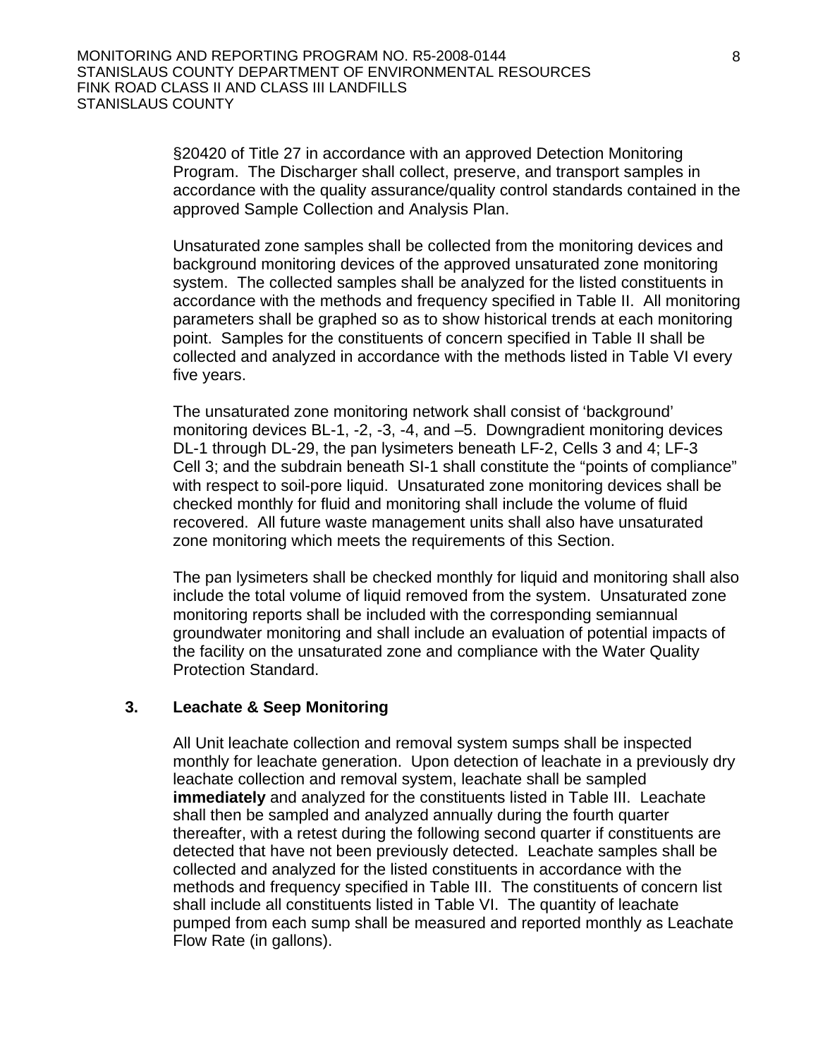§20420 of Title 27 in accordance with an approved Detection Monitoring Program. The Discharger shall collect, preserve, and transport samples in accordance with the quality assurance/quality control standards contained in the approved Sample Collection and Analysis Plan.

Unsaturated zone samples shall be collected from the monitoring devices and background monitoring devices of the approved unsaturated zone monitoring system. The collected samples shall be analyzed for the listed constituents in accordance with the methods and frequency specified in Table II. All monitoring parameters shall be graphed so as to show historical trends at each monitoring point. Samples for the constituents of concern specified in Table II shall be collected and analyzed in accordance with the methods listed in Table VI every five years.

The unsaturated zone monitoring network shall consist of 'background' monitoring devices BL-1, -2, -3, -4, and –5. Downgradient monitoring devices DL-1 through DL-29, the pan lysimeters beneath LF-2, Cells 3 and 4; LF-3 Cell 3; and the subdrain beneath SI-1 shall constitute the "points of compliance" with respect to soil-pore liquid. Unsaturated zone monitoring devices shall be checked monthly for fluid and monitoring shall include the volume of fluid recovered. All future waste management units shall also have unsaturated zone monitoring which meets the requirements of this Section.

The pan lysimeters shall be checked monthly for liquid and monitoring shall also include the total volume of liquid removed from the system. Unsaturated zone monitoring reports shall be included with the corresponding semiannual groundwater monitoring and shall include an evaluation of potential impacts of the facility on the unsaturated zone and compliance with the Water Quality Protection Standard.

### 3. Leachate & Seep Monitoring

All Unit leachate collection and removal system sumps shall be inspected monthly for leachate generation. Upon detection of leachate in a previously dry leachate collection and removal system, leachate shall be sampled **immediately** and analyzed for the constituents listed in Table III. Leachate shall then be sampled and analyzed annually during the fourth quarter thereafter, with a retest during the following second quarter if constituents are detected that have not been previously detected. Leachate samples shall be collected and analyzed for the listed constituents in accordance with the methods and frequency specified in Table III. The constituents of concern list shall include all constituents listed in Table VI. The quantity of leachate pumped from each sump shall be measured and reported monthly as Leachate Flow Rate (in gallons).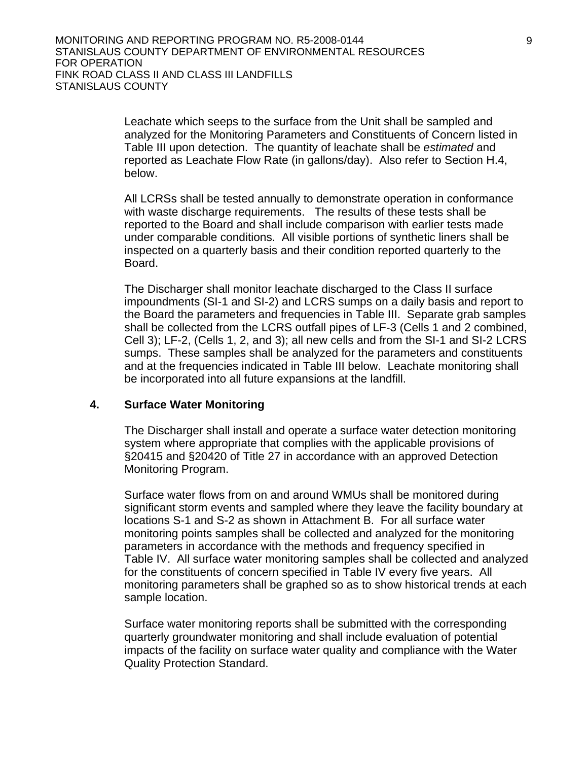Leachate which seeps to the surface from the Unit shall be sampled and analyzed for the Monitoring Parameters and Constituents of Concern listed in Table III upon detection. The quantity of leachate shall be *estimated* and reported as Leachate Flow Rate (in gallons/day). Also refer to Section H.4, below.

All LCRSs shall be tested annually to demonstrate operation in conformance with waste discharge requirements. The results of these tests shall be reported to the Board and shall include comparison with earlier tests made under comparable conditions. All visible portions of synthetic liners shall be inspected on a quarterly basis and their condition reported quarterly to the Board.

The Discharger shall monitor leachate discharged to the Class II surface impoundments (SI-1 and SI-2) and LCRS sumps on a daily basis and report to the Board the parameters and frequencies in Table III. Separate grab samples shall be collected from the LCRS outfall pipes of LF-3 (Cells 1 and 2 combined, Cell 3); LF-2, (Cells 1, 2, and 3); all new cells and from the SI-1 and SI-2 LCRS sumps. These samples shall be analyzed for the parameters and constituents and at the frequencies indicated in Table III below. Leachate monitoring shall be incorporated into all future expansions at the landfill.

### 4. Surface Water Monitoring

The Discharger shall install and operate a surface water detection monitoring system where appropriate that complies with the applicable provisions of §20415 and §20420 of Title 27 in accordance with an approved Detection Monitoring Program.

Surface water flows from on and around WMUs shall be monitored during significant storm events and sampled where they leave the facility boundary at locations S-1 and S-2 as shown in Attachment B. For all surface water monitoring points samples shall be collected and analyzed for the monitoring parameters in accordance with the methods and frequency specified in Table IV. All surface water monitoring samples shall be collected and analyzed for the constituents of concern specified in Table IV every five years. All monitoring parameters shall be graphed so as to show historical trends at each sample location.

Surface water monitoring reports shall be submitted with the corresponding quarterly groundwater monitoring and shall include evaluation of potential impacts of the facility on surface water quality and compliance with the Water Quality Protection Standard.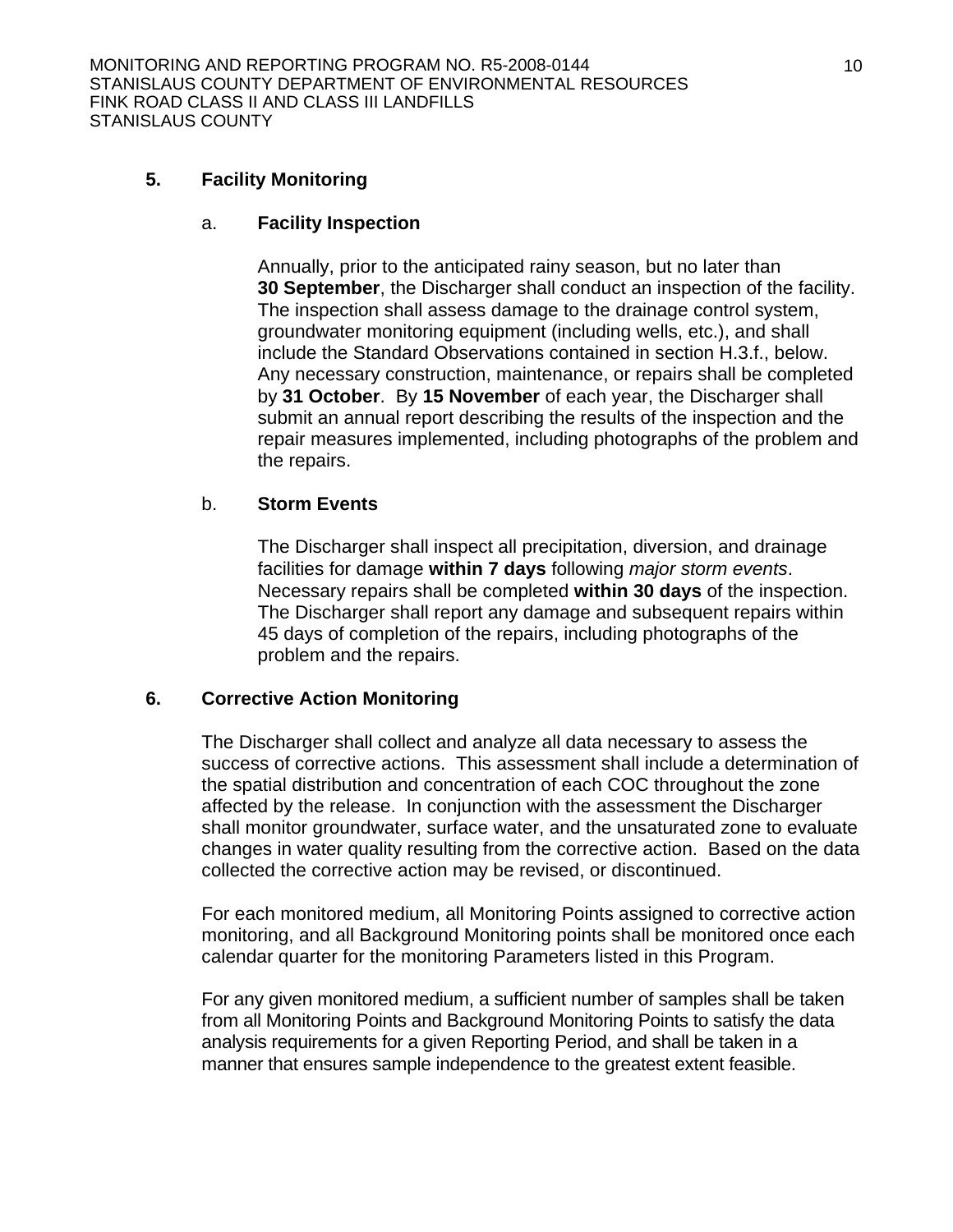**5. Facility Monitoring**

a. **Facility Inspection**

Annually, prior to the anticipated rainy season, but no later than **30 September**, the Discharger shall conduct an inspection of the facility. The inspection shall assess damage to the drainage control system, groundwater monitoring equipment (including wells, etc.), and shall include the Standard Observations contained in section H.3.f., below. Any necessary construction, maintenance, or repairs shall be completed by **31 October**. By **15 November** of each year, the Discharger shall submit an annual report describing the results of the inspection and the repair measures implemented, including photographs of the problem and the repairs.

b. **Storm Events**

The Discharger shall inspect all precipitation, diversion, and drainage facilities for damage **within 7 days** following *major storm events*. Necessary repairs shall be completed **within 30 days** of the inspection. The Discharger shall report any damage and subsequent repairs within 45 days of completion of the repairs, including photographs of the problem and the repairs.

**6. Corrective Action Monitoring**

The Discharger shall collect and analyze all data necessary to assess the success of corrective actions. This assessment shall include a determination of the spatial distribution and concentration of each COC throughout the zone affected by the release. In conjunction with the assessment the Discharger shall monitor groundwater, surface water, and the unsaturated zone to evaluate changes in water quality resulting from the corrective action. Based on the data collected the corrective action may be revised, or discontinued.

For each monitored medium, all Monitoring Points assigned to corrective action monitoring, and all Background Monitoring points shall be monitored once each calendar quarter for the monitoring Parameters listed in this Program.

For any given monitored medium, a sufficient number of samples shall be taken from all Monitoring Points and Background Monitoring Points to satisfy the data analysis requirements for a given Reporting Period, and shall be taken in a manner that ensures sample independence to the greatest extent feasible.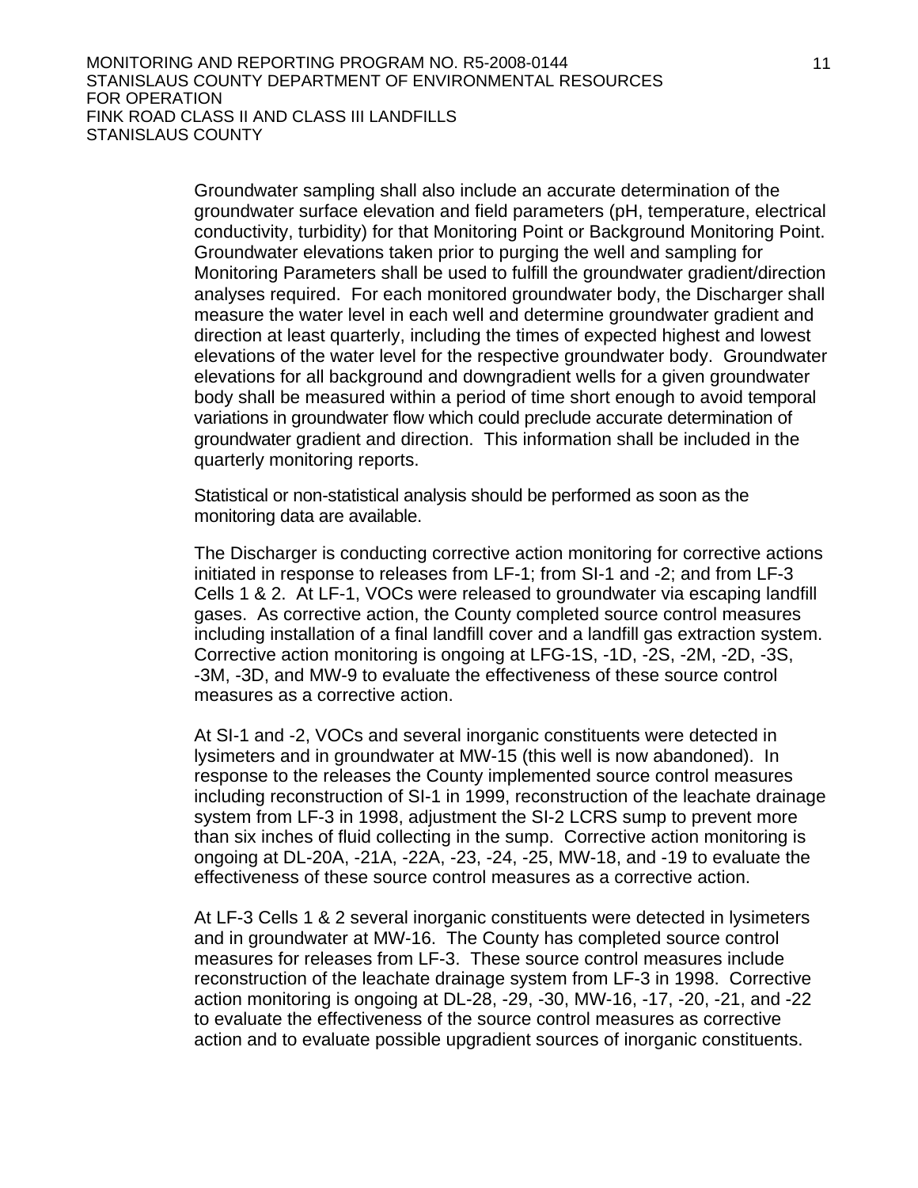Groundwater sampling shall also include an accurate determination of the groundwater surface elevation and field parameters (pH, temperature, electrical conductivity, turbidity) for that Monitoring Point or Background Monitoring Point. Groundwater elevations taken prior to purging the well and sampling for Monitoring Parameters shall be used to fulfill the groundwater gradient/direction analyses required. For each monitored groundwater body, the Discharger shall measure the water level in each well and determine groundwater gradient and direction at least quarterly, including the times of expected highest and lowest elevations of the water level for the respective groundwater body. Groundwater elevations for all background and downgradient wells for a given groundwater body shall be measured within a period of time short enough to avoid temporal variations in groundwater flow which could preclude accurate determination of groundwater gradient and direction. This information shall be included in the quarterly monitoring reports.

Statistical or non-statistical analysis should be performed as soon as the monitoring data are available.

The Discharger is conducting corrective action monitoring for corrective actions initiated in response to releases from LF-1; from SI-1 and -2; and from LF-3 Cells 1 & 2. At LF-1, VOCs were released to groundwater via escaping landfill gases. As corrective action, the County completed source control measures including installation of a final landfill cover and a landfill gas extraction system. Corrective action monitoring is ongoing at LFG-1S, -1D, -2S, -2M, -2D, -3S, -3M, -3D, and MW-9 to evaluate the effectiveness of these source control measures as a corrective action.

At SI-1 and -2, VOCs and several inorganic constituents were detected in lysimeters and in groundwater at MW-15 (this well is now abandoned). In response to the releases the County implemented source control measures including reconstruction of SI-1 in 1999, reconstruction of the leachate drainage system from LF-3 in 1998, adjustment the SI-2 LCRS sump to prevent more than six inches of fluid collecting in the sump. Corrective action monitoring is ongoing at DL-20A, -21A, -22A, -23, -24, -25, MW-18, and -19 to evaluate the effectiveness of these source control measures as a corrective action.

At LF-3 Cells 1 & 2 several inorganic constituents were detected in lysimeters and in groundwater at MW-16. The County has completed source control measures for releases from LF-3. These source control measures include reconstruction of the leachate drainage system from LF-3 in 1998. Corrective action monitoring is ongoing at DL-28, -29, -30, MW-16, -17, -20, -21, and -22 to evaluate the effectiveness of the source control measures as corrective action and to evaluate possible upgradient sources of inorganic constituents.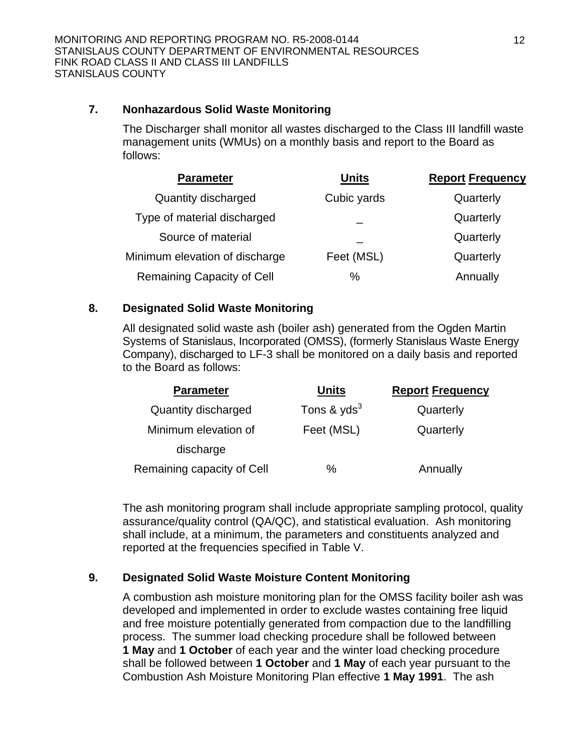### 7. Nonhazardous Solid Waste Monitoring

The Discharger shall monitor all wastes discharged to the Class III landfill waste management units (WMUs) on a monthly basis and report to the Board as follows:

| Parameter | Units | Report Frequency |
|---|---|---|
| Quantity discharged | Cubic yards | Quarterly |
| Type of material discharged | _ | Quarterly |
| Source of material | _ | Quarterly |
| Minimum elevation of discharge | Feet (MSL) | Quarterly |
| Remaining Capacity of Cell | % | Annually |

### 8. Designated Solid Waste Monitoring

All designated solid waste ash (boiler ash) generated from the Ogden Martin Systems of Stanislaus, Incorporated (OMSS), (formerly Stanislaus Waste Energy Company), discharged to LF-3 shall be monitored on a daily basis and reported to the Board as follows:

| Parameter | Units | Report Frequency |
|---|---|---|
| Quantity discharged | Tons & $yds^3$ | Quarterly |
| Minimum elevation of discharge | Feet (MSL) | Quarterly |
| Remaining capacity of Cell | % | Annually |

The ash monitoring program shall include appropriate sampling protocol, quality assurance/quality control (QA/QC), and statistical evaluation. Ash monitoring shall include, at a minimum, the parameters and constituents analyzed and reported at the frequencies specified in Table V.

### 9. Designated Solid Waste Moisture Content Monitoring

A combustion ash moisture monitoring plan for the OMSS facility boiler ash was developed and implemented in order to exclude wastes containing free liquid and free moisture potentially generated from compaction due to the landfilling process. The summer load checking procedure shall be followed between **1 May** and **1 October** of each year and the winter load checking procedure shall be followed between **1 October** and **1 May** of each year pursuant to the Combustion Ash Moisture Monitoring Plan effective **1 May 1991**. The ash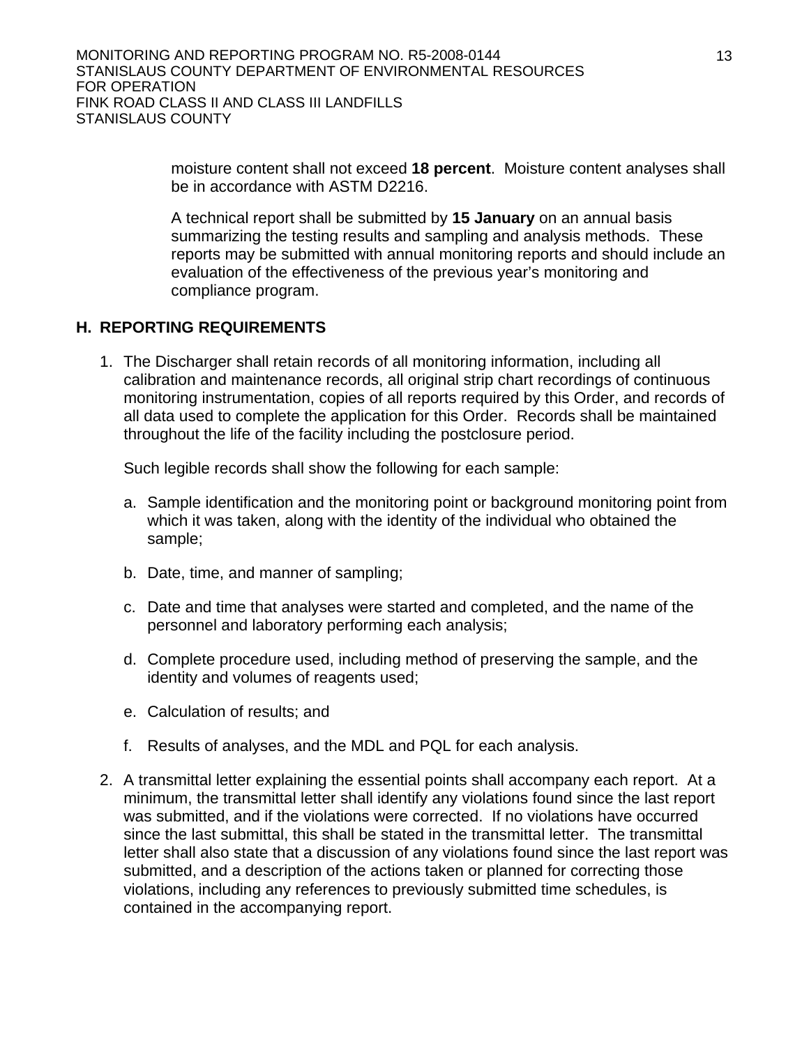moisture content shall not exceed **18 percent**. Moisture content analyses shall be in accordance with ASTM D2216.

A technical report shall be submitted by **15 January** on an annual basis summarizing the testing results and sampling and analysis methods. These reports may be submitted with annual monitoring reports and should include an evaluation of the effectiveness of the previous year's monitoring and compliance program.

## H. REPORTING REQUIREMENTS

1. The Discharger shall retain records of all monitoring information, including all calibration and maintenance records, all original strip chart recordings of continuous monitoring instrumentation, copies of all reports required by this Order, and records of all data used to complete the application for this Order. Records shall be maintained throughout the life of the facility including the postclosure period.

   Such legible records shall show the following for each sample:

   a. Sample identification and the monitoring point or background monitoring point from which it was taken, along with the identity of the individual who obtained the sample;

   b. Date, time, and manner of sampling;

   c. Date and time that analyses were started and completed, and the name of the personnel and laboratory performing each analysis;

   d. Complete procedure used, including method of preserving the sample, and the identity and volumes of reagents used;

   e. Calculation of results; and

   f. Results of analyses, and the MDL and PQL for each analysis.

2. A transmittal letter explaining the essential points shall accompany each report. At a minimum, the transmittal letter shall identify any violations found since the last report was submitted, and if the violations were corrected. If no violations have occurred since the last submittal, this shall be stated in the transmittal letter. The transmittal letter shall also state that a discussion of any violations found since the last report was submitted, and a description of the actions taken or planned for correcting those violations, including any references to previously submitted time schedules, is contained in the accompanying report.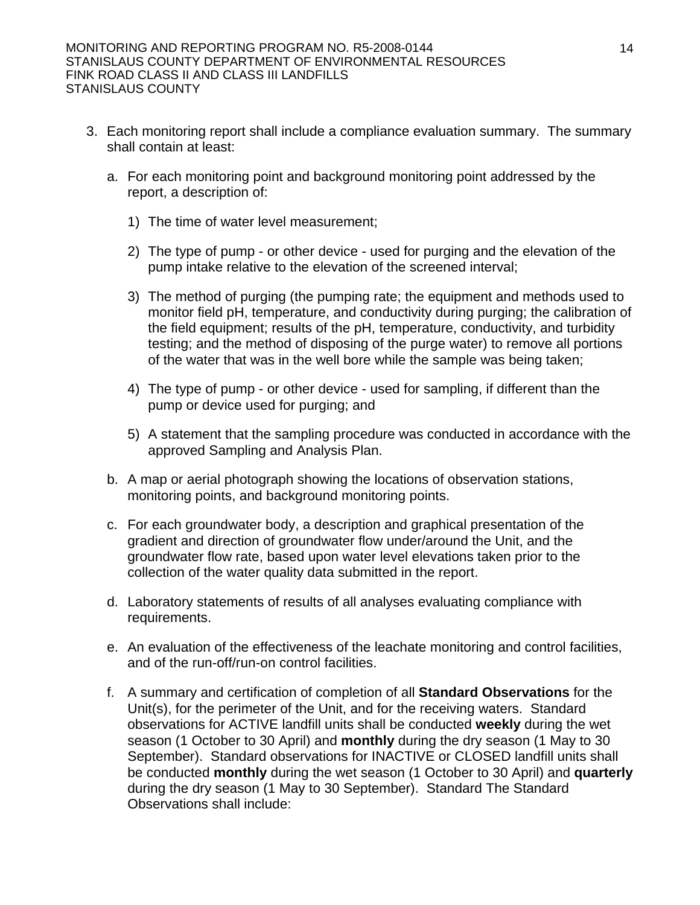3. Each monitoring report shall include a compliance evaluation summary. The summary shall contain at least:

   a. For each monitoring point and background monitoring point addressed by the report, a description of:

      1) The time of water level measurement;

      2) The type of pump - or other device - used for purging and the elevation of the pump intake relative to the elevation of the screened interval;

      3) The method of purging (the pumping rate; the equipment and methods used to monitor field pH, temperature, and conductivity during purging; the calibration of the field equipment; results of the pH, temperature, conductivity, and turbidity testing; and the method of disposing of the purge water) to remove all portions of the water that was in the well bore while the sample was being taken;

      4) The type of pump - or other device - used for sampling, if different than the pump or device used for purging; and

      5) A statement that the sampling procedure was conducted in accordance with the approved Sampling and Analysis Plan.

   b. A map or aerial photograph showing the locations of observation stations, monitoring points, and background monitoring points.

   c. For each groundwater body, a description and graphical presentation of the gradient and direction of groundwater flow under/around the Unit, and the groundwater flow rate, based upon water level elevations taken prior to the collection of the water quality data submitted in the report.

   d. Laboratory statements of results of all analyses evaluating compliance with requirements.

   e. An evaluation of the effectiveness of the leachate monitoring and control facilities, and of the run-off/run-on control facilities.

   f. A summary and certification of completion of all **Standard Observations** for the Unit(s), for the perimeter of the Unit, and for the receiving waters. Standard observations for ACTIVE landfill units shall be conducted **weekly** during the wet season (1 October to 30 April) and **monthly** during the dry season (1 May to 30 September). Standard observations for INACTIVE or CLOSED landfill units shall be conducted **monthly** during the wet season (1 October to 30 April) and **quarterly** during the dry season (1 May to 30 September). Standard The Standard Observations shall include: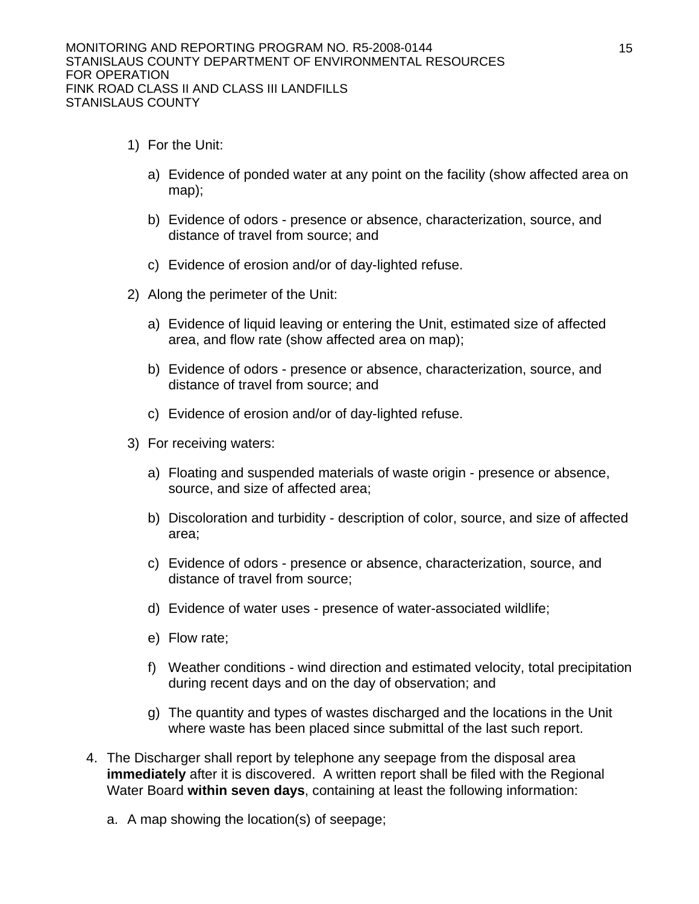1) For the Unit:

   a) Evidence of ponded water at any point on the facility (show affected area on map);

   b) Evidence of odors - presence or absence, characterization, source, and distance of travel from source; and

   c) Evidence of erosion and/or of day-lighted refuse.

2) Along the perimeter of the Unit:

   a) Evidence of liquid leaving or entering the Unit, estimated size of affected area, and flow rate (show affected area on map);

   b) Evidence of odors - presence or absence, characterization, source, and distance of travel from source; and

   c) Evidence of erosion and/or of day-lighted refuse.

3) For receiving waters:

   a) Floating and suspended materials of waste origin - presence or absence, source, and size of affected area;

   b) Discoloration and turbidity - description of color, source, and size of affected area;

   c) Evidence of odors - presence or absence, characterization, source, and distance of travel from source;

   d) Evidence of water uses - presence of water-associated wildlife;

   e) Flow rate;

   f) Weather conditions - wind direction and estimated velocity, total precipitation during recent days and on the day of observation; and

   g) The quantity and types of wastes discharged and the locations in the Unit where waste has been placed since submittal of the last such report.

4. The Discharger shall report by telephone any seepage from the disposal area **immediately** after it is discovered. A written report shall be filed with the Regional Water Board **within seven days**, containing at least the following information:

   a. A map showing the location(s) of seepage;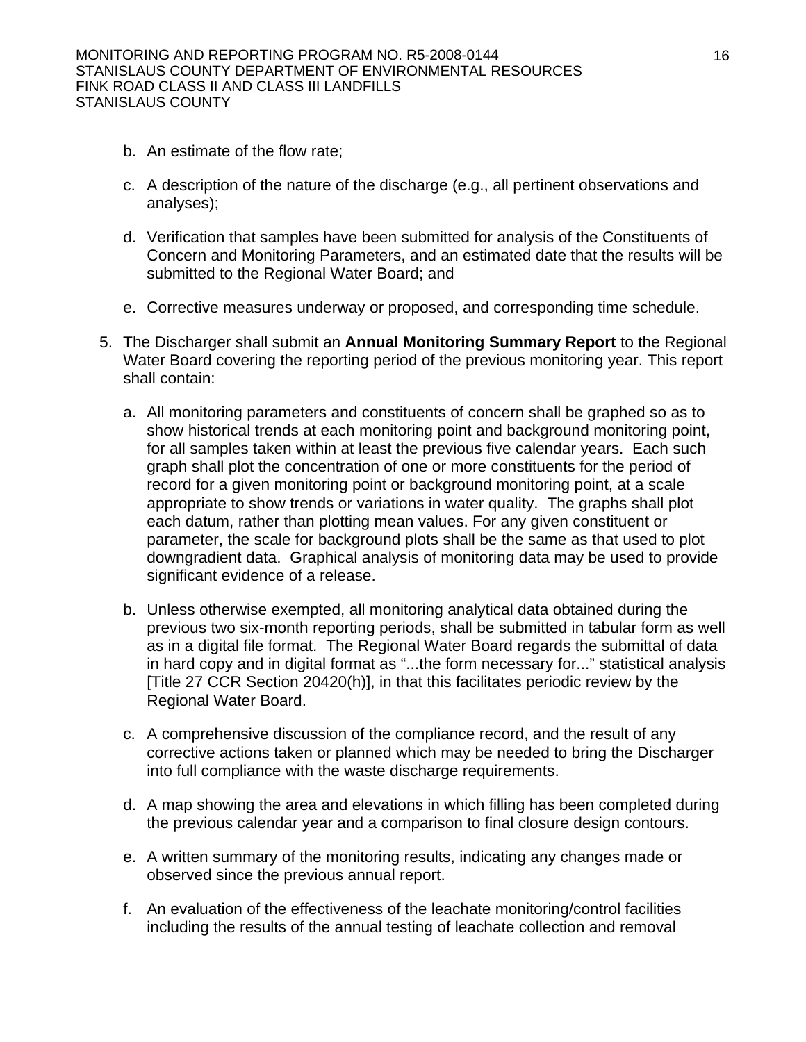b. An estimate of the flow rate;

c. A description of the nature of the discharge (e.g., all pertinent observations and analyses);

d. Verification that samples have been submitted for analysis of the Constituents of Concern and Monitoring Parameters, and an estimated date that the results will be submitted to the Regional Water Board; and

e. Corrective measures underway or proposed, and corresponding time schedule.

5. The Discharger shall submit an **Annual Monitoring Summary Report** to the Regional Water Board covering the reporting period of the previous monitoring year. This report shall contain:

   a. All monitoring parameters and constituents of concern shall be graphed so as to show historical trends at each monitoring point and background monitoring point, for all samples taken within at least the previous five calendar years. Each such graph shall plot the concentration of one or more constituents for the period of record for a given monitoring point or background monitoring point, at a scale appropriate to show trends or variations in water quality. The graphs shall plot each datum, rather than plotting mean values. For any given constituent or parameter, the scale for background plots shall be the same as that used to plot downgradient data. Graphical analysis of monitoring data may be used to provide significant evidence of a release.

   b. Unless otherwise exempted, all monitoring analytical data obtained during the previous two six-month reporting periods, shall be submitted in tabular form as well as in a digital file format. The Regional Water Board regards the submittal of data in hard copy and in digital format as "...the form necessary for..." statistical analysis [Title 27 CCR Section 20420(h)], in that this facilitates periodic review by the Regional Water Board.

   c. A comprehensive discussion of the compliance record, and the result of any corrective actions taken or planned which may be needed to bring the Discharger into full compliance with the waste discharge requirements.

   d. A map showing the area and elevations in which filling has been completed during the previous calendar year and a comparison to final closure design contours.

   e. A written summary of the monitoring results, indicating any changes made or observed since the previous annual report.

   f. An evaluation of the effectiveness of the leachate monitoring/control facilities including the results of the annual testing of leachate collection and removal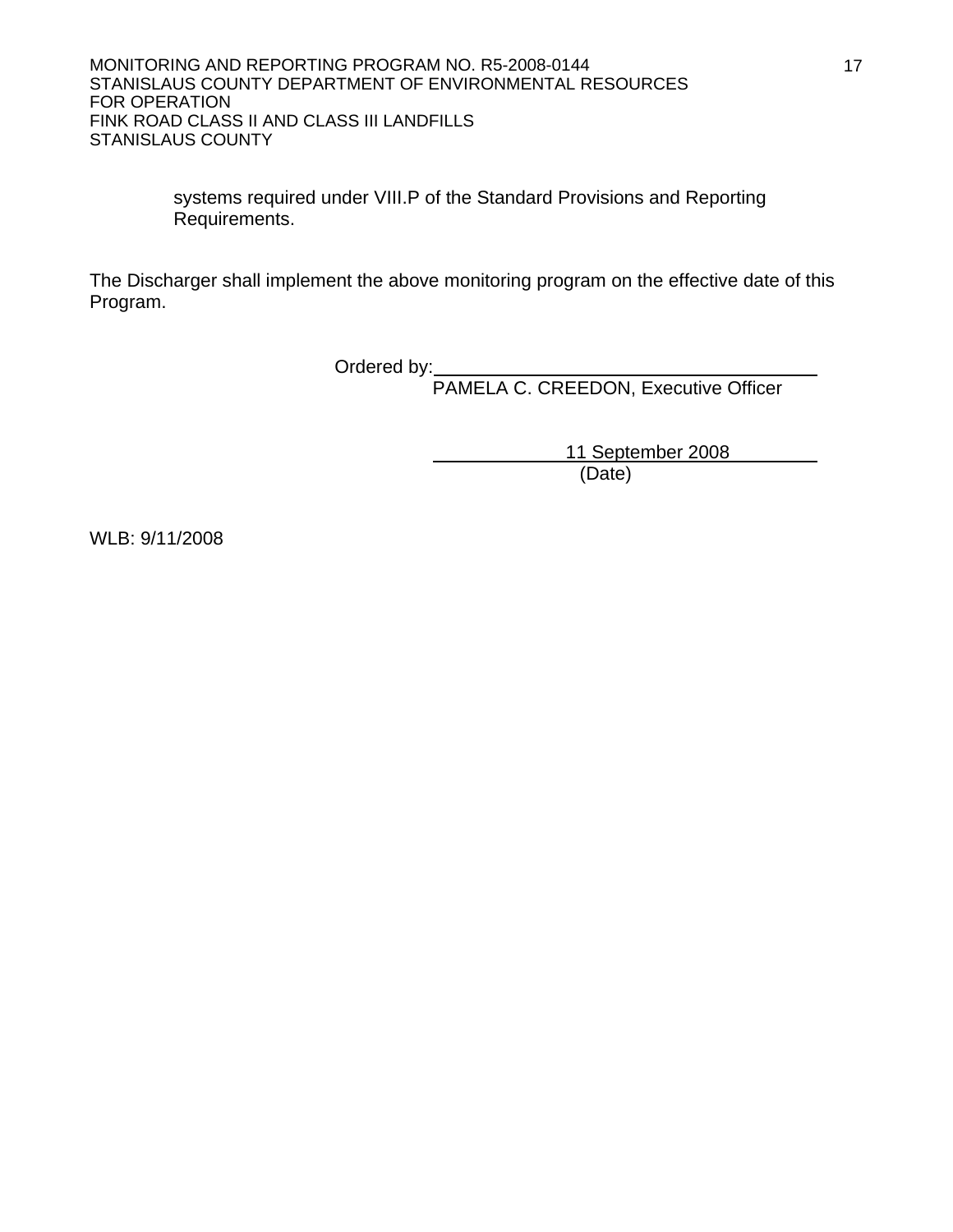systems required under VIII.P of the Standard Provisions and Reporting Requirements.

The Discharger shall implement the above monitoring program on the effective date of this Program.

Ordered by: ____________________________________
PAMELA C. CREEDON, Executive Officer

11 September 2008
(Date)

WLB: 9/11/2008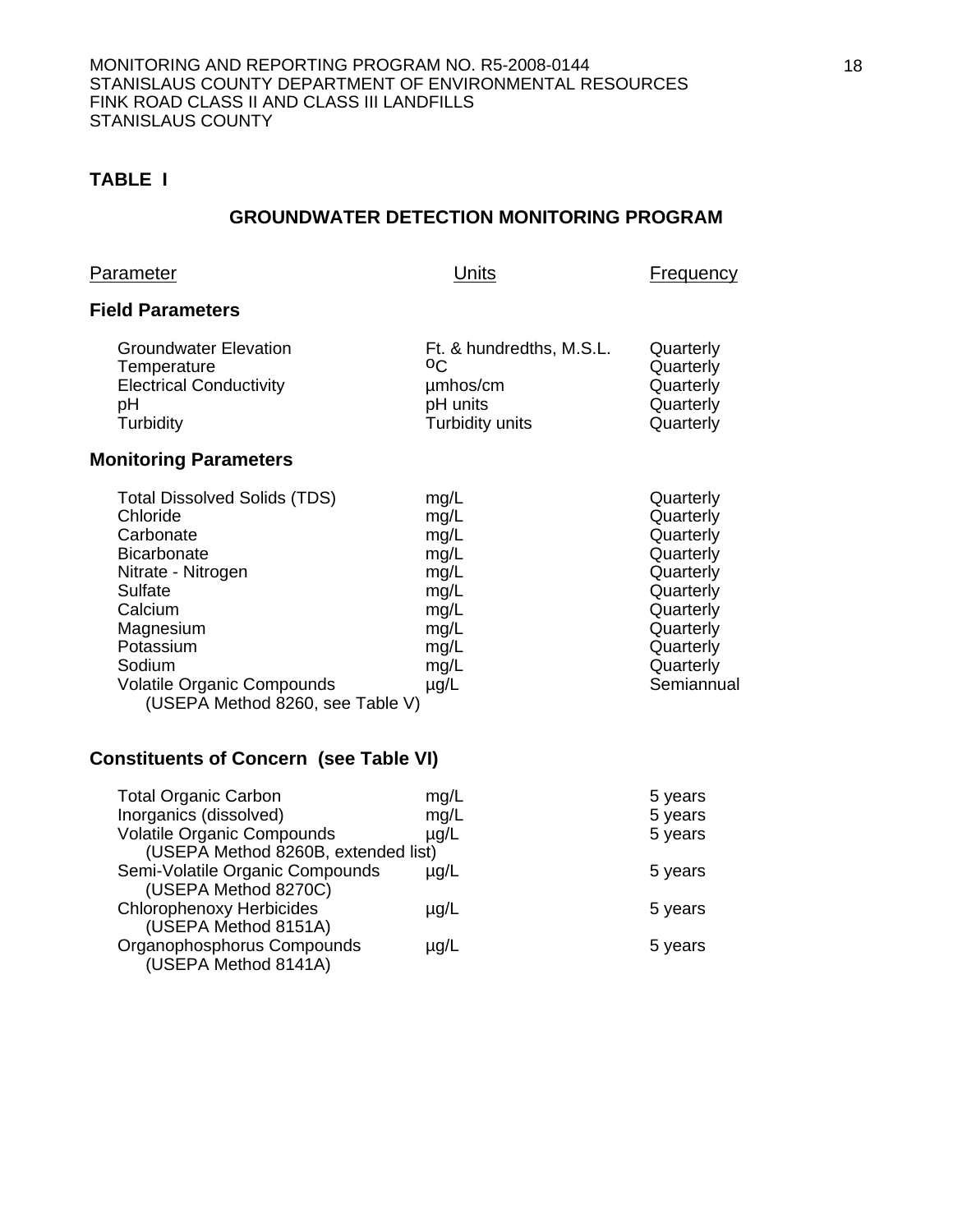## TABLE I

### GROUNDWATER DETECTION MONITORING PROGRAM

| Parameter | Units | Frequency |
|---|---|---|
| **Field Parameters** | | |
| Groundwater Elevation | Ft. & hundredths, M.S.L. | Quarterly |
| Temperature | $^{o}C$ | Quarterly |
| Electrical Conductivity | µmhos/cm | Quarterly |
| pH | pH units | Quarterly |
| Turbidity | Turbidity units | Quarterly |
| **Monitoring Parameters** | | |
| Total Dissolved Solids (TDS) | mg/L | Quarterly |
| Chloride | mg/L | Quarterly |
| Carbonate | mg/L | Quarterly |
| Bicarbonate | mg/L | Quarterly |
| Nitrate - Nitrogen | mg/L | Quarterly |
| Sulfate | mg/L | Quarterly |
| Calcium | mg/L | Quarterly |
| Magnesium | mg/L | Quarterly |
| Potassium | mg/L | Quarterly |
| Sodium | mg/L | Quarterly |
| Volatile Organic Compounds (USEPA Method 8260, see Table V) | µg/L | Semiannual |
| **Constituents of Concern (see Table VI)** | | |
| Total Organic Carbon | mg/L | 5 years |
| Inorganics (dissolved) | mg/L | 5 years |
| Volatile Organic Compounds (USEPA Method 8260B, extended list) | µg/L | 5 years |
| Semi-Volatile Organic Compounds (USEPA Method 8270C) | µg/L | 5 years |
| Chlorophenoxy Herbicides (USEPA Method 8151A) | µg/L | 5 years |
| Organophosphorus Compounds (USEPA Method 8141A) | µg/L | 5 years |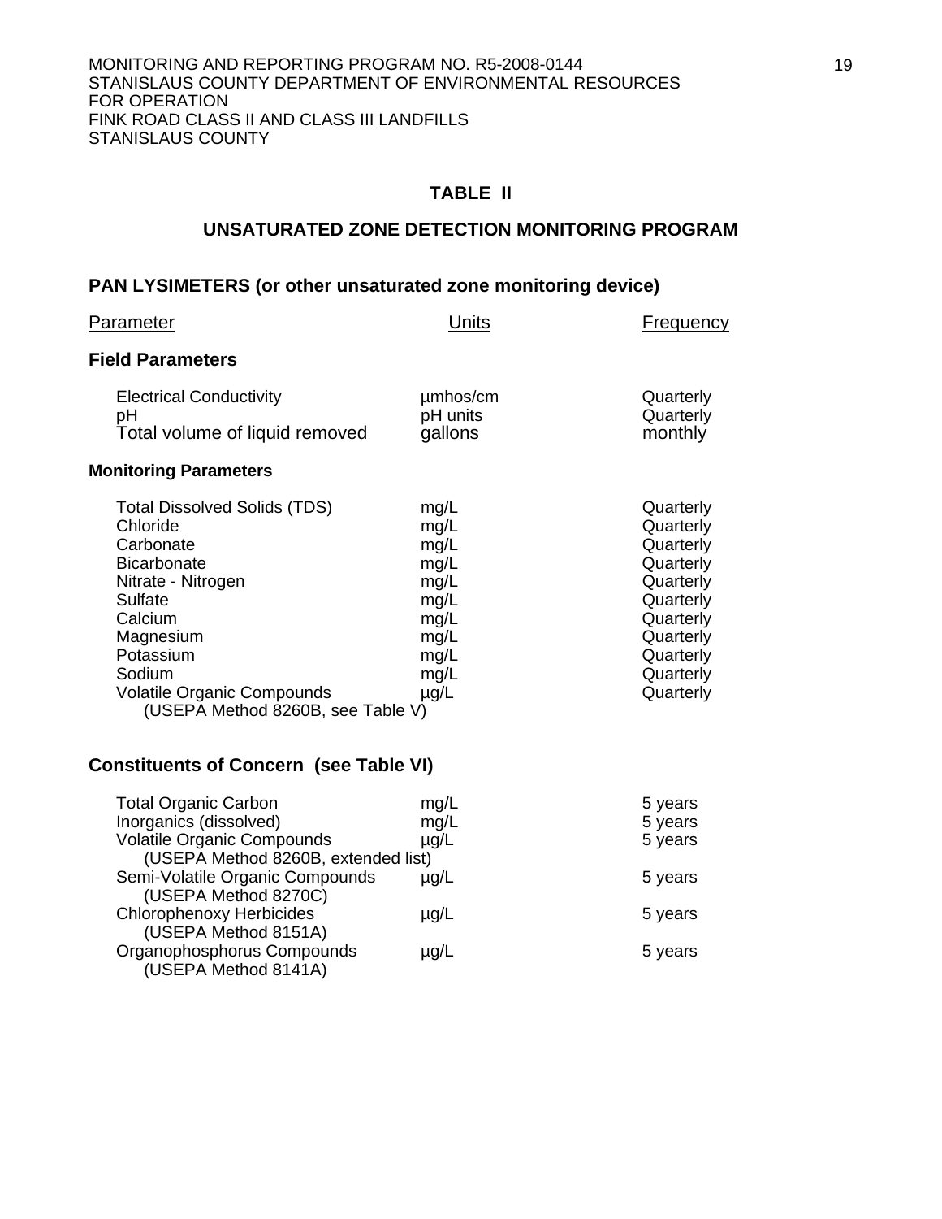## TABLE II

## UNSATURATED ZONE DETECTION MONITORING PROGRAM

### PAN LYSIMETERS (or other unsaturated zone monitoring device)

| Parameter | Units | Frequency |
|---|---|---|
| **Field Parameters** | | |
| Electrical Conductivity | µmhos/cm | Quarterly |
| pH | pH units | Quarterly |
| Total volume of liquid removed | gallons | monthly |
| **Monitoring Parameters** | | |
| Total Dissolved Solids (TDS) | mg/L | Quarterly |
| Chloride | mg/L | Quarterly |
| Carbonate | mg/L | Quarterly |
| Bicarbonate | mg/L | Quarterly |
| Nitrate - Nitrogen | mg/L | Quarterly |
| Sulfate | mg/L | Quarterly |
| Calcium | mg/L | Quarterly |
| Magnesium | mg/L | Quarterly |
| Potassium | mg/L | Quarterly |
| Sodium | mg/L | Quarterly |
| Volatile Organic Compounds (USEPA Method 8260B, see Table V) | µg/L | Quarterly |
| **Constituents of Concern (see Table VI)** | | |
| Total Organic Carbon | mg/L | 5 years |
| Inorganics (dissolved) | mg/L | 5 years |
| Volatile Organic Compounds (USEPA Method 8260B, extended list) | µg/L | 5 years |
| Semi-Volatile Organic Compounds (USEPA Method 8270C) | µg/L | 5 years |
| Chlorophenoxy Herbicides (USEPA Method 8151A) | µg/L | 5 years |
| Organophosphorus Compounds (USEPA Method 8141A) | µg/L | 5 years |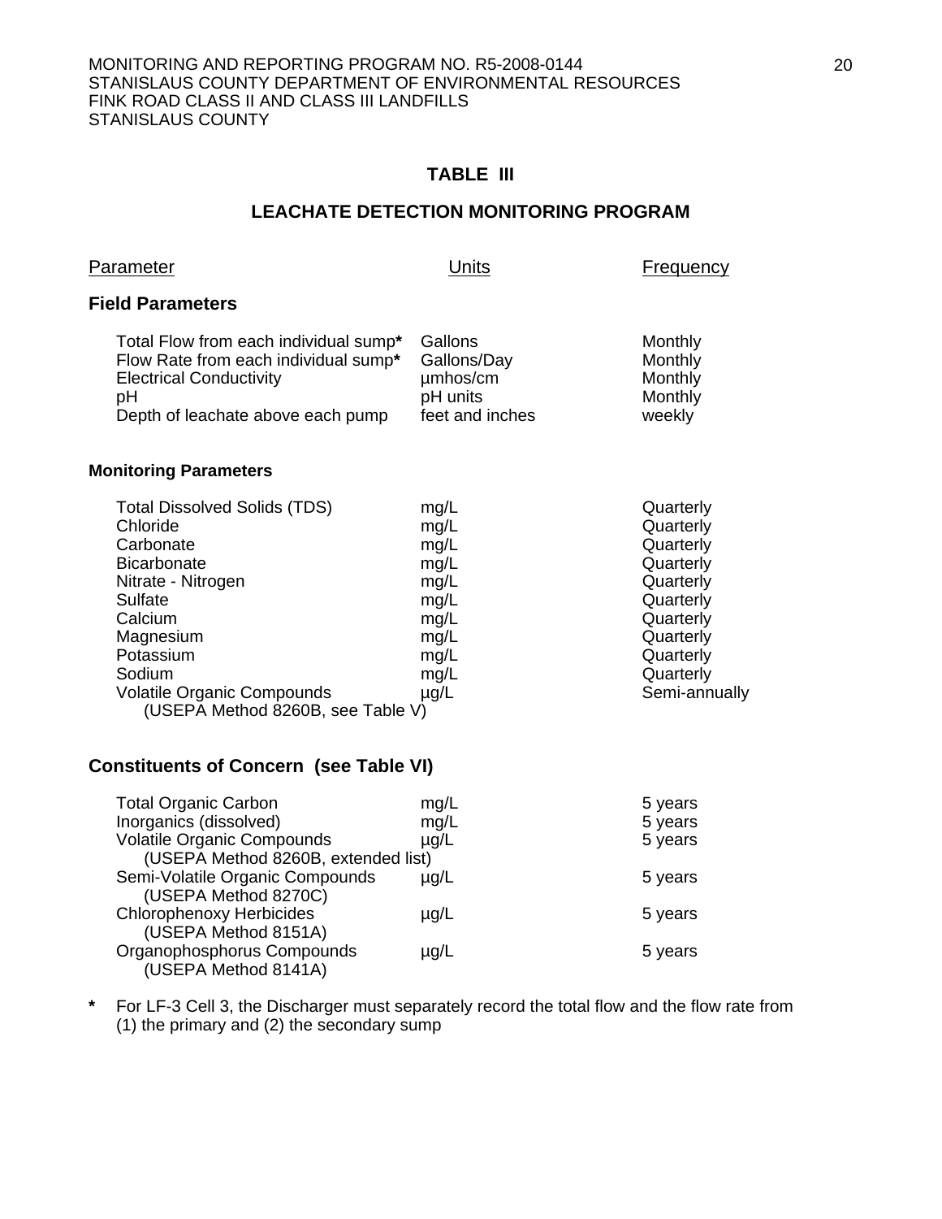## TABLE III

## LEACHATE DETECTION MONITORING PROGRAM

| Parameter | Units | Frequency |
|---|---|---|
| **Field Parameters** | | |
| Total Flow from each individual sump* | Gallons | Monthly |
| Flow Rate from each individual sump* | Gallons/Day | Monthly |
| Electrical Conductivity | µmhos/cm | Monthly |
| pH | pH units | Monthly |
| Depth of leachate above each pump | feet and inches | weekly |
| **Monitoring Parameters** | | |
| Total Dissolved Solids (TDS) | mg/L | Quarterly |
| Chloride | mg/L | Quarterly |
| Carbonate | mg/L | Quarterly |
| Bicarbonate | mg/L | Quarterly |
| Nitrate - Nitrogen | mg/L | Quarterly |
| Sulfate | mg/L | Quarterly |
| Calcium | mg/L | Quarterly |
| Magnesium | mg/L | Quarterly |
| Potassium | mg/L | Quarterly |
| Sodium | mg/L | Quarterly |
| Volatile Organic Compounds (USEPA Method 8260B, see Table V) | µg/L | Semi-annually |
| **Constituents of Concern (see Table VI)** | | |
| Total Organic Carbon | mg/L | 5 years |
| Inorganics (dissolved) | mg/L | 5 years |
| Volatile Organic Compounds (USEPA Method 8260B, extended list) | µg/L | 5 years |
| Semi-Volatile Organic Compounds (USEPA Method 8270C) | µg/L | 5 years |
| Chlorophenoxy Herbicides (USEPA Method 8151A) | µg/L | 5 years |
| Organophosphorus Compounds (USEPA Method 8141A) | µg/L | 5 years |

\* For LF-3 Cell 3, the Discharger must separately record the total flow and the flow rate from (1) the primary and (2) the secondary sump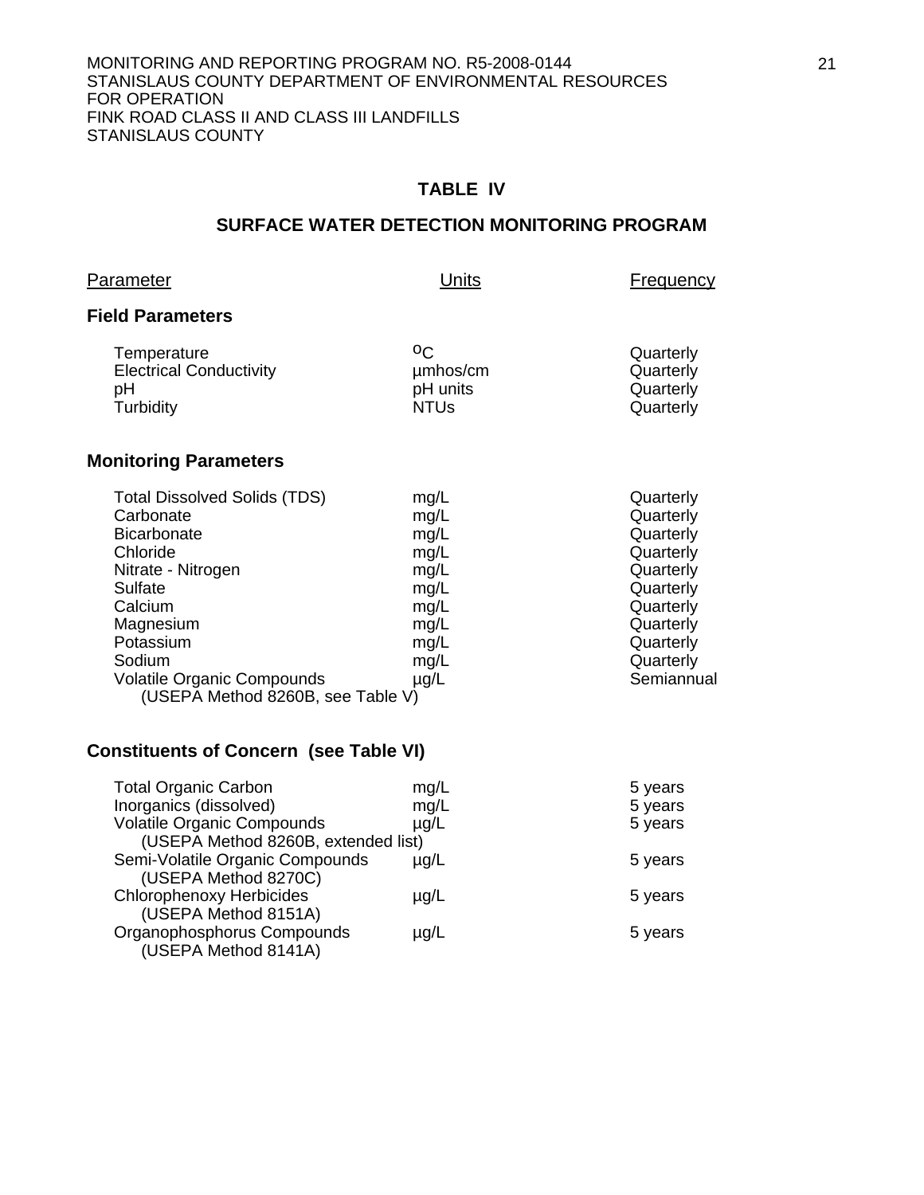## TABLE IV

## SURFACE WATER DETECTION MONITORING PROGRAM

| Parameter | Units | Frequency |
|---|---|---|
| **Field Parameters** | | |
| Temperature | $^{o}C$ | Quarterly |
| Electrical Conductivity | µmhos/cm | Quarterly |
| pH | pH units | Quarterly |
| Turbidity | NTUs | Quarterly |
| **Monitoring Parameters** | | |
| Total Dissolved Solids (TDS) | mg/L | Quarterly |
| Carbonate | mg/L | Quarterly |
| Bicarbonate | mg/L | Quarterly |
| Chloride | mg/L | Quarterly |
| Nitrate - Nitrogen | mg/L | Quarterly |
| Sulfate | mg/L | Quarterly |
| Calcium | mg/L | Quarterly |
| Magnesium | mg/L | Quarterly |
| Potassium | mg/L | Quarterly |
| Sodium | mg/L | Quarterly |
| Volatile Organic Compounds (USEPA Method 8260B, see Table V) | µg/L | Semiannual |
| **Constituents of Concern (see Table VI)** | | |
| Total Organic Carbon | mg/L | 5 years |
| Inorganics (dissolved) | mg/L | 5 years |
| Volatile Organic Compounds (USEPA Method 8260B, extended list) | µg/L | 5 years |
| Semi-Volatile Organic Compounds (USEPA Method 8270C) | µg/L | 5 years |
| Chlorophenoxy Herbicides (USEPA Method 8151A) | µg/L | 5 years |
| Organophosphorus Compounds (USEPA Method 8141A) | µg/L | 5 years |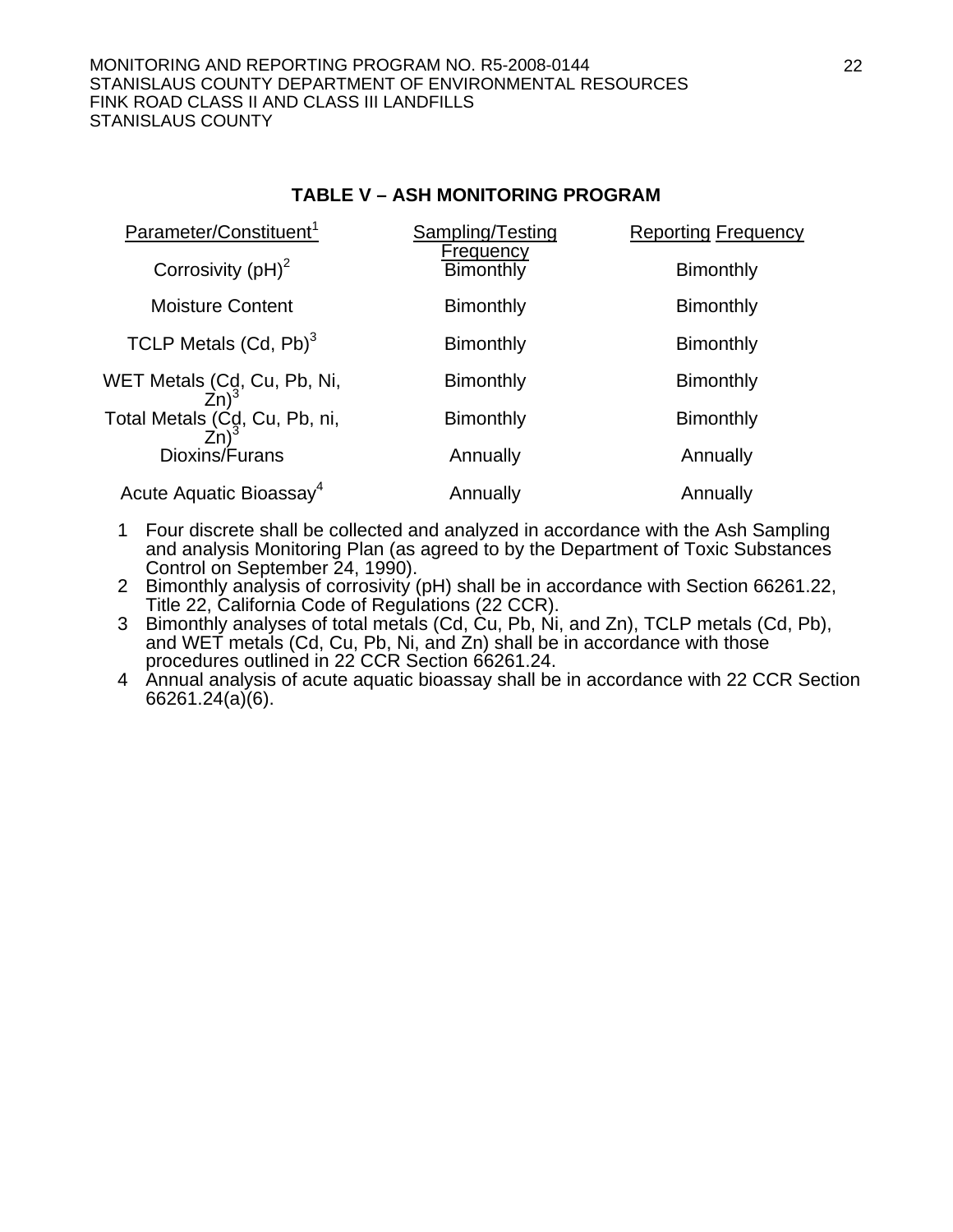**TABLE V – ASH MONITORING PROGRAM**

| Parameter/Constituent[1] | Sampling/Testing Frequency | Reporting Frequency |
|---|---|---|
| Corrosivity (pH)[2] | Bimonthly | Bimonthly |
| Moisture Content | Bimonthly | Bimonthly |
| TCLP Metals (Cd, Pb)[3] | Bimonthly | Bimonthly |
| WET Metals (Cd, Cu, Pb, Ni, Zn)[3] | Bimonthly | Bimonthly |
| Total Metals (Cd, Cu, Pb, ni, Zn)[3] | Bimonthly | Bimonthly |
| Dioxins/Furans | Annually | Annually |
| Acute Aquatic Bioassay[4] | Annually | Annually |

1. Four discrete shall be collected and analyzed in accordance with the Ash Sampling and analysis Monitoring Plan (as agreed to by the Department of Toxic Substances Control on September 24, 1990).
2. Bimonthly analysis of corrosivity (pH) shall be in accordance with Section 66261.22, Title 22, California Code of Regulations (22 CCR).
3. Bimonthly analyses of total metals (Cd, Cu, Pb, Ni, and Zn), TCLP metals (Cd, Pb), and WET metals (Cd, Cu, Pb, Ni, and Zn) shall be in accordance with those procedures outlined in 22 CCR Section 66261.24.
4. Annual analysis of acute aquatic bioassay shall be in accordance with 22 CCR Section 66261.24(a)(6).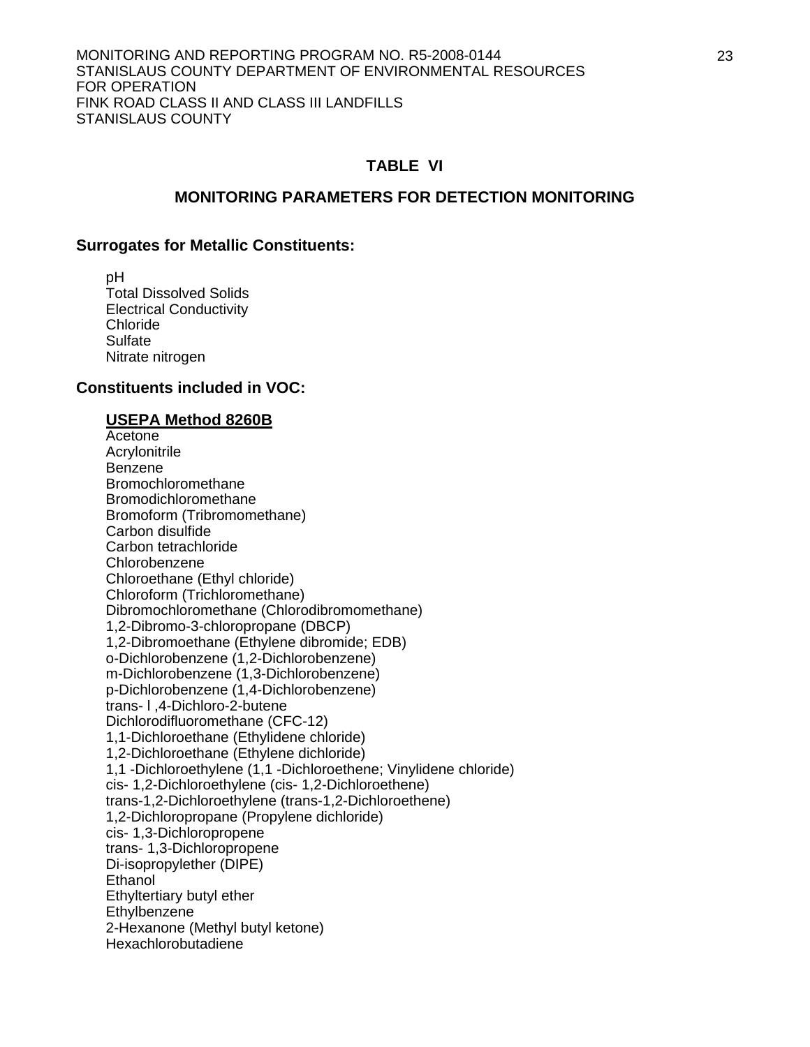## TABLE VI

## MONITORING PARAMETERS FOR DETECTION MONITORING

### Surrogates for Metallic Constituents:

pH
Total Dissolved Solids
Electrical Conductivity
Chloride
Sulfate
Nitrate nitrogen

### Constituents included in VOC:

**USEPA Method 8260B**

Acetone
Acrylonitrile
Benzene
Bromochloromethane
Bromodichloromethane
Bromoform (Tribromomethane)
Carbon disulfide
Carbon tetrachloride
Chlorobenzene
Chloroethane (Ethyl chloride)
Chloroform (Trichloromethane)
Dibromochloromethane (Chlorodibromomethane)
1,2-Dibromo-3-chloropropane (DBCP)
1,2-Dibromoethane (Ethylene dibromide; EDB)
o-Dichlorobenzene (1,2-Dichlorobenzene)
m-Dichlorobenzene (1,3-Dichlorobenzene)
p-Dichlorobenzene (1,4-Dichlorobenzene)
trans- l ,4-Dichloro-2-butene
Dichlorodifluoromethane (CFC-12)
1,1-Dichloroethane (Ethylidene chloride)
1,2-Dichloroethane (Ethylene dichloride)
1,1 -Dichloroethylene (1,1 -Dichloroethene; Vinylidene chloride)
cis- 1,2-Dichloroethylene (cis- 1,2-Dichloroethene)
trans-1,2-Dichloroethylene (trans-1,2-Dichloroethene)
1,2-Dichloropropane (Propylene dichloride)
cis- 1,3-Dichloropropene
trans- 1,3-Dichloropropene
Di-isopropylether (DIPE)
Ethanol
Ethyltertiary butyl ether
Ethylbenzene
2-Hexanone (Methyl butyl ketone)
Hexachlorobutadiene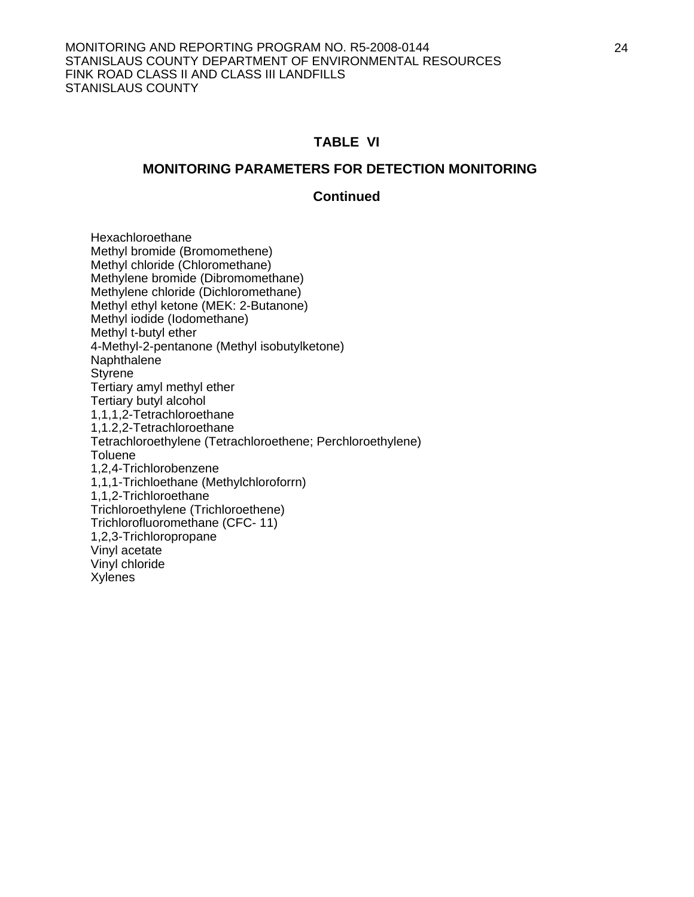## TABLE VI

### MONITORING PARAMETERS FOR DETECTION MONITORING

### Continued

Hexachloroethane
Methyl bromide (Bromomethene)
Methyl chloride (Chloromethane)
Methylene bromide (Dibromomethane)
Methylene chloride (Dichloromethane)
Methyl ethyl ketone (MEK: 2-Butanone)
Methyl iodide (Iodomethane)
Methyl t-butyl ether
4-Methyl-2-pentanone (Methyl isobutylketone)
Naphthalene
Styrene
Tertiary amyl methyl ether
Tertiary butyl alcohol
1,1,1,2-Tetrachloroethane
1,1.2,2-Tetrachloroethane
Tetrachloroethylene (Tetrachloroethene; Perchloroethylene)
Toluene
1,2,4-Trichlorobenzene
1,1,1-Trichloethane (Methylchloroforrn)
1,1,2-Trichloroethane
Trichloroethylene (Trichloroethene)
Trichlorofluoromethane (CFC- 11)
1,2,3-Trichloropropane
Vinyl acetate
Vinyl chloride
Xylenes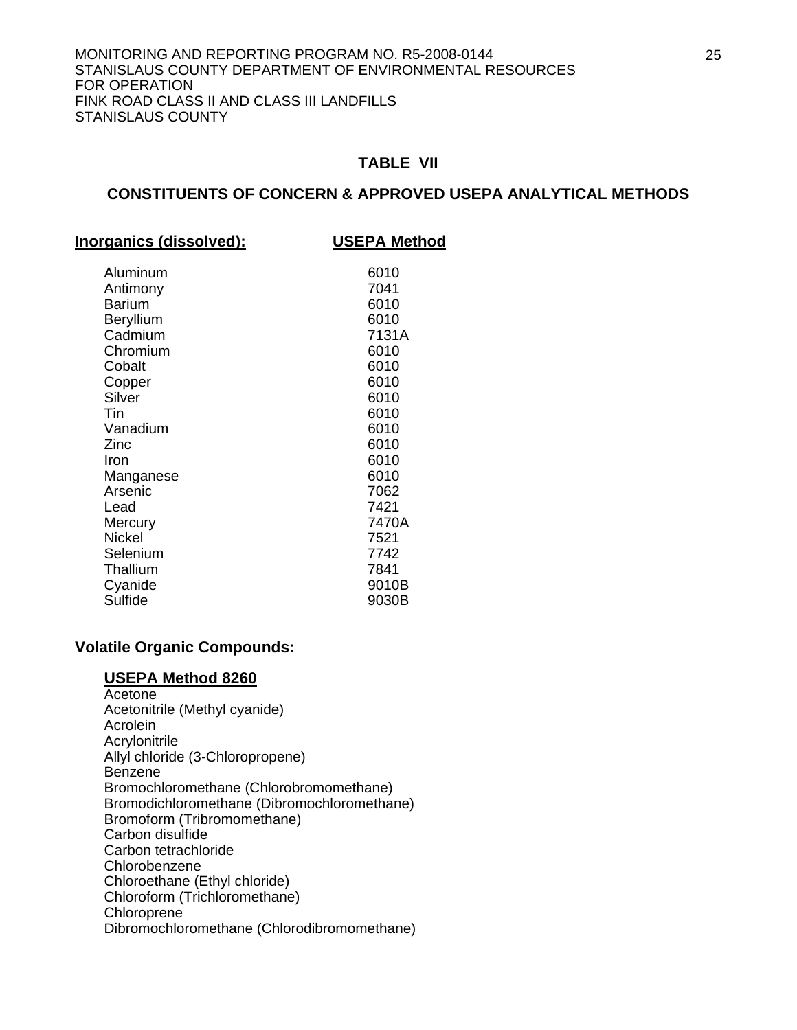## TABLE VII

## CONSTITUENTS OF CONCERN & APPROVED USEPA ANALYTICAL METHODS

| **Inorganics (dissolved):** | **USEPA Method** |
|---|---|
| Aluminum | 6010 |
| Antimony | 7041 |
| Barium | 6010 |
| Beryllium | 6010 |
| Cadmium | 7131A |
| Chromium | 6010 |
| Cobalt | 6010 |
| Copper | 6010 |
| Silver | 6010 |
| Tin | 6010 |
| Vanadium | 6010 |
| Zinc | 6010 |
| Iron | 6010 |
| Manganese | 6010 |
| Arsenic | 7062 |
| Lead | 7421 |
| Mercury | 7470A |
| Nickel | 7521 |
| Selenium | 7742 |
| Thallium | 7841 |
| Cyanide | 9010B |
| Sulfide | 9030B |

**Volatile Organic Compounds:**

**USEPA Method 8260**

Acetone
Acetonitrile (Methyl cyanide)
Acrolein
Acrylonitrile
Allyl chloride (3-Chloropropene)
Benzene
Bromochloromethane (Chlorobromomethane)
Bromodichloromethane (Dibromochloromethane)
Bromoform (Tribromomethane)
Carbon disulfide
Carbon tetrachloride
Chlorobenzene
Chloroethane (Ethyl chloride)
Chloroform (Trichloromethane)
Chloroprene
Dibromochloromethane (Chlorodibromomethane)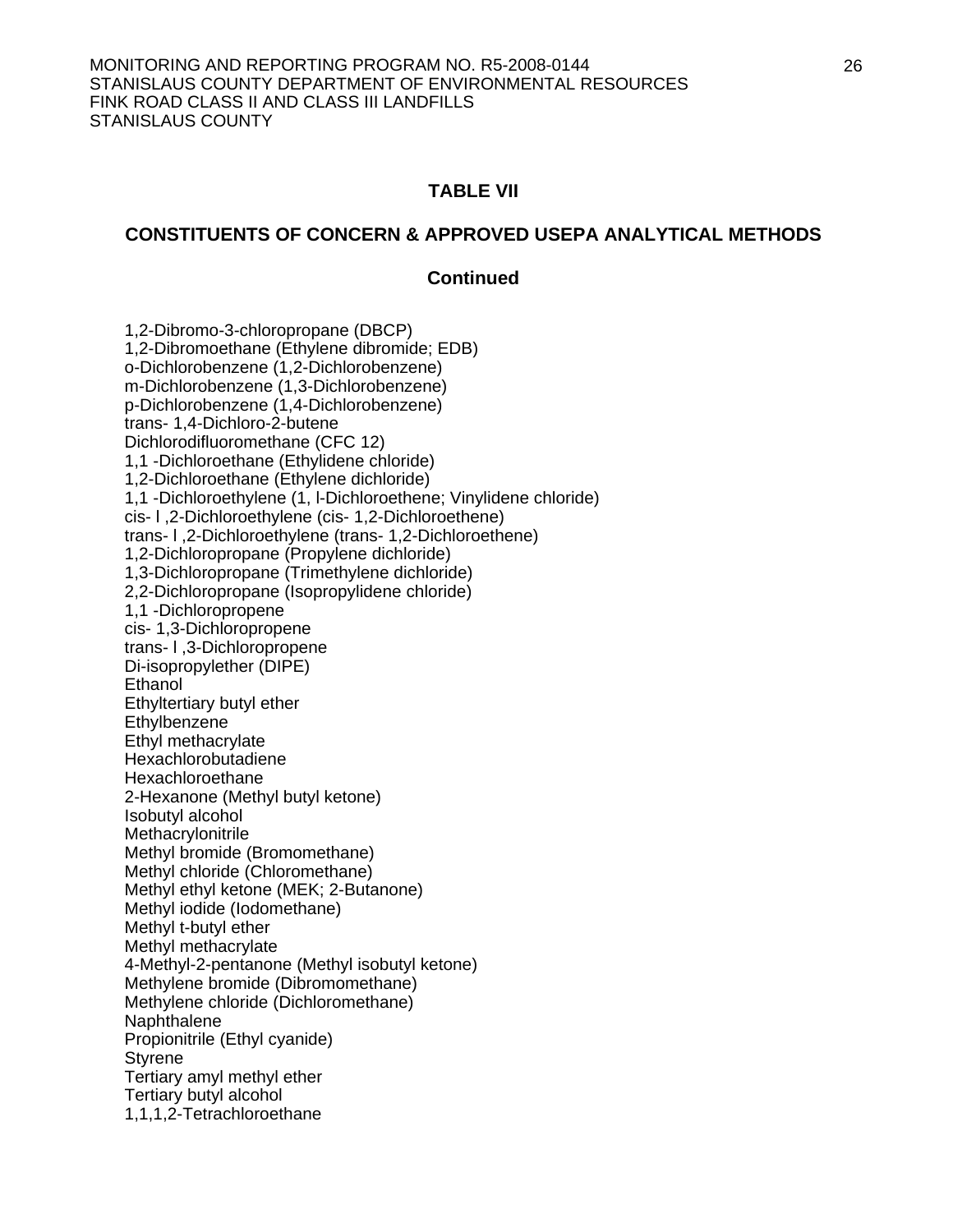## TABLE VII

### CONSTITUENTS OF CONCERN & APPROVED USEPA ANALYTICAL METHODS

### Continued

1,2-Dibromo-3-chloropropane (DBCP)
1,2-Dibromoethane (Ethylene dibromide; EDB)
o-Dichlorobenzene (1,2-Dichlorobenzene)
m-Dichlorobenzene (1,3-Dichlorobenzene)
p-Dichlorobenzene (1,4-Dichlorobenzene)
trans- 1,4-Dichloro-2-butene
Dichlorodifluoromethane (CFC 12)
1,1 -Dichloroethane (Ethylidene chloride)
1,2-Dichloroethane (Ethylene dichloride)
1,1 -Dichloroethylene (1, l-Dichloroethene; Vinylidene chloride)
cis- l ,2-Dichloroethylene (cis- 1,2-Dichloroethene)
trans- l ,2-Dichloroethylene (trans- 1,2-Dichloroethene)
1,2-Dichloropropane (Propylene dichloride)
1,3-Dichloropropane (Trimethylene dichloride)
2,2-Dichloropropane (Isopropylidene chloride)
1,1 -Dichloropropene
cis- 1,3-Dichloropropene
trans- l ,3-Dichloropropene
Di-isopropylether (DIPE)
Ethanol
Ethyltertiary butyl ether
Ethylbenzene
Ethyl methacrylate
Hexachlorobutadiene
Hexachloroethane
2-Hexanone (Methyl butyl ketone)
Isobutyl alcohol
Methacrylonitrile
Methyl bromide (Bromomethane)
Methyl chloride (Chloromethane)
Methyl ethyl ketone (MEK; 2-Butanone)
Methyl iodide (Iodomethane)
Methyl t-butyl ether
Methyl methacrylate
4-Methyl-2-pentanone (Methyl isobutyl ketone)
Methylene bromide (Dibromomethane)
Methylene chloride (Dichloromethane)
Naphthalene
Propionitrile (Ethyl cyanide)
Styrene
Tertiary amyl methyl ether
Tertiary butyl alcohol
1,1,1,2-Tetrachloroethane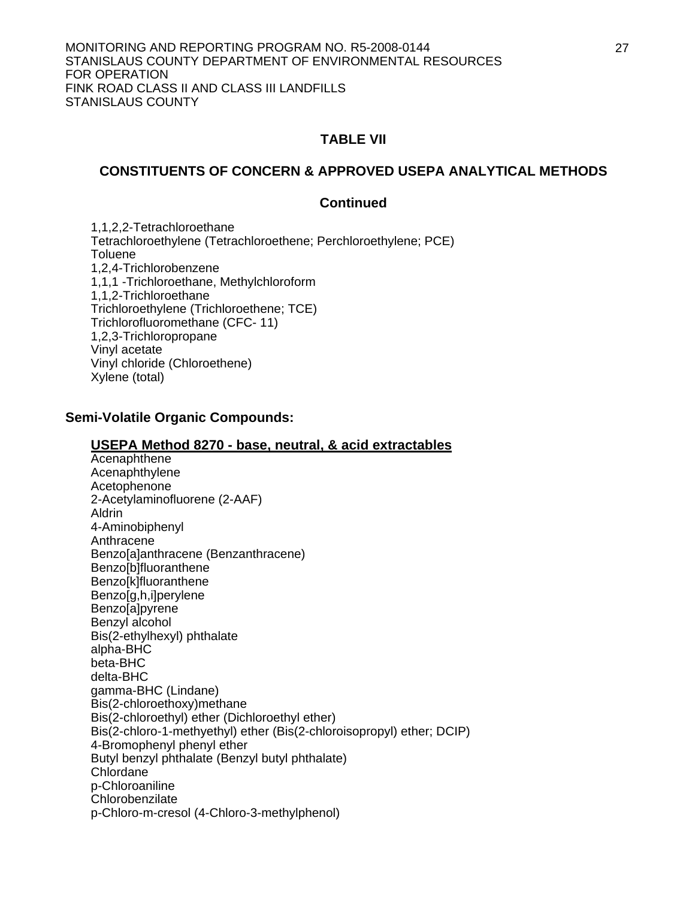## TABLE VII

### CONSTITUENTS OF CONCERN & APPROVED USEPA ANALYTICAL METHODS

### Continued

1,1,2,2-Tetrachloroethane
Tetrachloroethylene (Tetrachloroethene; Perchloroethylene; PCE)
Toluene
1,2,4-Trichlorobenzene
1,1,1 -Trichloroethane, Methylchloroform
1,1,2-Trichloroethane
Trichloroethylene (Trichloroethene; TCE)
Trichlorofluoromethane (CFC- 11)
1,2,3-Trichloropropane
Vinyl acetate
Vinyl chloride (Chloroethene)
Xylene (total)

**Semi-Volatile Organic Compounds:**

**USEPA Method 8270 - base, neutral, & acid extractables**

Acenaphthene
Acenaphthylene
Acetophenone
2-Acetylaminofluorene (2-AAF)
Aldrin
4-Aminobiphenyl
Anthracene
Benzo[a]anthracene (Benzanthracene)
Benzo[b]fluoranthene
Benzo[k]fluoranthene
Benzo[g,h,i]perylene
Benzo[a]pyrene
Benzyl alcohol
Bis(2-ethylhexyl) phthalate
alpha-BHC
beta-BHC
delta-BHC
gamma-BHC (Lindane)
Bis(2-chloroethoxy)methane
Bis(2-chloroethyl) ether (Dichloroethyl ether)
Bis(2-chloro-1-methyethyl) ether (Bis(2-chloroisopropyl) ether; DCIP)
4-Bromophenyl phenyl ether
Butyl benzyl phthalate (Benzyl butyl phthalate)
Chlordane
p-Chloroaniline
Chlorobenzilate
p-Chloro-m-cresol (4-Chloro-3-methylphenol)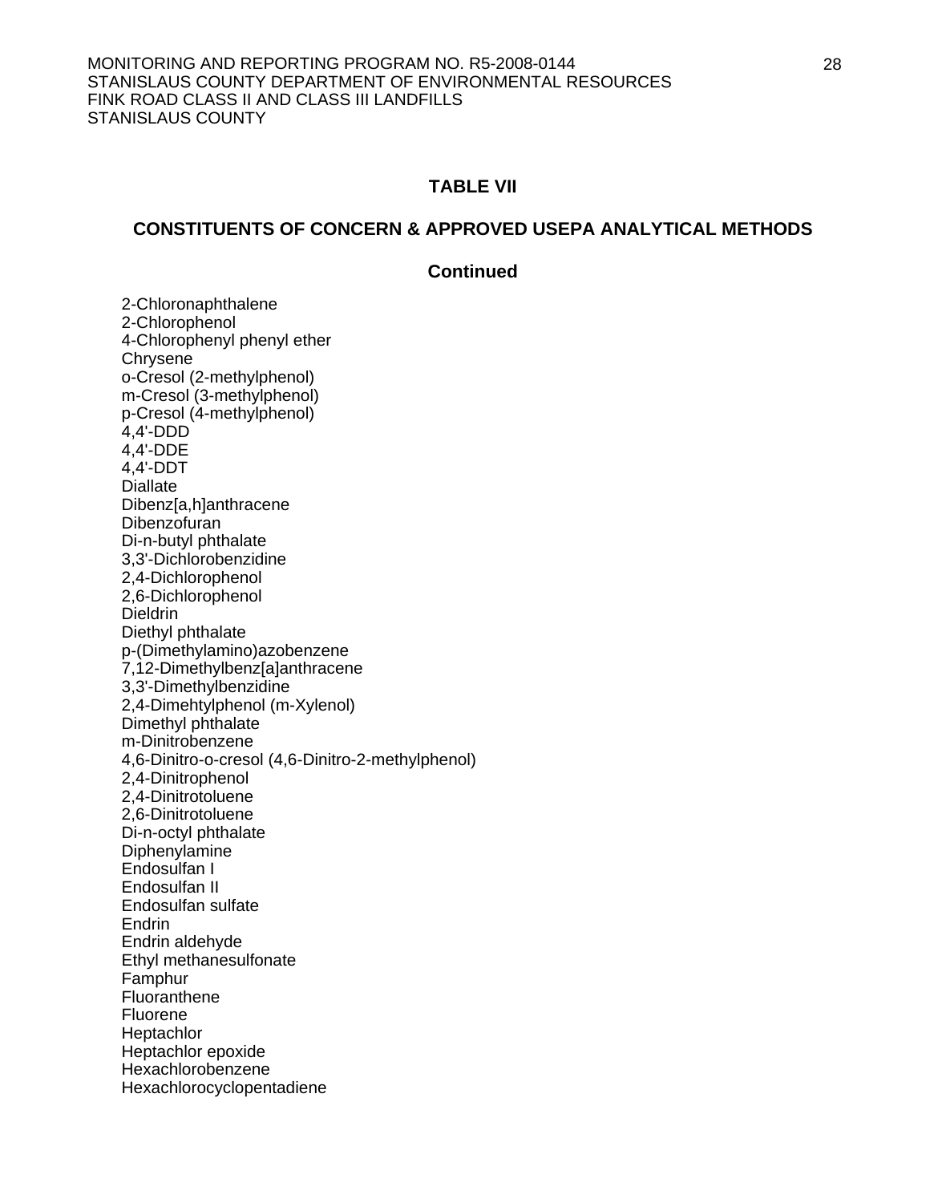## TABLE VII

## CONSTITUENTS OF CONCERN & APPROVED USEPA ANALYTICAL METHODS

### Continued

2-Chloronaphthalene
2-Chlorophenol
4-Chlorophenyl phenyl ether
Chrysene
o-Cresol (2-methylphenol)
m-Cresol (3-methylphenol)
p-Cresol (4-methylphenol)
4,4'-DDD
4,4'-DDE
4,4'-DDT
Diallate
Dibenz[a,h]anthracene
Dibenzofuran
Di-n-butyl phthalate
3,3'-Dichlorobenzidine
2,4-Dichlorophenol
2,6-Dichlorophenol
Dieldrin
Diethyl phthalate
p-(Dimethylamino)azobenzene
7,12-Dimethylbenz[a]anthracene
3,3'-Dimethylbenzidine
2,4-Dimehtylphenol (m-Xylenol)
Dimethyl phthalate
m-Dinitrobenzene
4,6-Dinitro-o-cresol (4,6-Dinitro-2-methylphenol)
2,4-Dinitrophenol
2,4-Dinitrotoluene
2,6-Dinitrotoluene
Di-n-octyl phthalate
Diphenylamine
Endosulfan I
Endosulfan II
Endosulfan sulfate
Endrin
Endrin aldehyde
Ethyl methanesulfonate
Famphur
Fluoranthene
Fluorene
Heptachlor
Heptachlor epoxide
Hexachlorobenzene
Hexachlorocyclopentadiene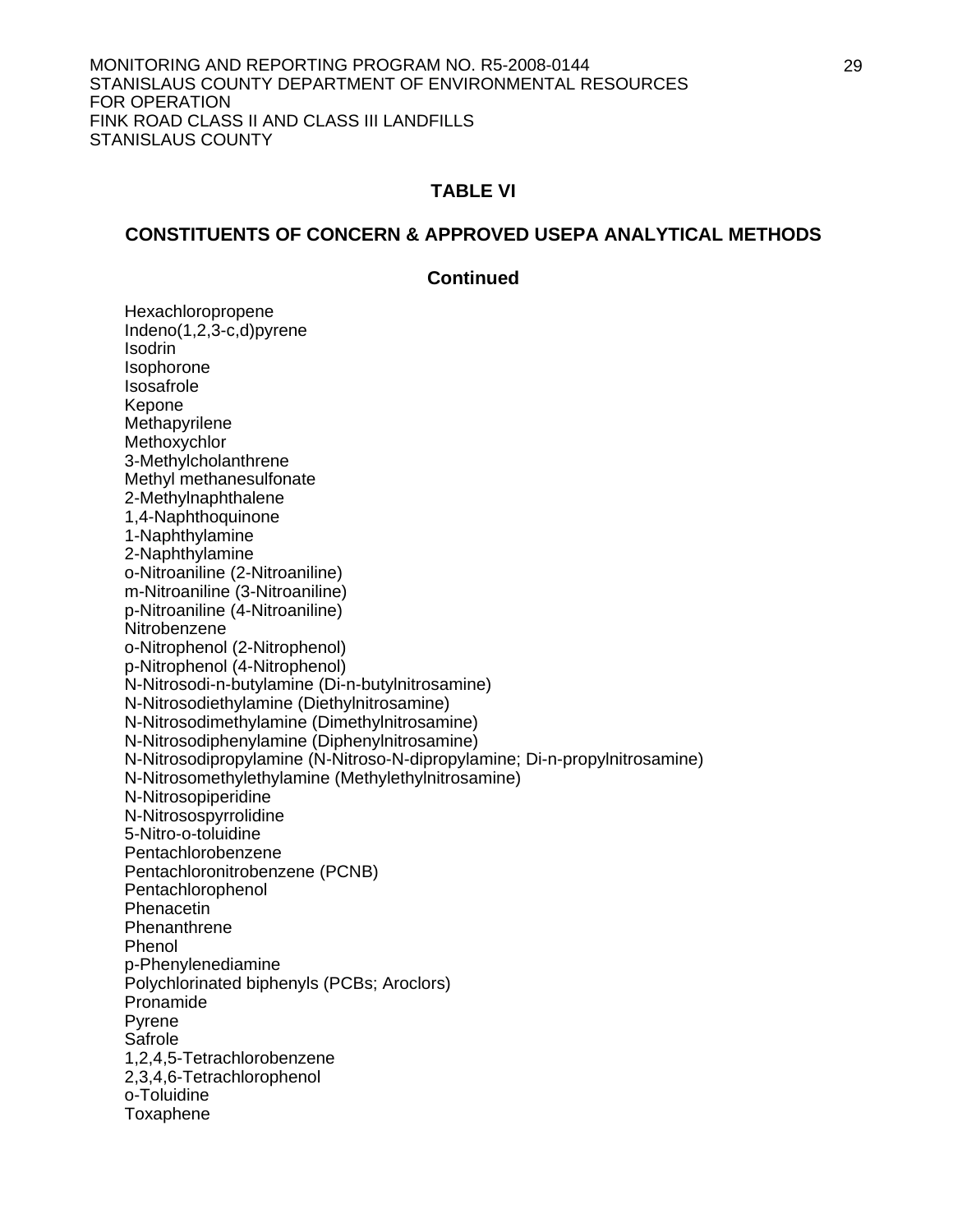## TABLE VI

## CONSTITUENTS OF CONCERN & APPROVED USEPA ANALYTICAL METHODS

**Continued**

Hexachloropropene
Indeno(1,2,3-c,d)pyrene
Isodrin
Isophorone
Isosafrole
Kepone
Methapyrilene
Methoxychlor
3-Methylcholanthrene
Methyl methanesulfonate
2-Methylnaphthalene
1,4-Naphthoquinone
1-Naphthylamine
2-Naphthylamine
o-Nitroaniline (2-Nitroaniline)
m-Nitroaniline (3-Nitroaniline)
p-Nitroaniline (4-Nitroaniline)
Nitrobenzene
o-Nitrophenol (2-Nitrophenol)
p-Nitrophenol (4-Nitrophenol)
N-Nitrosodi-n-butylamine (Di-n-butylnitrosamine)
N-Nitrosodiethylamine (Diethylnitrosamine)
N-Nitrosodimethylamine (Dimethylnitrosamine)
N-Nitrosodiphenylamine (Diphenylnitrosamine)
N-Nitrosodipropylamine (N-Nitroso-N-dipropylamine; Di-n-propylnitrosamine)
N-Nitrosomethylethylamine (Methylethylnitrosamine)
N-Nitrosopiperidine
N-Nitrosospyrrolidine
5-Nitro-o-toluidine
Pentachlorobenzene
Pentachloronitrobenzene (PCNB)
Pentachlorophenol
Phenacetin
Phenanthrene
Phenol
p-Phenylenediamine
Polychlorinated biphenyls (PCBs; Aroclors)
Pronamide
Pyrene
Safrole
1,2,4,5-Tetrachlorobenzene
2,3,4,6-Tetrachlorophenol
o-Toluidine
Toxaphene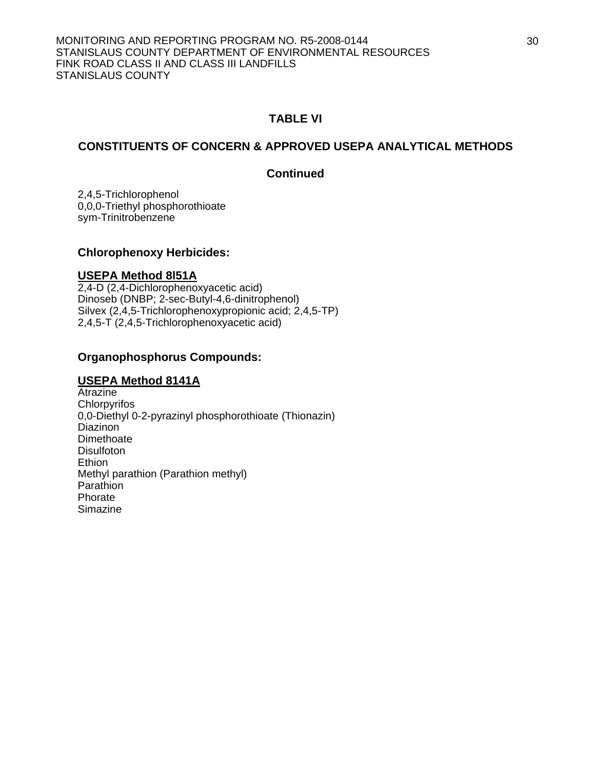## TABLE VI

## CONSTITUENTS OF CONCERN & APPROVED USEPA ANALYTICAL METHODS

### Continued

2,4,5-Trichlorophenol
0,0,0-Triethyl phosphorothioate
sym-Trinitrobenzene

### Chlorophenoxy Herbicides:

**USEPA Method 8l51A**

2,4-D (2,4-Dichlorophenoxyacetic acid)
Dinoseb (DNBP; 2-sec-Butyl-4,6-dinitrophenol)
Silvex (2,4,5-Trichlorophenoxypropionic acid; 2,4,5-TP)
2,4,5-T (2,4,5-Trichlorophenoxyacetic acid)

### Organophosphorus Compounds:

**USEPA Method 8141A**

Atrazine
Chlorpyrifos
0,0-Diethyl 0-2-pyrazinyl phosphorothioate (Thionazin)
Diazinon
Dimethoate
Disulfoton
Ethion
Methyl parathion (Parathion methyl)
Parathion
Phorate
Simazine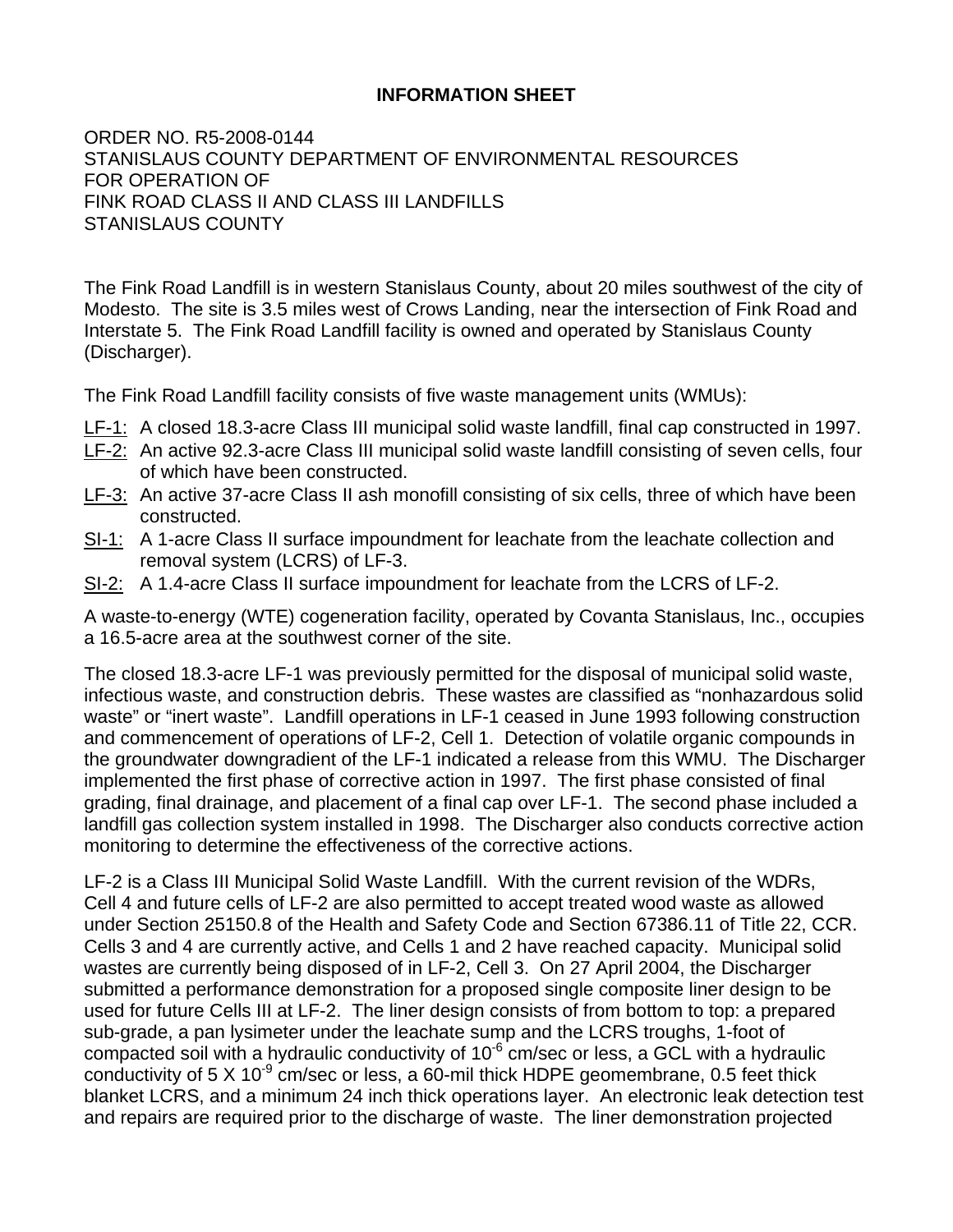# INFORMATION SHEET

ORDER NO. R5-2008-0144
STANISLAUS COUNTY DEPARTMENT OF ENVIRONMENTAL RESOURCES
FOR OPERATION OF
FINK ROAD CLASS II AND CLASS III LANDFILLS
STANISLAUS COUNTY

The Fink Road Landfill is in western Stanislaus County, about 20 miles southwest of the city of Modesto. The site is 3.5 miles west of Crows Landing, near the intersection of Fink Road and Interstate 5. The Fink Road Landfill facility is owned and operated by Stanislaus County (Discharger).

The Fink Road Landfill facility consists of five waste management units (WMUs):

- LF-1: A closed 18.3-acre Class III municipal solid waste landfill, final cap constructed in 1997.
- LF-2: An active 92.3-acre Class III municipal solid waste landfill consisting of seven cells, four of which have been constructed.
- LF-3: An active 37-acre Class II ash monofill consisting of six cells, three of which have been constructed.
- SI-1: A 1-acre Class II surface impoundment for leachate from the leachate collection and removal system (LCRS) of LF-3.
- SI-2: A 1.4-acre Class II surface impoundment for leachate from the LCRS of LF-2.

A waste-to-energy (WTE) cogeneration facility, operated by Covanta Stanislaus, Inc., occupies a 16.5-acre area at the southwest corner of the site.

The closed 18.3-acre LF-1 was previously permitted for the disposal of municipal solid waste, infectious waste, and construction debris. These wastes are classified as "nonhazardous solid waste" or "inert waste". Landfill operations in LF-1 ceased in June 1993 following construction and commencement of operations of LF-2, Cell 1. Detection of volatile organic compounds in the groundwater downgradient of the LF-1 indicated a release from this WMU. The Discharger implemented the first phase of corrective action in 1997. The first phase consisted of final grading, final drainage, and placement of a final cap over LF-1. The second phase included a landfill gas collection system installed in 1998. The Discharger also conducts corrective action monitoring to determine the effectiveness of the corrective actions.

LF-2 is a Class III Municipal Solid Waste Landfill. With the current revision of the WDRs, Cell 4 and future cells of LF-2 are also permitted to accept treated wood waste as allowed under Section 25150.8 of the Health and Safety Code and Section 67386.11 of Title 22, CCR. Cells 3 and 4 are currently active, and Cells 1 and 2 have reached capacity. Municipal solid wastes are currently being disposed of in LF-2, Cell 3. On 27 April 2004, the Discharger submitted a performance demonstration for a proposed single composite liner design to be used for future Cells III at LF-2. The liner design consists of from bottom to top: a prepared sub-grade, a pan lysimeter under the leachate sump and the LCRS troughs, 1-foot of compacted soil with a hydraulic conductivity of $10^{-6}$ cm/sec or less, a GCL with a hydraulic conductivity of $5 \times 10^{-9}$ cm/sec or less, a 60-mil thick HDPE geomembrane, 0.5 feet thick blanket LCRS, and a minimum 24 inch thick operations layer. An electronic leak detection test and repairs are required prior to the discharge of waste. The liner demonstration projected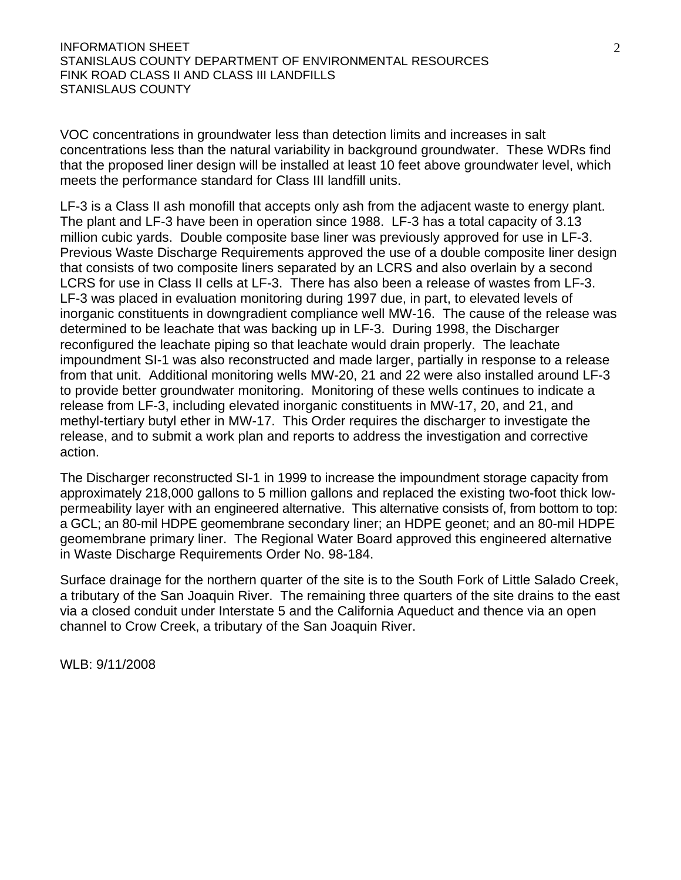VOC concentrations in groundwater less than detection limits and increases in salt concentrations less than the natural variability in background groundwater. These WDRs find that the proposed liner design will be installed at least 10 feet above groundwater level, which meets the performance standard for Class III landfill units.

LF-3 is a Class II ash monofill that accepts only ash from the adjacent waste to energy plant. The plant and LF-3 have been in operation since 1988. LF-3 has a total capacity of 3.13 million cubic yards. Double composite base liner was previously approved for use in LF-3. Previous Waste Discharge Requirements approved the use of a double composite liner design that consists of two composite liners separated by an LCRS and also overlain by a second LCRS for use in Class II cells at LF-3. There has also been a release of wastes from LF-3. LF-3 was placed in evaluation monitoring during 1997 due, in part, to elevated levels of inorganic constituents in downgradient compliance well MW-16. The cause of the release was determined to be leachate that was backing up in LF-3. During 1998, the Discharger reconfigured the leachate piping so that leachate would drain properly. The leachate impoundment SI-1 was also reconstructed and made larger, partially in response to a release from that unit. Additional monitoring wells MW-20, 21 and 22 were also installed around LF-3 to provide better groundwater monitoring. Monitoring of these wells continues to indicate a release from LF-3, including elevated inorganic constituents in MW-17, 20, and 21, and methyl-tertiary butyl ether in MW-17. This Order requires the discharger to investigate the release, and to submit a work plan and reports to address the investigation and corrective action.

The Discharger reconstructed SI-1 in 1999 to increase the impoundment storage capacity from approximately 218,000 gallons to 5 million gallons and replaced the existing two-foot thick low-permeability layer with an engineered alternative. This alternative consists of, from bottom to top: a GCL; an 80-mil HDPE geomembrane secondary liner; an HDPE geonet; and an 80-mil HDPE geomembrane primary liner. The Regional Water Board approved this engineered alternative in Waste Discharge Requirements Order No. 98-184.

Surface drainage for the northern quarter of the site is to the South Fork of Little Salado Creek, a tributary of the San Joaquin River. The remaining three quarters of the site drains to the east via a closed conduit under Interstate 5 and the California Aqueduct and thence via an open channel to Crow Creek, a tributary of the San Joaquin River.

WLB: 9/11/2008